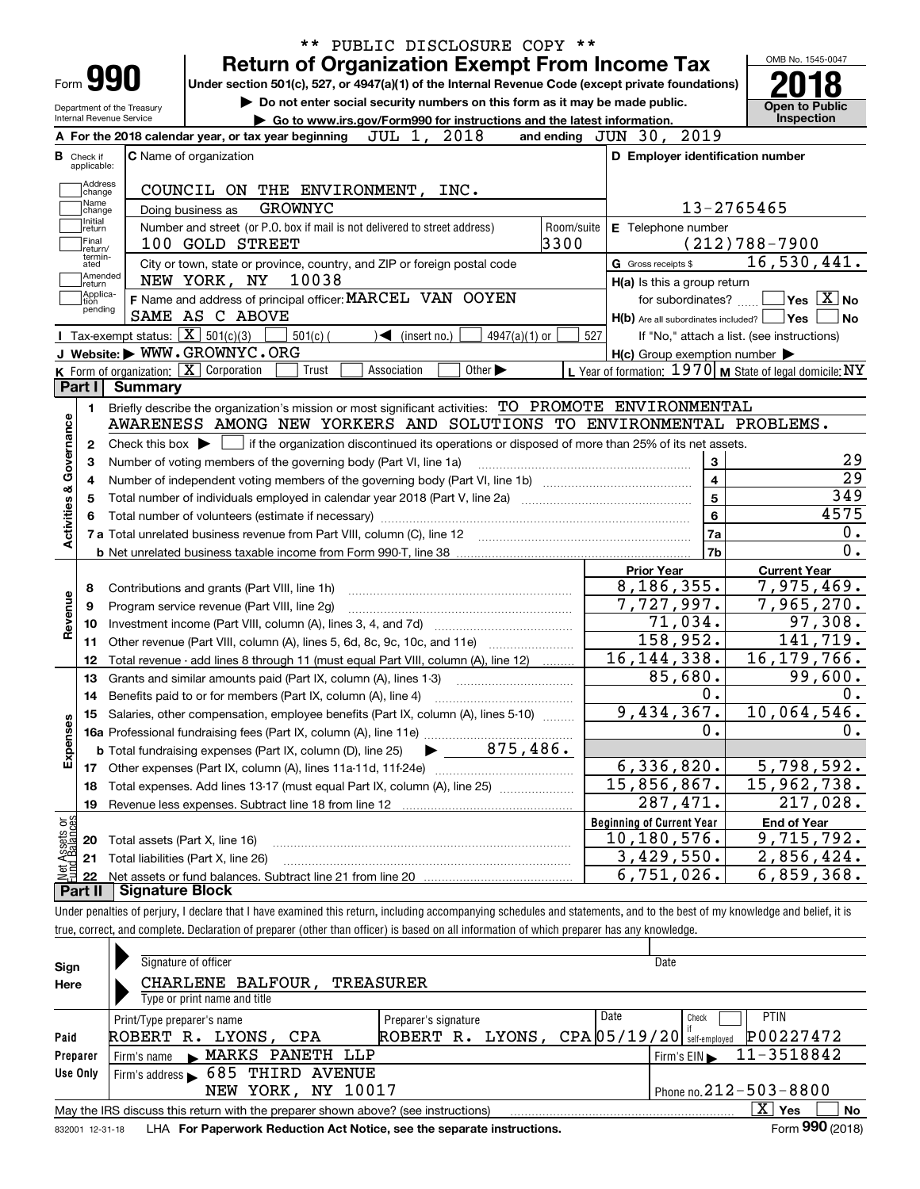\*\* PUBLIC DISCLOSURE COPY \*\*

# Form 990 — Return of Organization Exempt From Income Tax

Under section 501(c), 527, or 4947(a)(1) of the Internal Revenue Code (except private foundations)

▶ Do not enter social security numbers on this form as it may be made public.

▶ Go to www.irs.gov/Form990 for instructions and the latest information.

Department of the Treasury
Internal Revenue Service

OMB No. 1545-0047

**2018**

**Open to Public Inspection**

**A** For the 2018 calendar year, or tax year beginning JUL 1, 2018 and ending JUN 30, 2019

**B** Check if applicable: Address change, Name change, Initial return, Final return/terminated, Amended return, Application pending

**C** Name of organization: COUNCIL ON THE ENVIRONMENT, INC.

Doing business as: GROWNYC

Number and street (or P.O. box if mail is not delivered to street address): 100 GOLD STREET — Room/suite: 3300

City or town, state or province, country, and ZIP or foreign postal code: NEW YORK, NY 10038

**D** Employer identification number: 13-2765465

**E** Telephone number: (212)788-7900

**G** Gross receipts $ 16,530,441.

**F** Name and address of principal officer: MARCEL VAN OOYEN, SAME AS C ABOVE

**H(a)** Is this a group return for subordinates? ☐ Yes ☒ No

**H(b)** Are all subordinates included? ☐ Yes ☐ No — If "No," attach a list. (see instructions)

**H(c)** Group exemption number ▶

**I** Tax-exempt status: ☒ 501(c)(3) ☐ 501(c) ( ) ◀ (insert no.) ☐ 4947(a)(1) or ☐ 527

**J** Website: ▶ WWW.GROWNYC.ORG

**K** Form of organization: ☒ Corporation ☐ Trust ☐ Association ☐ Other ▶

**L** Year of formation: 1970 **M** State of legal domicile: NY

## Part I Summary

**Activities & Governance**

1. Briefly describe the organization's mission or most significant activities: TO PROMOTE ENVIRONMENTAL AWARENESS AMONG NEW YORKERS AND SOLUTIONS TO ENVIRONMENTAL PROBLEMS.
2. Check this box ▶ ☐ if the organization discontinued its operations or disposed of more than 25% of its net assets.

| Line | Description | | Value |
|---|---|---|---|
| 3 | Number of voting members of the governing body (Part VI, line 1a) | 3 | 29 |
| 4 | Number of independent voting members of the governing body (Part VI, line 1b) | 4 | 29 |
| 5 | Total number of individuals employed in calendar year 2018 (Part V, line 2a) | 5 | 349 |
| 6 | Total number of volunteers (estimate if necessary) | 6 | 4575 |
| 7a | Total unrelated business revenue from Part VIII, column (C), line 12 | 7a | 0. |
| 7b | Net unrelated business taxable income from Form 990-T, line 38 | 7b | 0. |

| | Line | Description | Prior Year | Current Year |
|---|---|---|---|---|
| Revenue | 8 | Contributions and grants (Part VIII, line 1h) | 8,186,355. | 7,975,469. |
| | 9 | Program service revenue (Part VIII, line 2g) | 7,727,997. | 7,965,270. |
| | 10 | Investment income (Part VIII, column (A), lines 3, 4, and 7d) | 71,034. | 97,308. |
| | 11 | Other revenue (Part VIII, column (A), lines 5, 6d, 8c, 9c, 10c, and 11e) | 158,952. | 141,719. |
| | 12 | Total revenue - add lines 8 through 11 (must equal Part VIII, column (A), line 12) | 16,144,338. | 16,179,766. |
| Expenses | 13 | Grants and similar amounts paid (Part IX, column (A), lines 1-3) | 85,680. | 99,600. |
| | 14 | Benefits paid to or for members (Part IX, column (A), line 4) | 0. | 0. |
| | 15 | Salaries, other compensation, employee benefits (Part IX, column (A), lines 5-10) | 9,434,367. | 10,064,546. |
| | 16a | Professional fundraising fees (Part IX, column (A), line 11e) | 0. | 0. |
| | b | Total fundraising expenses (Part IX, column (D), line 25) ▶ 875,486. | | |
| | 17 | Other expenses (Part IX, column (A), lines 11a-11d, 11f-24e) | 6,336,820. | 5,798,592. |
| | 18 | Total expenses. Add lines 13-17 (must equal Part IX, column (A), line 25) | 15,856,867. | 15,962,738. |
| | 19 | Revenue less expenses. Subtract line 18 from line 12 | 287,471. | 217,028. |

| | Line | Description | Beginning of Current Year | End of Year |
|---|---|---|---|---|
| Net Assets or Fund Balances | 20 | Total assets (Part X, line 16) | 10,180,576. | 9,715,792. |
| | 21 | Total liabilities (Part X, line 26) | 3,429,550. | 2,856,424. |
| | 22 | Net assets or fund balances. Subtract line 21 from line 20 | 6,751,026. | 6,859,368. |

## Part II Signature Block

Under penalties of perjury, I declare that I have examined this return, including accompanying schedules and statements, and to the best of my knowledge and belief, it is true, correct, and complete. Declaration of preparer (other than officer) is based on all information of which preparer has any knowledge.

**Sign Here**

Signature of officer — Date

CHARLENE BALFOUR, TREASURER
Type or print name and title

**Paid Preparer Use Only**

| Print/Type preparer's name | Preparer's signature | Date | Check if self-employed | PTIN |
|---|---|---|---|---|
| ROBERT R. LYONS, CPA | ROBERT R. LYONS, CPA | 05/19/20 | ☐ | P00227472 |

Firm's name ▶ MARKS PANETH LLP — Firm's EIN ▶ 11-3518842

Firm's address ▶ 685 THIRD AVENUE, NEW YORK, NY 10017 — Phone no. 212-503-8800

May the IRS discuss this return with the preparer shown above? (see instructions) ☒ Yes ☐ No

832001 12-31-18 LHA For Paperwork Reduction Act Notice, see the separate instructions. Form 990 (2018)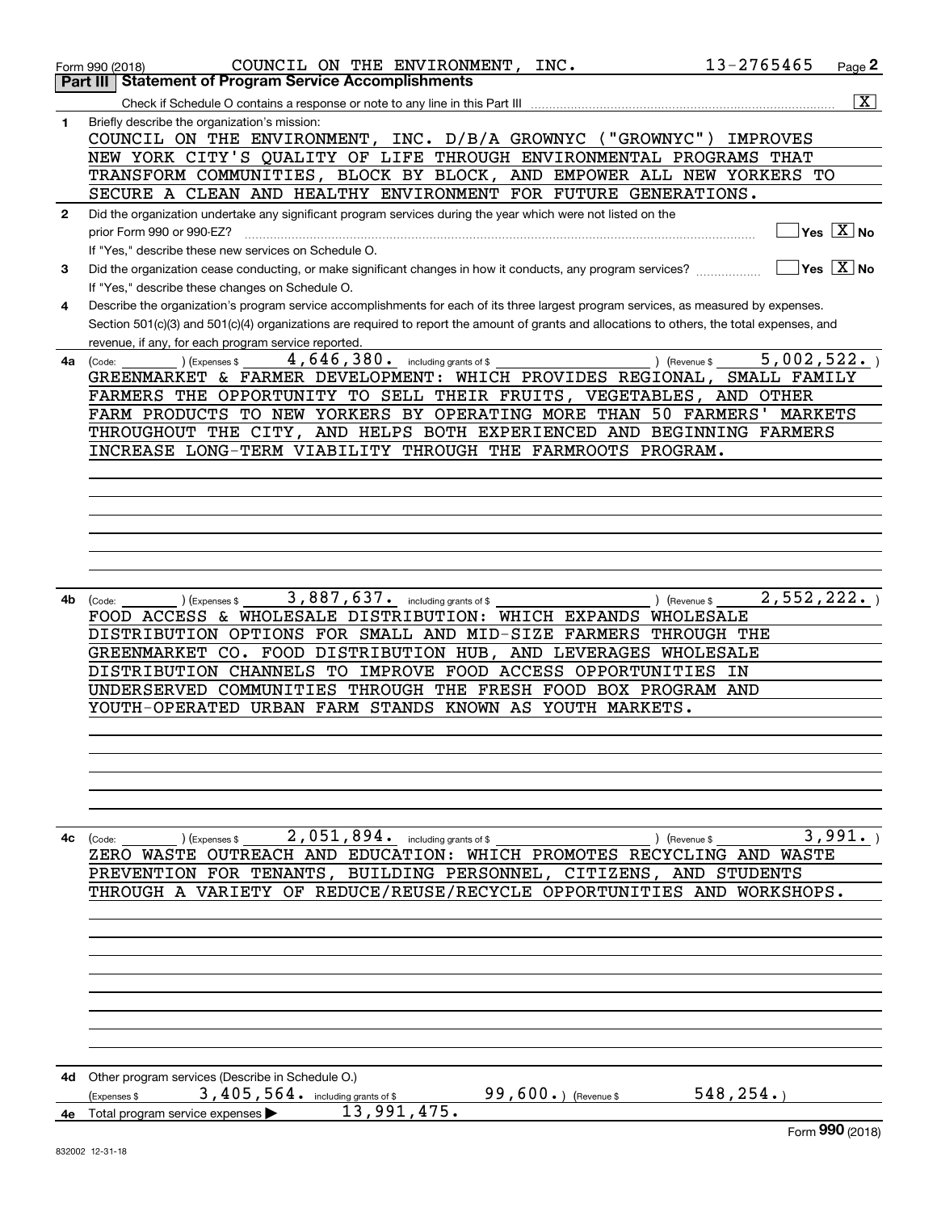Form 990 (2018) COUNCIL ON THE ENVIRONMENT, INC. 13-2765465 Page 2

## Part III | Statement of Program Service Accomplishments

Check if Schedule O contains a response or note to any line in this Part III ..... [X]

**1** Briefly describe the organization's mission:

COUNCIL ON THE ENVIRONMENT, INC. D/B/A GROWNYC ("GROWNYC") IMPROVES NEW YORK CITY'S QUALITY OF LIFE THROUGH ENVIRONMENTAL PROGRAMS THAT TRANSFORM COMMUNITIES, BLOCK BY BLOCK, AND EMPOWER ALL NEW YORKERS TO SECURE A CLEAN AND HEALTHY ENVIRONMENT FOR FUTURE GENERATIONS.

**2** Did the organization undertake any significant program services during the year which were not listed on the prior Form 990 or 990-EZ? ..... [ ] Yes [X] No

If "Yes," describe these new services on Schedule O.

**3** Did the organization cease conducting, or make significant changes in how it conducts, any program services? ..... [ ] Yes [X] No

If "Yes," describe these changes on Schedule O.

**4** Describe the organization's program service accomplishments for each of its three largest program services, as measured by expenses. Section 501(c)(3) and 501(c)(4) organizations are required to report the amount of grants and allocations to others, the total expenses, and revenue, if any, for each program service reported.

**4a** (Code: ) (Expenses $ 4,646,380. including grants of $ ) (Revenue $ 5,002,522. )

GREENMARKET & FARMER DEVELOPMENT: WHICH PROVIDES REGIONAL, SMALL FAMILY FARMERS THE OPPORTUNITY TO SELL THEIR FRUITS, VEGETABLES, AND OTHER FARM PRODUCTS TO NEW YORKERS BY OPERATING MORE THAN 50 FARMERS' MARKETS THROUGHOUT THE CITY, AND HELPS BOTH EXPERIENCED AND BEGINNING FARMERS INCREASE LONG-TERM VIABILITY THROUGH THE FARMROOTS PROGRAM.

**4b** (Code: ) (Expenses $ 3,887,637. including grants of $ ) (Revenue $ 2,552,222. )

FOOD ACCESS & WHOLESALE DISTRIBUTION: WHICH EXPANDS WHOLESALE DISTRIBUTION OPTIONS FOR SMALL AND MID-SIZE FARMERS THROUGH THE GREENMARKET CO. FOOD DISTRIBUTION HUB, AND LEVERAGES WHOLESALE DISTRIBUTION CHANNELS TO IMPROVE FOOD ACCESS OPPORTUNITIES IN UNDERSERVED COMMUNITIES THROUGH THE FRESH FOOD BOX PROGRAM AND YOUTH-OPERATED URBAN FARM STANDS KNOWN AS YOUTH MARKETS.

**4c** (Code: ) (Expenses $ 2,051,894. including grants of $ ) (Revenue $ 3,991. )

ZERO WASTE OUTREACH AND EDUCATION: WHICH PROMOTES RECYCLING AND WASTE PREVENTION FOR TENANTS, BUILDING PERSONNEL, CITIZENS, AND STUDENTS THROUGH A VARIETY OF REDUCE/REUSE/RECYCLE OPPORTUNITIES AND WORKSHOPS.

**4d** Other program services (Describe in Schedule O.)

(Expenses $ 3,405,564. including grants of $ 99,600. ) (Revenue $ 548,254. )

**4e** Total program service expenses ▶ 13,991,475.

Form **990** (2018)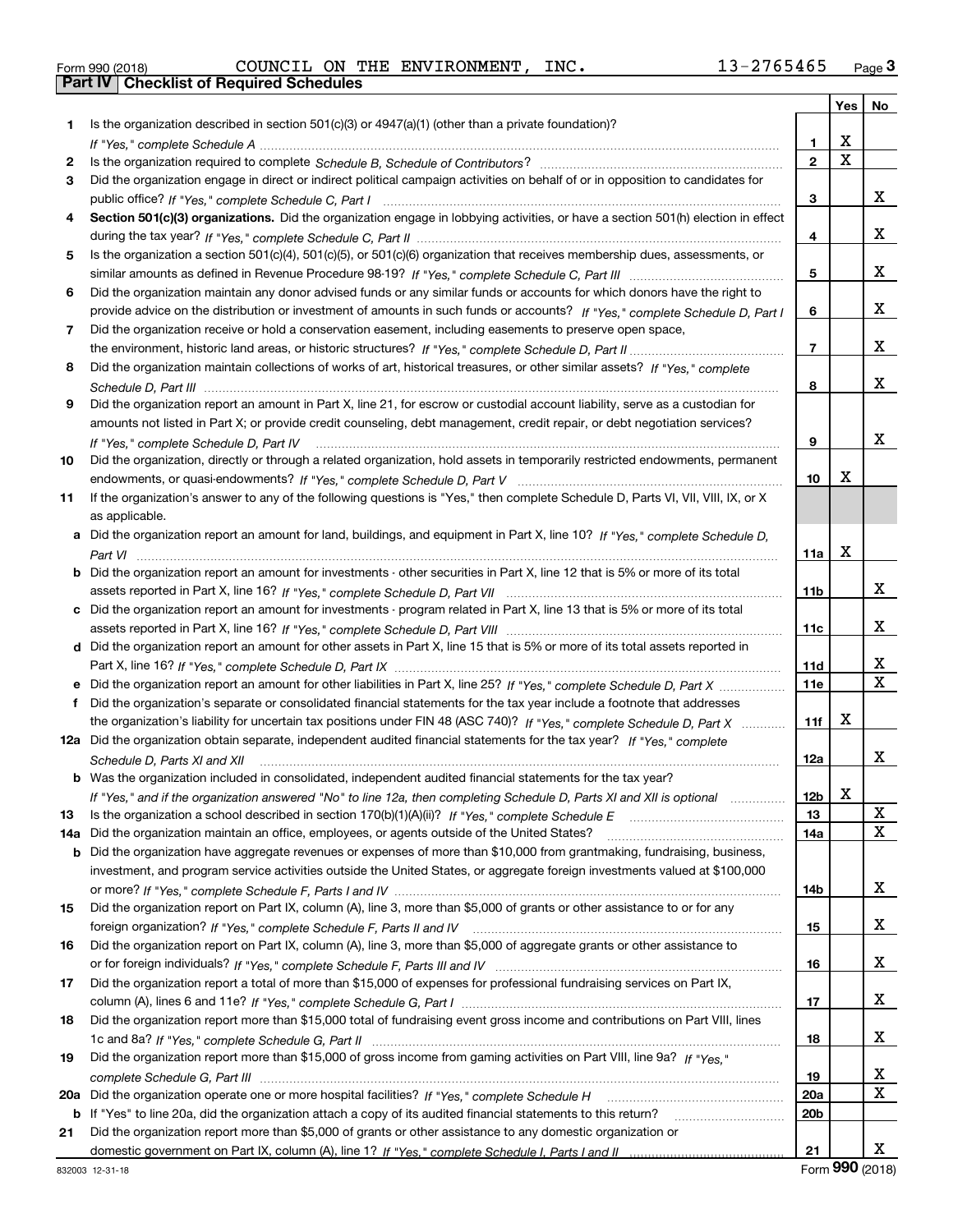Form 990 (2018) COUNCIL ON THE ENVIRONMENT, INC. 13-2765465

## Part IV Checklist of Required Schedules

| | | | Yes | No |
|---|---|---|---|---|
| 1 | Is the organization described in section 501(c)(3) or 4947(a)(1) (other than a private foundation)? *If "Yes," complete Schedule A* | 1 | X | |
| 2 | Is the organization required to complete *Schedule B, Schedule of Contributors*? | 2 | X | |
| 3 | Did the organization engage in direct or indirect political campaign activities on behalf of or in opposition to candidates for public office? *If "Yes," complete Schedule C, Part I* | 3 | | X |
| 4 | **Section 501(c)(3) organizations.** Did the organization engage in lobbying activities, or have a section 501(h) election in effect during the tax year? *If "Yes," complete Schedule C, Part II* | 4 | | X |
| 5 | Is the organization a section 501(c)(4), 501(c)(5), or 501(c)(6) organization that receives membership dues, assessments, or similar amounts as defined in Revenue Procedure 98-19? *If "Yes," complete Schedule C, Part III* | 5 | | X |
| 6 | Did the organization maintain any donor advised funds or any similar funds or accounts for which donors have the right to provide advice on the distribution or investment of amounts in such funds or accounts? *If "Yes," complete Schedule D, Part I* | 6 | | X |
| 7 | Did the organization receive or hold a conservation easement, including easements to preserve open space, the environment, historic land areas, or historic structures? *If "Yes," complete Schedule D, Part II* | 7 | | X |
| 8 | Did the organization maintain collections of works of art, historical treasures, or other similar assets? *If "Yes," complete Schedule D, Part III* | 8 | | X |
| 9 | Did the organization report an amount in Part X, line 21, for escrow or custodial account liability, serve as a custodian for amounts not listed in Part X; or provide credit counseling, debt management, credit repair, or debt negotiation services? *If "Yes," complete Schedule D, Part IV* | 9 | | X |
| 10 | Did the organization, directly or through a related organization, hold assets in temporarily restricted endowments, permanent endowments, or quasi-endowments? *If "Yes," complete Schedule D, Part V* | 10 | X | |
| 11 | If the organization's answer to any of the following questions is "Yes," then complete Schedule D, Parts VI, VII, VIII, IX, or X as applicable. | | | |
| a | Did the organization report an amount for land, buildings, and equipment in Part X, line 10? *If "Yes," complete Schedule D, Part VI* | 11a | X | |
| b | Did the organization report an amount for investments - other securities in Part X, line 12 that is 5% or more of its total assets reported in Part X, line 16? *If "Yes," complete Schedule D, Part VII* | 11b | | X |
| c | Did the organization report an amount for investments - program related in Part X, line 13 that is 5% or more of its total assets reported in Part X, line 16? *If "Yes," complete Schedule D, Part VIII* | 11c | | X |
| d | Did the organization report an amount for other assets in Part X, line 15 that is 5% or more of its total assets reported in Part X, line 16? *If "Yes," complete Schedule D, Part IX* | 11d | | X |
| e | Did the organization report an amount for other liabilities in Part X, line 25? *If "Yes," complete Schedule D, Part X* | 11e | | X |
| f | Did the organization's separate or consolidated financial statements for the tax year include a footnote that addresses the organization's liability for uncertain tax positions under FIN 48 (ASC 740)? *If "Yes," complete Schedule D, Part X* | 11f | X | |
| 12a | Did the organization obtain separate, independent audited financial statements for the tax year? *If "Yes," complete Schedule D, Parts XI and XII* | 12a | | X |
| b | Was the organization included in consolidated, independent audited financial statements for the tax year? *If "Yes," and if the organization answered "No" to line 12a, then completing Schedule D, Parts XI and XII is optional* | 12b | X | |
| 13 | Is the organization a school described in section 170(b)(1)(A)(ii)? *If "Yes," complete Schedule E* | 13 | | X |
| 14a | Did the organization maintain an office, employees, or agents outside of the United States? | 14a | | X |
| b | Did the organization have aggregate revenues or expenses of more than $10,000 from grantmaking, fundraising, business, investment, and program service activities outside the United States, or aggregate foreign investments valued at $100,000 or more? *If "Yes," complete Schedule F, Parts I and IV* | 14b | | X |
| 15 | Did the organization report on Part IX, column (A), line 3, more than $5,000 of grants or other assistance to or for any foreign organization? *If "Yes," complete Schedule F, Parts II and IV* | 15 | | X |
| 16 | Did the organization report on Part IX, column (A), line 3, more than $5,000 of aggregate grants or other assistance to or for foreign individuals? *If "Yes," complete Schedule F, Parts III and IV* | 16 | | X |
| 17 | Did the organization report a total of more than $15,000 of expenses for professional fundraising services on Part IX, column (A), lines 6 and 11e? *If "Yes," complete Schedule G, Part I* | 17 | | X |
| 18 | Did the organization report more than $15,000 total of fundraising event gross income and contributions on Part VIII, lines 1c and 8a? *If "Yes," complete Schedule G, Part II* | 18 | | X |
| 19 | Did the organization report more than $15,000 of gross income from gaming activities on Part VIII, line 9a? *If "Yes," complete Schedule G, Part III* | 19 | | X |
| 20a | Did the organization operate one or more hospital facilities? *If "Yes," complete Schedule H* | 20a | | X |
| b | If "Yes" to line 20a, did the organization attach a copy of its audited financial statements to this return? | 20b | | |
| 21 | Did the organization report more than $5,000 of grants or other assistance to any domestic organization or domestic government on Part IX, column (A), line 1? *If "Yes," complete Schedule I, Parts I and II* | 21 | | X |

832003 12-31-18 Form **990** (2018)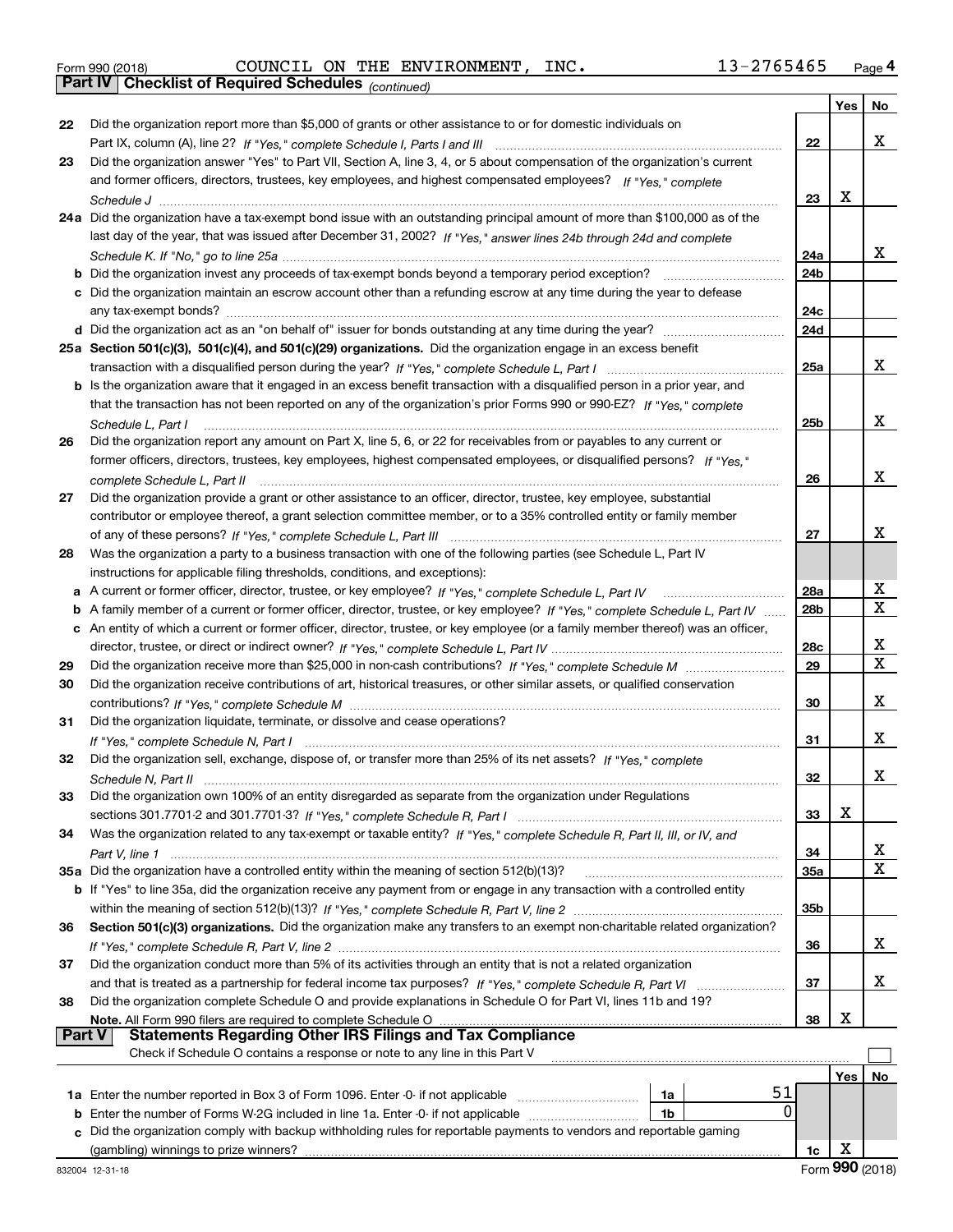Form 990 (2018) COUNCIL ON THE ENVIRONMENT, INC. 13-2765465 Page 4

## Part IV | Checklist of Required Schedules *(continued)*

| | | | Yes | No |
|---|---|---|---|---|
| 22 | Did the organization report more than $5,000 of grants or other assistance to or for domestic individuals on Part IX, column (A), line 2? *If "Yes," complete Schedule I, Parts I and III* | 22 | | X |
| 23 | Did the organization answer "Yes" to Part VII, Section A, line 3, 4, or 5 about compensation of the organization's current and former officers, directors, trustees, key employees, and highest compensated employees? *If "Yes," complete Schedule J* | 23 | X | |
| 24a | Did the organization have a tax-exempt bond issue with an outstanding principal amount of more than $100,000 as of the last day of the year, that was issued after December 31, 2002? *If "Yes," answer lines 24b through 24d and complete Schedule K. If "No," go to line 25a* | 24a | | X |
| b | Did the organization invest any proceeds of tax-exempt bonds beyond a temporary period exception? | 24b | | |
| c | Did the organization maintain an escrow account other than a refunding escrow at any time during the year to defease any tax-exempt bonds? | 24c | | |
| d | Did the organization act as an "on behalf of" issuer for bonds outstanding at any time during the year? | 24d | | |
| 25a | **Section 501(c)(3), 501(c)(4), and 501(c)(29) organizations.** Did the organization engage in an excess benefit transaction with a disqualified person during the year? *If "Yes," complete Schedule L, Part I* | 25a | | X |
| b | Is the organization aware that it engaged in an excess benefit transaction with a disqualified person in a prior year, and that the transaction has not been reported on any of the organization's prior Forms 990 or 990-EZ? *If "Yes," complete Schedule L, Part I* | 25b | | X |
| 26 | Did the organization report any amount on Part X, line 5, 6, or 22 for receivables from or payables to any current or former officers, directors, trustees, key employees, highest compensated employees, or disqualified persons? *If "Yes," complete Schedule L, Part II* | 26 | | X |
| 27 | Did the organization provide a grant or other assistance to an officer, director, trustee, key employee, substantial contributor or employee thereof, a grant selection committee member, or to a 35% controlled entity or family member of any of these persons? *If "Yes," complete Schedule L, Part III* | 27 | | X |
| 28 | Was the organization a party to a business transaction with one of the following parties (see Schedule L, Part IV instructions for applicable filing thresholds, conditions, and exceptions): | | | |
| a | A current or former officer, director, trustee, or key employee? *If "Yes," complete Schedule L, Part IV* | 28a | | X |
| b | A family member of a current or former officer, director, trustee, or key employee? *If "Yes," complete Schedule L, Part IV* | 28b | | X |
| c | An entity of which a current or former officer, director, trustee, or key employee (or a family member thereof) was an officer, director, trustee, or direct or indirect owner? *If "Yes," complete Schedule L, Part IV* | 28c | | X |
| 29 | Did the organization receive more than $25,000 in non-cash contributions? *If "Yes," complete Schedule M* | 29 | | X |
| 30 | Did the organization receive contributions of art, historical treasures, or other similar assets, or qualified conservation contributions? *If "Yes," complete Schedule M* | 30 | | X |
| 31 | Did the organization liquidate, terminate, or dissolve and cease operations? *If "Yes," complete Schedule N, Part I* | 31 | | X |
| 32 | Did the organization sell, exchange, dispose of, or transfer more than 25% of its net assets? *If "Yes," complete Schedule N, Part II* | 32 | | X |
| 33 | Did the organization own 100% of an entity disregarded as separate from the organization under Regulations sections 301.7701-2 and 301.7701-3? *If "Yes," complete Schedule R, Part I* | 33 | X | |
| 34 | Was the organization related to any tax-exempt or taxable entity? *If "Yes," complete Schedule R, Part II, III, or IV, and Part V, line 1* | 34 | | X |
| 35a | Did the organization have a controlled entity within the meaning of section 512(b)(13)? | 35a | | X |
| b | If "Yes" to line 35a, did the organization receive any payment from or engage in any transaction with a controlled entity within the meaning of section 512(b)(13)? *If "Yes," complete Schedule R, Part V, line 2* | 35b | | |
| 36 | **Section 501(c)(3) organizations.** Did the organization make any transfers to an exempt non-charitable related organization? *If "Yes," complete Schedule R, Part V, line 2* | 36 | | X |
| 37 | Did the organization conduct more than 5% of its activities through an entity that is not a related organization and that is treated as a partnership for federal income tax purposes? *If "Yes," complete Schedule R, Part VI* | 37 | | X |
| 38 | Did the organization complete Schedule O and provide explanations in Schedule O for Part VI, lines 11b and 19? **Note.** All Form 990 filers are required to complete Schedule O | 38 | X | |

## Part V | Statements Regarding Other IRS Filings and Tax Compliance

Check if Schedule O contains a response or note to any line in this Part V ☐

| | | | | | Yes | No |
|---|---|---|---|---|---|---|
| 1a | Enter the number reported in Box 3 of Form 1096. Enter -0- if not applicable | 1a | 51 | | | |
| b | Enter the number of Forms W-2G included in line 1a. Enter -0- if not applicable | 1b | 0 | | | |
| c | Did the organization comply with backup withholding rules for reportable payments to vendors and reportable gaming (gambling) winnings to prize winners? | | | 1c | X | |

832004 12-31-18 Form **990** (2018)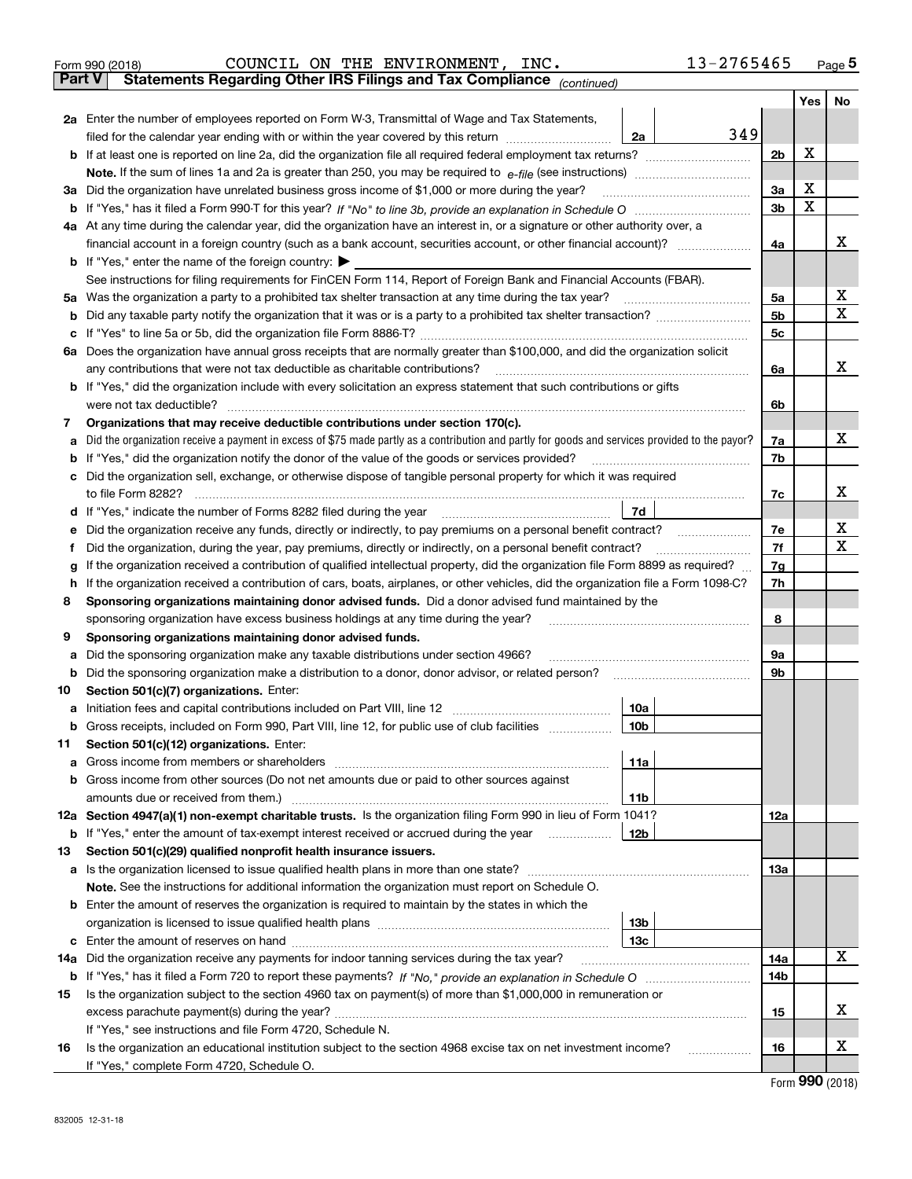Form 990 (2018) COUNCIL ON THE ENVIRONMENT, INC. 13-2765465

**Part V Statements Regarding Other IRS Filings and Tax Compliance** *(continued)*

| | | | | Yes | No |
|---|---|---|---|---|---|
| **2a** | Enter the number of employees reported on Form W-3, Transmittal of Wage and Tax Statements, filed for the calendar year ending with or within the year covered by this return | 2a 349 | | | |
| **b** | If at least one is reported on line 2a, did the organization file all required federal employment tax returns? | | 2b | X | |
| | **Note.** If the sum of lines 1a and 2a is greater than 250, you may be required to e-file (see instructions) | | | | |
| **3a** | Did the organization have unrelated business gross income of $1,000 or more during the year? | | 3a | X | |
| **b** | If "Yes," has it filed a Form 990-T for this year? *If "No" to line 3b, provide an explanation in Schedule O* | | 3b | X | |
| **4a** | At any time during the calendar year, did the organization have an interest in, or a signature or other authority over, a financial account in a foreign country (such as a bank account, securities account, or other financial account)? | | 4a | | X |
| **b** | If "Yes," enter the name of the foreign country: ▶ | | | | |
| | See instructions for filing requirements for FinCEN Form 114, Report of Foreign Bank and Financial Accounts (FBAR). | | | | |
| **5a** | Was the organization a party to a prohibited tax shelter transaction at any time during the tax year? | | 5a | | X |
| **b** | Did any taxable party notify the organization that it was or is a party to a prohibited tax shelter transaction? | | 5b | | X |
| **c** | If "Yes" to line 5a or 5b, did the organization file Form 8886-T? | | 5c | | |
| **6a** | Does the organization have annual gross receipts that are normally greater than $100,000, and did the organization solicit any contributions that were not tax deductible as charitable contributions? | | 6a | | X |
| **b** | If "Yes," did the organization include with every solicitation an express statement that such contributions or gifts were not tax deductible? | | 6b | | |
| **7** | **Organizations that may receive deductible contributions under section 170(c).** | | | | |
| **a** | Did the organization receive a payment in excess of $75 made partly as a contribution and partly for goods and services provided to the payor? | | 7a | | X |
| **b** | If "Yes," did the organization notify the donor of the value of the goods or services provided? | | 7b | | |
| **c** | Did the organization sell, exchange, or otherwise dispose of tangible personal property for which it was required to file Form 8282? | | 7c | | X |
| **d** | If "Yes," indicate the number of Forms 8282 filed during the year | 7d | | | |
| **e** | Did the organization receive any funds, directly or indirectly, to pay premiums on a personal benefit contract? | | 7e | | X |
| **f** | Did the organization, during the year, pay premiums, directly or indirectly, on a personal benefit contract? | | 7f | | X |
| **g** | If the organization received a contribution of qualified intellectual property, did the organization file Form 8899 as required? | | 7g | | |
| **h** | If the organization received a contribution of cars, boats, airplanes, or other vehicles, did the organization file a Form 1098-C? | | 7h | | |
| **8** | **Sponsoring organizations maintaining donor advised funds.** Did a donor advised fund maintained by the sponsoring organization have excess business holdings at any time during the year? | | 8 | | |
| **9** | **Sponsoring organizations maintaining donor advised funds.** | | | | |
| **a** | Did the sponsoring organization make any taxable distributions under section 4966? | | 9a | | |
| **b** | Did the sponsoring organization make a distribution to a donor, donor advisor, or related person? | | 9b | | |
| **10** | **Section 501(c)(7) organizations.** Enter: | | | | |
| **a** | Initiation fees and capital contributions included on Part VIII, line 12 | 10a | | | |
| **b** | Gross receipts, included on Form 990, Part VIII, line 12, for public use of club facilities | 10b | | | |
| **11** | **Section 501(c)(12) organizations.** Enter: | | | | |
| **a** | Gross income from members or shareholders | 11a | | | |
| **b** | Gross income from other sources (Do not net amounts due or paid to other sources against amounts due or received from them.) | 11b | | | |
| **12a** | **Section 4947(a)(1) non-exempt charitable trusts.** Is the organization filing Form 990 in lieu of Form 1041? | | 12a | | |
| **b** | If "Yes," enter the amount of tax-exempt interest received or accrued during the year | 12b | | | |
| **13** | **Section 501(c)(29) qualified nonprofit health insurance issuers.** | | | | |
| **a** | Is the organization licensed to issue qualified health plans in more than one state? | | 13a | | |
| | **Note.** See the instructions for additional information the organization must report on Schedule O. | | | | |
| **b** | Enter the amount of reserves the organization is required to maintain by the states in which the organization is licensed to issue qualified health plans | 13b | | | |
| **c** | Enter the amount of reserves on hand | 13c | | | |
| **14a** | Did the organization receive any payments for indoor tanning services during the tax year? | | 14a | | X |
| **b** | If "Yes," has it filed a Form 720 to report these payments? *If "No," provide an explanation in Schedule O* | | 14b | | |
| **15** | Is the organization subject to the section 4960 tax on payment(s) of more than $1,000,000 in remuneration or excess parachute payment(s) during the year? | | 15 | | X |
| | If "Yes," see instructions and file Form 4720, Schedule N. | | | | |
| **16** | Is the organization an educational institution subject to the section 4968 excise tax on net investment income? | | 16 | | X |
| | If "Yes," complete Form 4720, Schedule O. | | | | |

Form **990** (2018)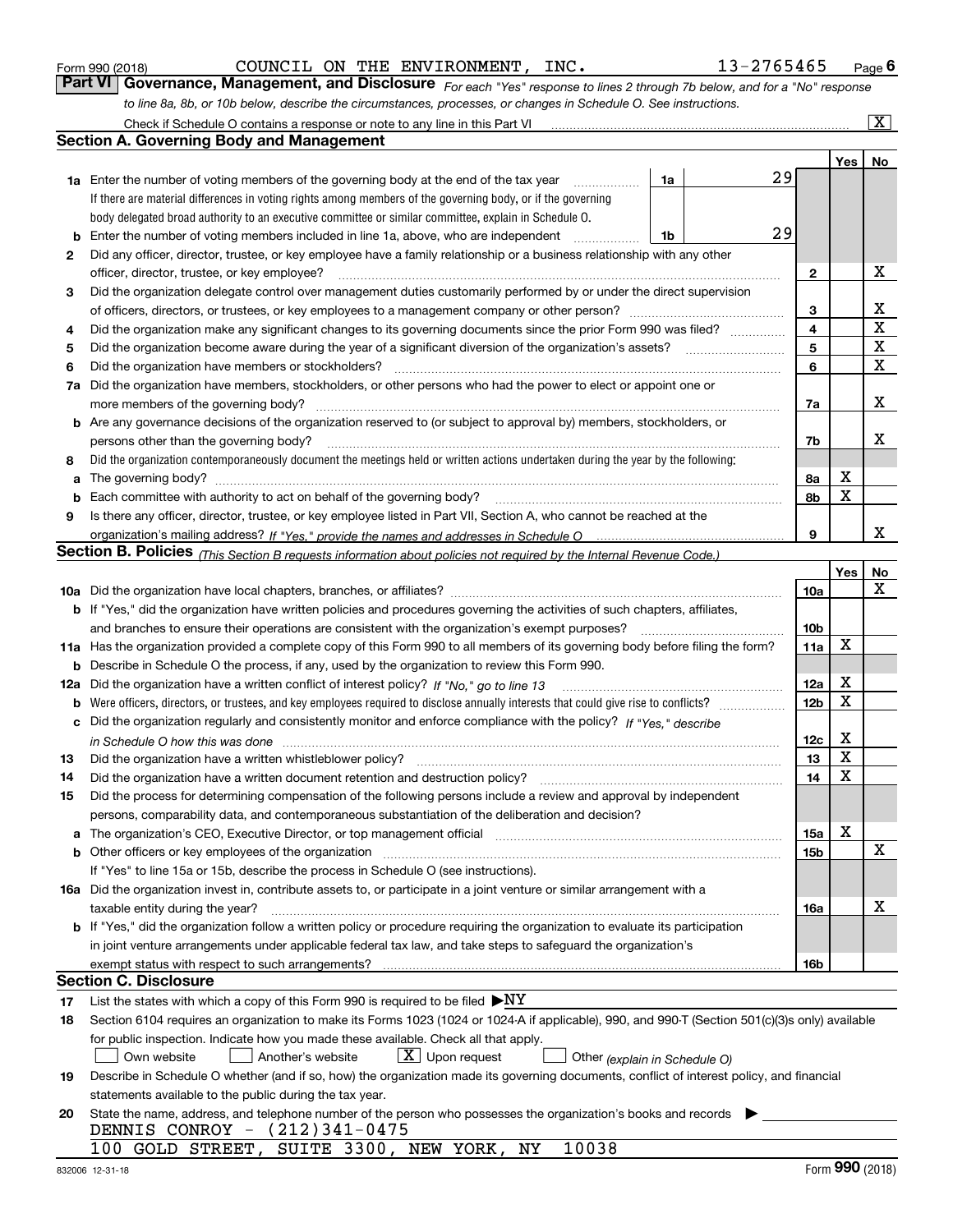Form 990 (2018) COUNCIL ON THE ENVIRONMENT, INC. 13-2765465

## Part VI Governance, Management, and Disclosure

*For each "Yes" response to lines 2 through 7b below, and for a "No" response to line 8a, 8b, or 10b below, describe the circumstances, processes, or changes in Schedule O. See instructions.*

Check if Schedule O contains a response or note to any line in this Part VI [X]

### Section A. Governing Body and Management

| | | | | Yes | No |
|---|---|---|---|---|---|
| **1a** | Enter the number of voting members of the governing body at the end of the tax year. If there are material differences in voting rights among members of the governing body, or if the governing body delegated broad authority to an executive committee or similar committee, explain in Schedule O. | 1a | 29 | | |
| **b** | Enter the number of voting members included in line 1a, above, who are independent | 1b | 29 | | |
| **2** | Did any officer, director, trustee, or key employee have a family relationship or a business relationship with any other officer, director, trustee, or key employee? | 2 | | | X |
| **3** | Did the organization delegate control over management duties customarily performed by or under the direct supervision of officers, directors, or trustees, or key employees to a management company or other person? | 3 | | | X |
| **4** | Did the organization make any significant changes to its governing documents since the prior Form 990 was filed? | 4 | | | X |
| **5** | Did the organization become aware during the year of a significant diversion of the organization's assets? | 5 | | | X |
| **6** | Did the organization have members or stockholders? | 6 | | | X |
| **7a** | Did the organization have members, stockholders, or other persons who had the power to elect or appoint one or more members of the governing body? | 7a | | | X |
| **b** | Are any governance decisions of the organization reserved to (or subject to approval by) members, stockholders, or persons other than the governing body? | 7b | | | X |
| **8** | Did the organization contemporaneously document the meetings held or written actions undertaken during the year by the following: | | | | |
| **a** | The governing body? | 8a | | X | |
| **b** | Each committee with authority to act on behalf of the governing body? | 8b | | X | |
| **9** | Is there any officer, director, trustee, or key employee listed in Part VII, Section A, who cannot be reached at the organization's mailing address? *If "Yes," provide the names and addresses in Schedule O* | 9 | | | X |

### Section B. Policies *(This Section B requests information about policies not required by the Internal Revenue Code.)*

| | | | Yes | No |
|---|---|---|---|---|
| **10a** | Did the organization have local chapters, branches, or affiliates? | 10a | | X |
| **b** | If "Yes," did the organization have written policies and procedures governing the activities of such chapters, affiliates, and branches to ensure their operations are consistent with the organization's exempt purposes? | 10b | | |
| **11a** | Has the organization provided a complete copy of this Form 990 to all members of its governing body before filing the form? | 11a | X | |
| **b** | Describe in Schedule O the process, if any, used by the organization to review this Form 990. | | | |
| **12a** | Did the organization have a written conflict of interest policy? *If "No," go to line 13* | 12a | X | |
| **b** | Were officers, directors, or trustees, and key employees required to disclose annually interests that could give rise to conflicts? | 12b | X | |
| **c** | Did the organization regularly and consistently monitor and enforce compliance with the policy? *If "Yes," describe in Schedule O how this was done* | 12c | X | |
| **13** | Did the organization have a written whistleblower policy? | 13 | X | |
| **14** | Did the organization have a written document retention and destruction policy? | 14 | X | |
| **15** | Did the process for determining compensation of the following persons include a review and approval by independent persons, comparability data, and contemporaneous substantiation of the deliberation and decision? | | | |
| **a** | The organization's CEO, Executive Director, or top management official | 15a | X | |
| **b** | Other officers or key employees of the organization | 15b | | X |
| | If "Yes" to line 15a or 15b, describe the process in Schedule O (see instructions). | | | |
| **16a** | Did the organization invest in, contribute assets to, or participate in a joint venture or similar arrangement with a taxable entity during the year? | 16a | | X |
| **b** | If "Yes," did the organization follow a written policy or procedure requiring the organization to evaluate its participation in joint venture arrangements under applicable federal tax law, and take steps to safeguard the organization's exempt status with respect to such arrangements? | 16b | | |

### Section C. Disclosure

**17** List the states with which a copy of this Form 990 is required to be filed ▶NY

**18** Section 6104 requires an organization to make its Forms 1023 (1024 or 1024-A if applicable), 990, and 990-T (Section 501(c)(3)s only) available for public inspection. Indicate how you made these available. Check all that apply.

[ ] Own website [ ] Another's website [X] Upon request [ ] Other *(explain in Schedule O)*

**19** Describe in Schedule O whether (and if so, how) the organization made its governing documents, conflict of interest policy, and financial statements available to the public during the tax year.

**20** State the name, address, and telephone number of the person who possesses the organization's books and records ▶

DENNIS CONROY - (212)341-0475
100 GOLD STREET, SUITE 3300, NEW YORK, NY 10038

832006 12-31-18 Form 990 (2018)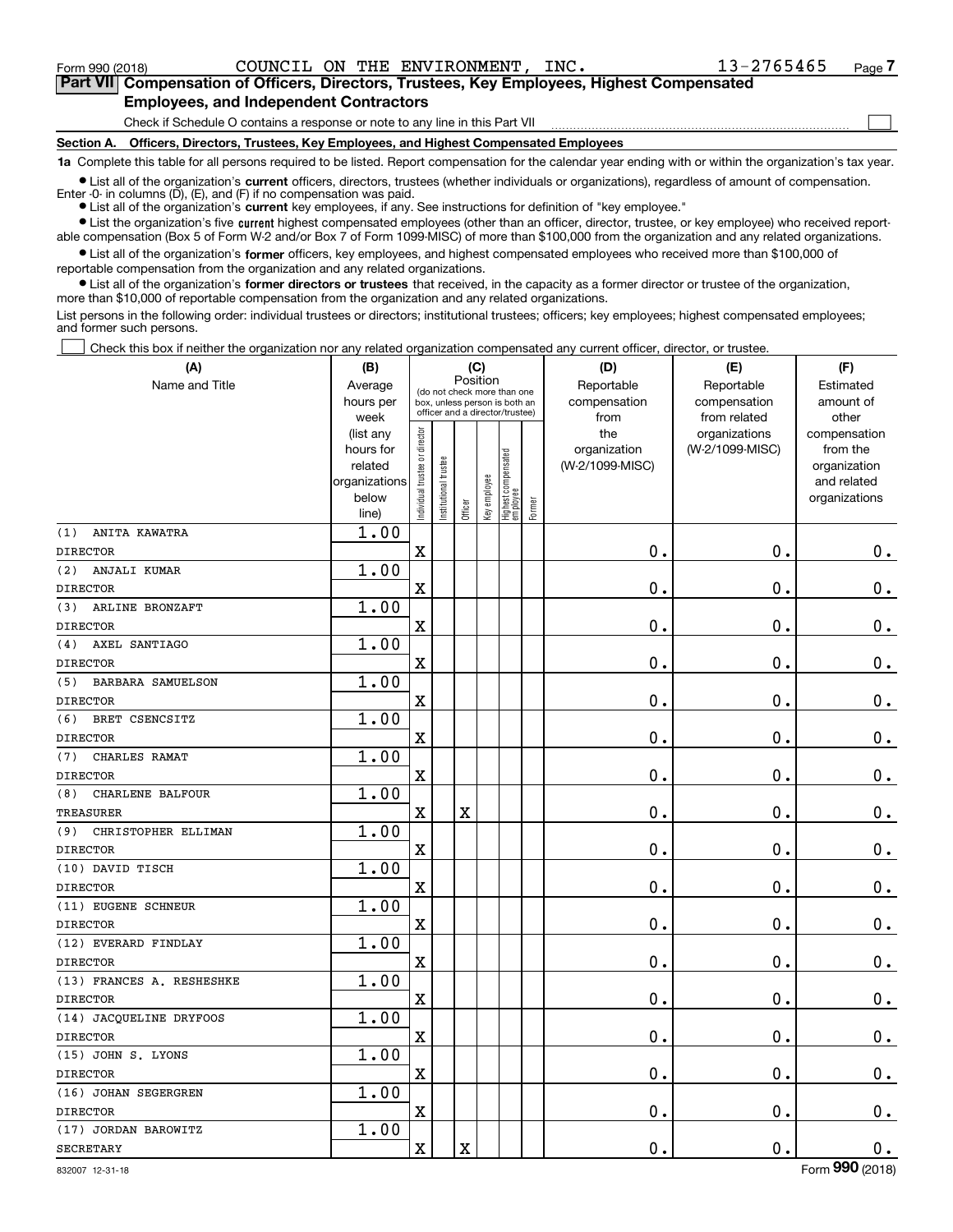Form 990 (2018) COUNCIL ON THE ENVIRONMENT, INC. 13-2765465

## Part VII Compensation of Officers, Directors, Trustees, Key Employees, Highest Compensated Employees, and Independent Contractors

Check if Schedule O contains a response or note to any line in this Part VII

### Section A. Officers, Directors, Trustees, Key Employees, and Highest Compensated Employees

**1a** Complete this table for all persons required to be listed. Report compensation for the calendar year ending with or within the organization's tax year.

- List all of the organization's **current** officers, directors, trustees (whether individuals or organizations), regardless of amount of compensation. Enter -0- in columns (D), (E), and (F) if no compensation was paid.
- List all of the organization's **current** key employees, if any. See instructions for definition of "key employee."
- List the organization's five **current** highest compensated employees (other than an officer, director, trustee, or key employee) who received reportable compensation (Box 5 of Form W-2 and/or Box 7 of Form 1099-MISC) of more than $100,000 from the organization and any related organizations.
- List all of the organization's **former** officers, key employees, and highest compensated employees who received more than $100,000 of reportable compensation from the organization and any related organizations.
- List all of the organization's **former directors or trustees** that received, in the capacity as a former director or trustee of the organization, more than $10,000 of reportable compensation from the organization and any related organizations.

List persons in the following order: individual trustees or directors; institutional trustees; officers; key employees; highest compensated employees; and former such persons.

Check this box if neither the organization nor any related organization compensated any current officer, director, or trustee.

| (A) Name and Title | (B) Average hours per week (list any hours for related organizations below line) | (C) Position: Individual trustee or director | Institutional trustee | Officer | Key employee | Highest compensated employee | Former | (D) Reportable compensation from the organization (W-2/1099-MISC) | (E) Reportable compensation from related organizations (W-2/1099-MISC) | (F) Estimated amount of other compensation from the organization and related organizations |
|---|---|---|---|---|---|---|---|---|---|---|
| (1) ANITA KAWATRA<br>DIRECTOR | 1.00 | X | | | | | | 0. | 0. | 0. |
| (2) ANJALI KUMAR<br>DIRECTOR | 1.00 | X | | | | | | 0. | 0. | 0. |
| (3) ARLINE BRONZAFT<br>DIRECTOR | 1.00 | X | | | | | | 0. | 0. | 0. |
| (4) AXEL SANTIAGO<br>DIRECTOR | 1.00 | X | | | | | | 0. | 0. | 0. |
| (5) BARBARA SAMUELSON<br>DIRECTOR | 1.00 | X | | | | | | 0. | 0. | 0. |
| (6) BRET CSENCSITZ<br>DIRECTOR | 1.00 | X | | | | | | 0. | 0. | 0. |
| (7) CHARLES RAMAT<br>DIRECTOR | 1.00 | X | | | | | | 0. | 0. | 0. |
| (8) CHARLENE BALFOUR<br>TREASURER | 1.00 | X | | X | | | | 0. | 0. | 0. |
| (9) CHRISTOPHER ELLIMAN<br>DIRECTOR | 1.00 | X | | | | | | 0. | 0. | 0. |
| (10) DAVID TISCH<br>DIRECTOR | 1.00 | X | | | | | | 0. | 0. | 0. |
| (11) EUGENE SCHNEUR<br>DIRECTOR | 1.00 | X | | | | | | 0. | 0. | 0. |
| (12) EVERARD FINDLAY<br>DIRECTOR | 1.00 | X | | | | | | 0. | 0. | 0. |
| (13) FRANCES A. RESHESHKE<br>DIRECTOR | 1.00 | X | | | | | | 0. | 0. | 0. |
| (14) JACQUELINE DRYFOOS<br>DIRECTOR | 1.00 | X | | | | | | 0. | 0. | 0. |
| (15) JOHN S. LYONS<br>DIRECTOR | 1.00 | X | | | | | | 0. | 0. | 0. |
| (16) JOHAN SEGERGREN<br>DIRECTOR | 1.00 | X | | | | | | 0. | 0. | 0. |
| (17) JORDAN BAROWITZ<br>SECRETARY | 1.00 | X | | X | | | | 0. | 0. | 0. |

832007 12-31-18 Form 990 (2018)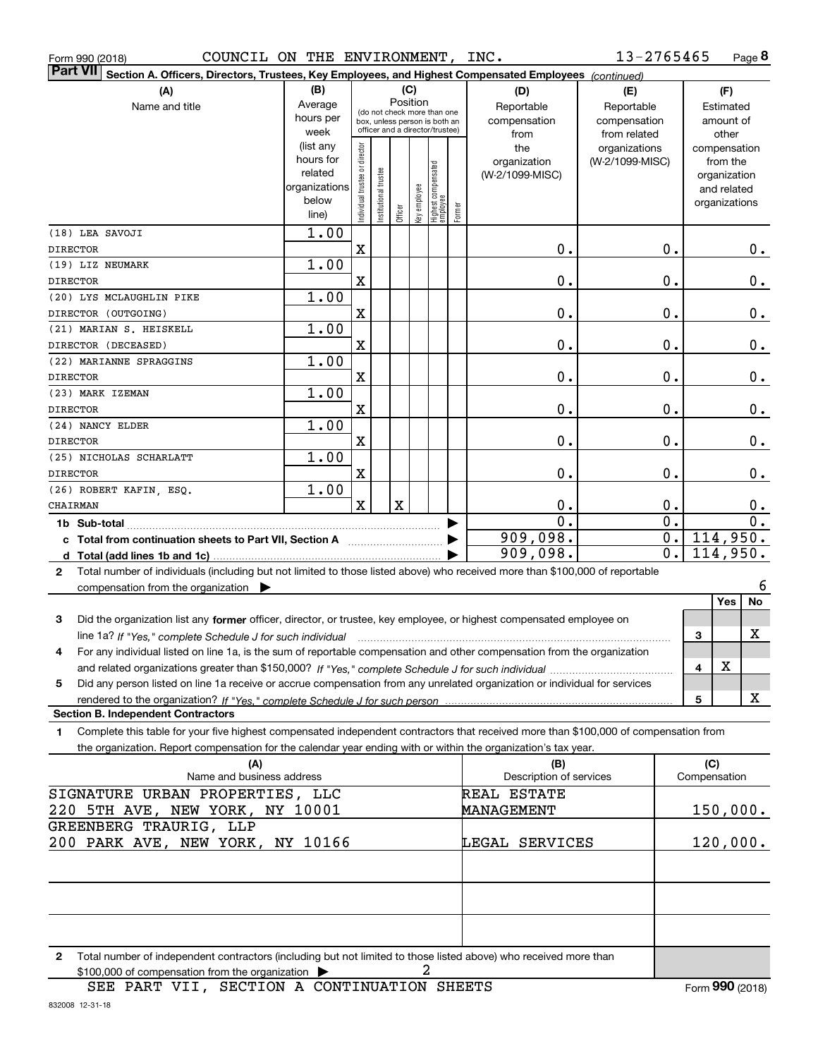Form 990 (2018) COUNCIL ON THE ENVIRONMENT, INC. 13-2765465 Page 8

**Part VII Section A. Officers, Directors, Trustees, Key Employees, and Highest Compensated Employees** *(continued)*

| (A) Name and title | (B) Average hours per week (list any hours for related organizations below line) | (C) Position: Individual trustee or director | Institutional trustee | Officer | Key employee | Highest compensated employee | Former | (D) Reportable compensation from the organization (W-2/1099-MISC) | (E) Reportable compensation from related organizations (W-2/1099-MISC) | (F) Estimated amount of other compensation from the organization and related organizations |
|---|---|---|---|---|---|---|---|---|---|---|
| (18) LEA SAVOJI<br>DIRECTOR | 1.00 | X | | | | | | 0. | 0. | 0. |
| (19) LIZ NEUMARK<br>DIRECTOR | 1.00 | X | | | | | | 0. | 0. | 0. |
| (20) LYS MCLAUGHLIN PIKE<br>DIRECTOR (OUTGOING) | 1.00 | X | | | | | | 0. | 0. | 0. |
| (21) MARIAN S. HEISKELL<br>DIRECTOR (DECEASED) | 1.00 | X | | | | | | 0. | 0. | 0. |
| (22) MARIANNE SPRAGGINS<br>DIRECTOR | 1.00 | X | | | | | | 0. | 0. | 0. |
| (23) MARK IZEMAN<br>DIRECTOR | 1.00 | X | | | | | | 0. | 0. | 0. |
| (24) NANCY ELDER<br>DIRECTOR | 1.00 | X | | | | | | 0. | 0. | 0. |
| (25) NICHOLAS SCHARLATT<br>DIRECTOR | 1.00 | X | | | | | | 0. | 0. | 0. |
| (26) ROBERT KAFIN, ESQ.<br>CHAIRMAN | 1.00 | X | | X | | | | 0. | 0. | 0. |
| 1b Sub-total | | | | | | | | 0. | 0. | 0. |
| c Total from continuation sheets to Part VII, Section A | | | | | | | | 909,098. | 0. | 114,950. |
| d Total (add lines 1b and 1c) | | | | | | | | 909,098. | 0. | 114,950. |

2 Total number of individuals (including but not limited to those listed above) who received more than $100,000 of reportable compensation from the organization ▶ 6

| | | Yes | No |
|---|---|---|---|
| 3 Did the organization list any **former** officer, director, or trustee, key employee, or highest compensated employee on line 1a? *If "Yes," complete Schedule J for such individual* | 3 | | X |
| 4 For any individual listed on line 1a, is the sum of reportable compensation and other compensation from the organization and related organizations greater than $150,000? *If "Yes," complete Schedule J for such individual* | 4 | X | |
| 5 Did any person listed on line 1a receive or accrue compensation from any unrelated organization or individual for services rendered to the organization? *If "Yes," complete Schedule J for such person* | 5 | | X |

**Section B. Independent Contractors**

1 Complete this table for your five highest compensated independent contractors that received more than $100,000 of compensation from the organization. Report compensation for the calendar year ending with or within the organization's tax year.

| (A) Name and business address | (B) Description of services | (C) Compensation |
|---|---|---|
| SIGNATURE URBAN PROPERTIES, LLC<br>220 5TH AVE, NEW YORK, NY 10001 | REAL ESTATE MANAGEMENT | 150,000. |
| GREENBERG TRAURIG, LLP<br>200 PARK AVE, NEW YORK, NY 10166 | LEGAL SERVICES | 120,000. |
| | | |
| | | |
| | | |

2 Total number of independent contractors (including but not limited to those listed above) who received more than $100,000 of compensation from the organization ▶ 2

SEE PART VII, SECTION A CONTINUATION SHEETS

Form **990** (2018)

832008 12-31-18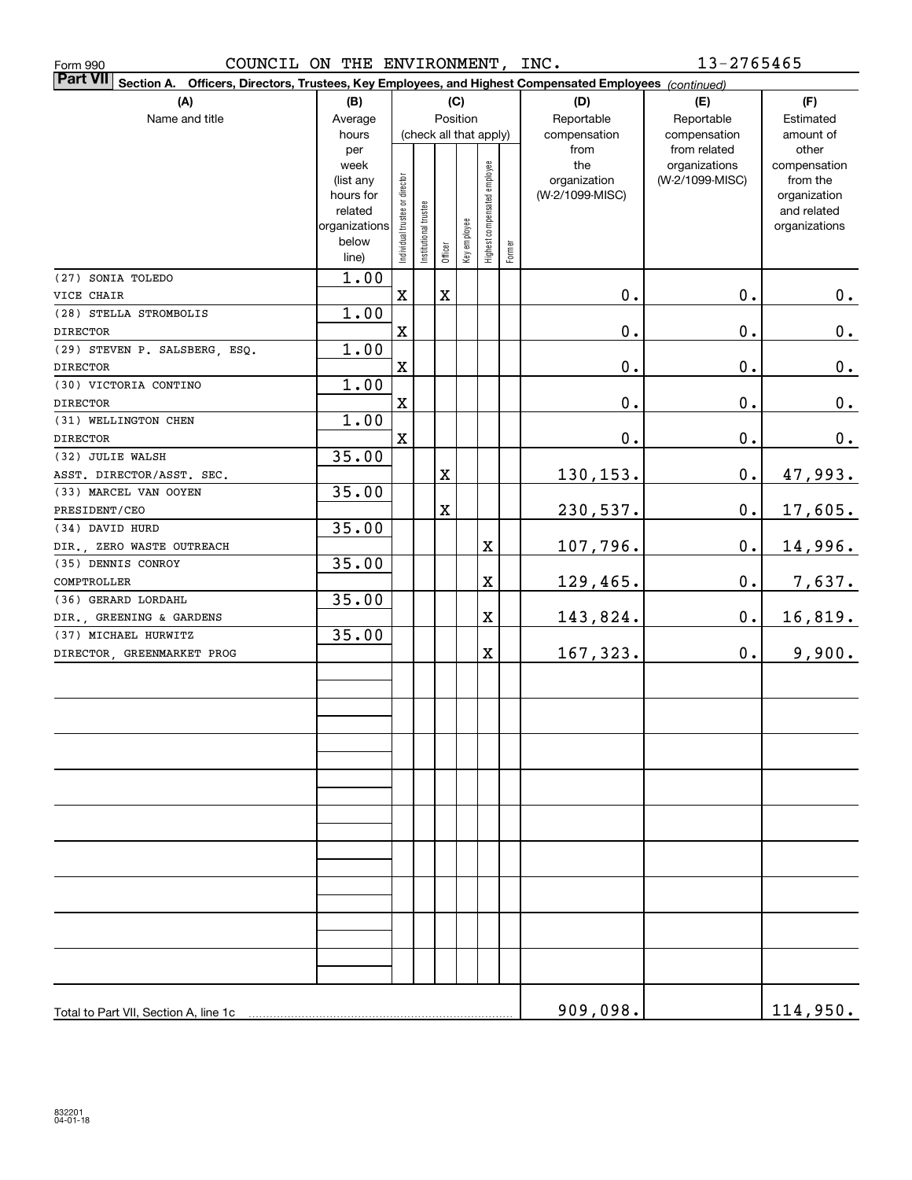Form 990 COUNCIL ON THE ENVIRONMENT, INC. 13-2765465

**Part VII Section A. Officers, Directors, Trustees, Key Employees, and Highest Compensated Employees** *(continued)*

| (A) Name and title | (B) Average hours per week (list any hours for related organizations below line) | (C) Position (check all that apply): Individual trustee or director | Institutional trustee | Officer | Key employee | Highest compensated employee | Former | (D) Reportable compensation from the organization (W-2/1099-MISC) | (E) Reportable compensation from related organizations (W-2/1099-MISC) | (F) Estimated amount of other compensation from the organization and related organizations |
|---|---|---|---|---|---|---|---|---|---|---|
| (27) SONIA TOLEDO<br>VICE CHAIR | 1.00 | X | | X | | | | 0. | 0. | 0. |
| (28) STELLA STROMBOLIS<br>DIRECTOR | 1.00 | X | | | | | | 0. | 0. | 0. |
| (29) STEVEN P. SALSBERG, ESQ.<br>DIRECTOR | 1.00 | X | | | | | | 0. | 0. | 0. |
| (30) VICTORIA CONTINO<br>DIRECTOR | 1.00 | X | | | | | | 0. | 0. | 0. |
| (31) WELLINGTON CHEN<br>DIRECTOR | 1.00 | X | | | | | | 0. | 0. | 0. |
| (32) JULIE WALSH<br>ASST. DIRECTOR/ASST. SEC. | 35.00 | | | X | | | | 130,153. | 0. | 47,993. |
| (33) MARCEL VAN OOYEN<br>PRESIDENT/CEO | 35.00 | | | X | | | | 230,537. | 0. | 17,605. |
| (34) DAVID HURD<br>DIR., ZERO WASTE OUTREACH | 35.00 | | | | | X | | 107,796. | 0. | 14,996. |
| (35) DENNIS CONROY<br>COMPTROLLER | 35.00 | | | | | X | | 129,465. | 0. | 7,637. |
| (36) GERARD LORDAHL<br>DIR., GREENING & GARDENS | 35.00 | | | | | X | | 143,824. | 0. | 16,819. |
| (37) MICHAEL HURWITZ<br>DIRECTOR, GREENMARKET PROG | 35.00 | | | | | X | | 167,323. | 0. | 9,900. |
| Total to Part VII, Section A, line 1c | | | | | | | | 909,098. | | 114,950. |

832201 04-01-18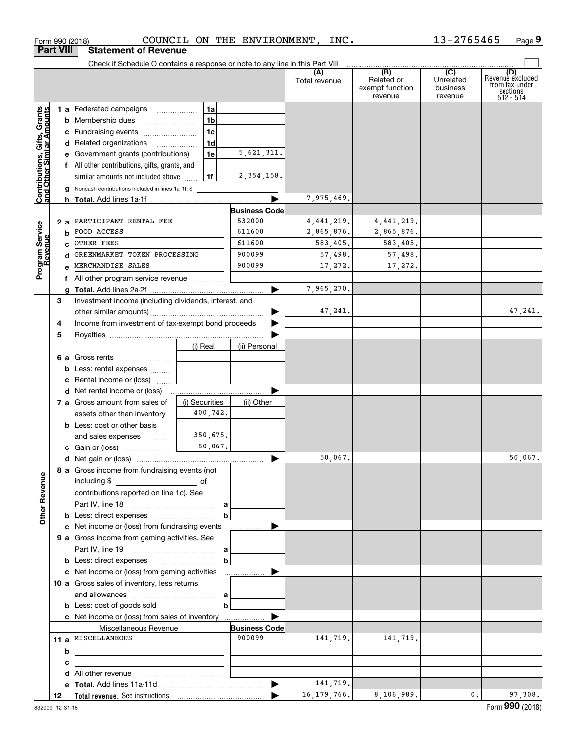Form 990 (2018) COUNCIL ON THE ENVIRONMENT, INC. 13-2765465

## Part VIII Statement of Revenue

Check if Schedule O contains a response or note to any line in this Part VIII

| | | | | (A) Total revenue | (B) Related or exempt function revenue | (C) Unrelated business revenue | (D) Revenue excluded from tax under sections 512 - 514 |
|---|---|---|---|---|---|---|---|
| **Contributions, Gifts, Grants and Other Similar Amounts** | 1 a Federated campaigns | 1a | | | | | |
| | b Membership dues | 1b | | | | | |
| | c Fundraising events | 1c | | | | | |
| | d Related organizations | 1d | | | | | |
| | e Government grants (contributions) | 1e | 5,621,311. | | | | |
| | f All other contributions, gifts, grants, and similar amounts not included above | 1f | 2,354,158. | | | | |
| | g Noncash contributions included in lines 1a-1f: $ | | | | | | |
| | h Total. Add lines 1a-1f | | | 7,975,469. | | | |
| **Program Service Revenue** | | | Business Code | | | | |
| | 2 a PARTICIPANT RENTAL FEE | | 532000 | 4,441,219. | 4,441,219. | | |
| | b FOOD ACCESS | | 611600 | 2,865,876. | 2,865,876. | | |
| | c OTHER FEES | | 611600 | 583,405. | 583,405. | | |
| | d GREENMARKET TOKEN PROCESSING | | 900099 | 57,498. | 57,498. | | |
| | e MERCHANDISE SALES | | 900099 | 17,272. | 17,272. | | |
| | f All other program service revenue | | | | | | |
| | g Total. Add lines 2a-2f | | | 7,965,270. | | | |
| **Other Revenue** | 3 Investment income (including dividends, interest, and other similar amounts) | | | 47,241. | | | 47,241. |
| | 4 Income from investment of tax-exempt bond proceeds | | | | | | |
| | 5 Royalties | | | | | | |
| | | (i) Real | (ii) Personal | | | | |
| | 6 a Gross rents | | | | | | |
| | b Less: rental expenses | | | | | | |
| | c Rental income or (loss) | | | | | | |
| | d Net rental income or (loss) | | | | | | |
| | 7 a Gross amount from sales of assets other than inventory | (i) Securities 400,742. | (ii) Other | | | | |
| | b Less: cost or other basis and sales expenses | 350,675. | | | | | |
| | c Gain or (loss) | 50,067. | | | | | |
| | d Net gain or (loss) | | | 50,067. | | | 50,067. |
| | 8 a Gross income from fundraising events (not including $ of contributions reported on line 1c). See Part IV, line 18 | a | | | | | |
| | b Less: direct expenses | b | | | | | |
| | c Net income or (loss) from fundraising events | | | | | | |
| | 9 a Gross income from gaming activities. See Part IV, line 19 | a | | | | | |
| | b Less: direct expenses | b | | | | | |
| | c Net income or (loss) from gaming activities | | | | | | |
| | 10 a Gross sales of inventory, less returns and allowances | a | | | | | |
| | b Less: cost of goods sold | b | | | | | |
| | c Net income or (loss) from sales of inventory | | | | | | |
| | Miscellaneous Revenue | | Business Code | | | | |
| | 11 a MISCELLANEOUS | | 900099 | 141,719. | 141,719. | | |
| | b | | | | | | |
| | c | | | | | | |
| | d All other revenue | | | | | | |
| | e Total. Add lines 11a-11d | | | 141,719. | | | |
| | 12 Total revenue. See instructions | | | 16,179,766. | 8,106,989. | 0. | 97,308. |

832009 12-31-18 Form 990 (2018)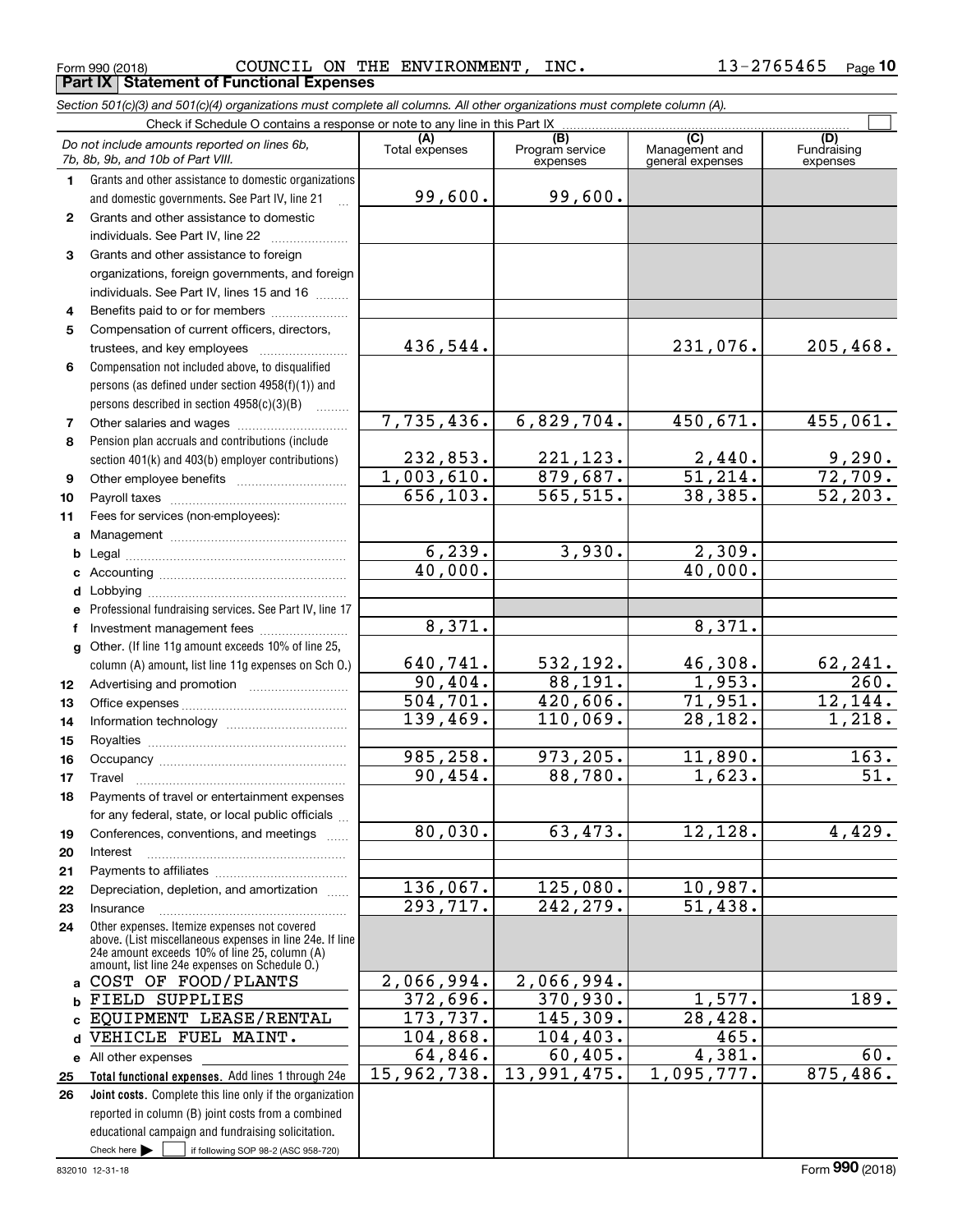Form 990 (2018) COUNCIL ON THE ENVIRONMENT, INC. 13-2765465

## Part IX Statement of Functional Expenses

*Section 501(c)(3) and 501(c)(4) organizations must complete all columns. All other organizations must complete column (A).*

Check if Schedule O contains a response or note to any line in this Part IX

| | *Do not include amounts reported on lines 6b, 7b, 8b, 9b, and 10b of Part VIII.* | (A) Total expenses | (B) Program service expenses | (C) Management and general expenses | (D) Fundraising expenses |
|---|---|---|---|---|---|
| 1 | Grants and other assistance to domestic organizations and domestic governments. See Part IV, line 21 | 99,600. | 99,600. | | |
| 2 | Grants and other assistance to domestic individuals. See Part IV, line 22 | | | | |
| 3 | Grants and other assistance to foreign organizations, foreign governments, and foreign individuals. See Part IV, lines 15 and 16 | | | | |
| 4 | Benefits paid to or for members | | | | |
| 5 | Compensation of current officers, directors, trustees, and key employees | 436,544. | | 231,076. | 205,468. |
| 6 | Compensation not included above, to disqualified persons (as defined under section 4958(f)(1)) and persons described in section 4958(c)(3)(B) | | | | |
| 7 | Other salaries and wages | 7,735,436. | 6,829,704. | 450,671. | 455,061. |
| 8 | Pension plan accruals and contributions (include section 401(k) and 403(b) employer contributions) | 232,853. | 221,123. | 2,440. | 9,290. |
| 9 | Other employee benefits | 1,003,610. | 879,687. | 51,214. | 72,709. |
| 10 | Payroll taxes | 656,103. | 565,515. | 38,385. | 52,203. |
| 11 | Fees for services (non-employees): | | | | |
| a | Management | | | | |
| b | Legal | 6,239. | 3,930. | 2,309. | |
| c | Accounting | 40,000. | | 40,000. | |
| d | Lobbying | | | | |
| e | Professional fundraising services. See Part IV, line 17 | | | | |
| f | Investment management fees | 8,371. | | 8,371. | |
| g | Other. (If line 11g amount exceeds 10% of line 25, column (A) amount, list line 11g expenses on Sch O.) | 640,741. | 532,192. | 46,308. | 62,241. |
| 12 | Advertising and promotion | 90,404. | 88,191. | 1,953. | 260. |
| 13 | Office expenses | 504,701. | 420,606. | 71,951. | 12,144. |
| 14 | Information technology | 139,469. | 110,069. | 28,182. | 1,218. |
| 15 | Royalties | | | | |
| 16 | Occupancy | 985,258. | 973,205. | 11,890. | 163. |
| 17 | Travel | 90,454. | 88,780. | 1,623. | 51. |
| 18 | Payments of travel or entertainment expenses for any federal, state, or local public officials | | | | |
| 19 | Conferences, conventions, and meetings | 80,030. | 63,473. | 12,128. | 4,429. |
| 20 | Interest | | | | |
| 21 | Payments to affiliates | | | | |
| 22 | Depreciation, depletion, and amortization | 136,067. | 125,080. | 10,987. | |
| 23 | Insurance | 293,717. | 242,279. | 51,438. | |
| 24 | Other expenses. Itemize expenses not covered above. (List miscellaneous expenses in line 24e. If line 24e amount exceeds 10% of line 25, column (A) amount, list line 24e expenses on Schedule O.) | | | | |
| a | COST OF FOOD/PLANTS | 2,066,994. | 2,066,994. | | |
| b | FIELD SUPPLIES | 372,696. | 370,930. | 1,577. | 189. |
| c | EQUIPMENT LEASE/RENTAL | 173,737. | 145,309. | 28,428. | |
| d | VEHICLE FUEL MAINT. | 104,868. | 104,403. | 465. | |
| e | All other expenses | 64,846. | 60,405. | 4,381. | 60. |
| 25 | **Total functional expenses.** Add lines 1 through 24e | 15,962,738. | 13,991,475. | 1,095,777. | 875,486. |
| 26 | **Joint costs.** Complete this line only if the organization reported in column (B) joint costs from a combined educational campaign and fundraising solicitation. Check here ☐ if following SOP 98-2 (ASC 958-720) | | | | |

832010 12-31-18 Form **990** (2018)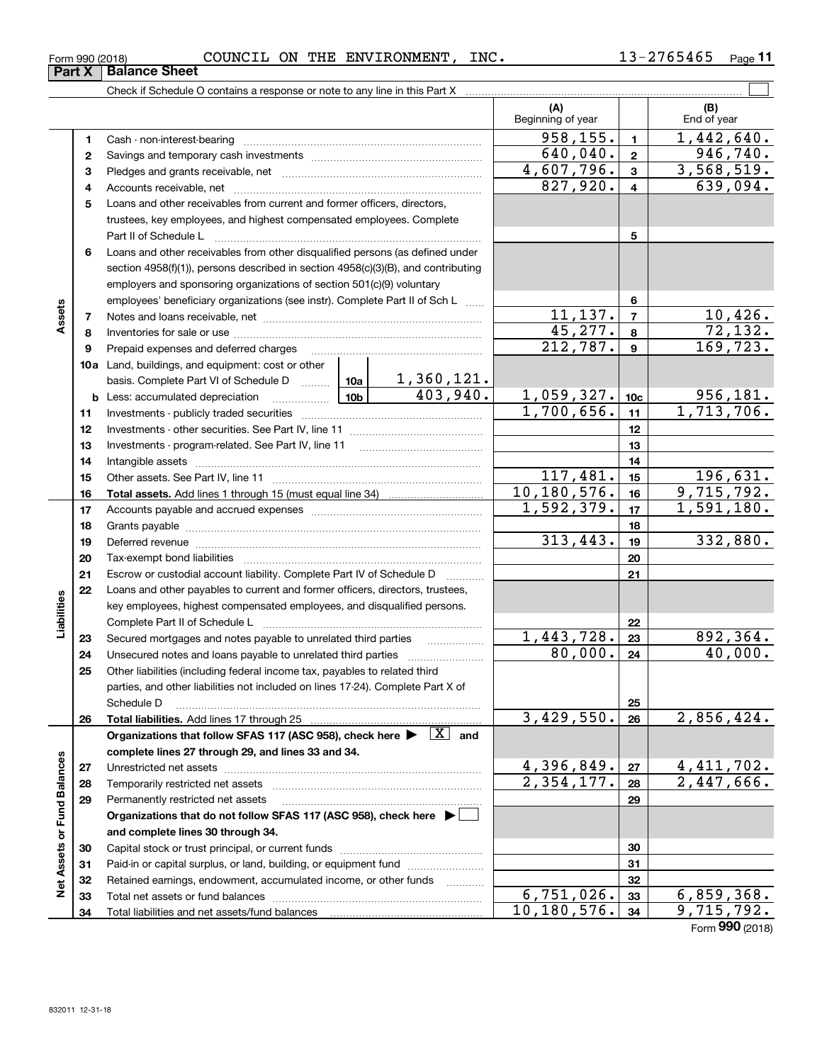Form 990 (2018) COUNCIL ON THE ENVIRONMENT, INC. 13-2765465

## Part X | Balance Sheet

Check if Schedule O contains a response or note to any line in this Part X

| | | | (A) Beginning of year | | (B) End of year |
|---|---|---|---|---|---|
| **Assets** | 1 | Cash - non-interest-bearing | 958,155. | 1 | 1,442,640. |
| | 2 | Savings and temporary cash investments | 640,040. | 2 | 946,740. |
| | 3 | Pledges and grants receivable, net | 4,607,796. | 3 | 3,568,519. |
| | 4 | Accounts receivable, net | 827,920. | 4 | 639,094. |
| | 5 | Loans and other receivables from current and former officers, directors, trustees, key employees, and highest compensated employees. Complete Part II of Schedule L | | 5 | |
| | 6 | Loans and other receivables from other disqualified persons (as defined under section 4958(f)(1)), persons described in section 4958(c)(3)(B), and contributing employers and sponsoring organizations of section 501(c)(9) voluntary employees' beneficiary organizations (see instr). Complete Part II of Sch L | | 6 | |
| | 7 | Notes and loans receivable, net | 11,137. | 7 | 10,426. |
| | 8 | Inventories for sale or use | 45,277. | 8 | 72,132. |
| | 9 | Prepaid expenses and deferred charges | 212,787. | 9 | 169,723. |
| | 10a | Land, buildings, and equipment: cost or other basis. Complete Part VI of Schedule D — 10a: 1,360,121. | | | |
| | b | Less: accumulated depreciation — 10b: 403,940. | 1,059,327. | 10c | 956,181. |
| | 11 | Investments - publicly traded securities | 1,700,656. | 11 | 1,713,706. |
| | 12 | Investments - other securities. See Part IV, line 11 | | 12 | |
| | 13 | Investments - program-related. See Part IV, line 11 | | 13 | |
| | 14 | Intangible assets | | 14 | |
| | 15 | Other assets. See Part IV, line 11 | 117,481. | 15 | 196,631. |
| | 16 | **Total assets.** Add lines 1 through 15 (must equal line 34) | 10,180,576. | 16 | 9,715,792. |
| **Liabilities** | 17 | Accounts payable and accrued expenses | 1,592,379. | 17 | 1,591,180. |
| | 18 | Grants payable | | 18 | |
| | 19 | Deferred revenue | 313,443. | 19 | 332,880. |
| | 20 | Tax-exempt bond liabilities | | 20 | |
| | 21 | Escrow or custodial account liability. Complete Part IV of Schedule D | | 21 | |
| | 22 | Loans and other payables to current and former officers, directors, trustees, key employees, highest compensated employees, and disqualified persons. Complete Part II of Schedule L | | 22 | |
| | 23 | Secured mortgages and notes payable to unrelated third parties | 1,443,728. | 23 | 892,364. |
| | 24 | Unsecured notes and loans payable to unrelated third parties | 80,000. | 24 | 40,000. |
| | 25 | Other liabilities (including federal income tax, payables to related third parties, and other liabilities not included on lines 17-24). Complete Part X of Schedule D | | 25 | |
| | 26 | **Total liabilities.** Add lines 17 through 25 | 3,429,550. | 26 | 2,856,424. |
| **Net Assets or Fund Balances** | | **Organizations that follow SFAS 117 (ASC 958), check here ▶ [X] and complete lines 27 through 29, and lines 33 and 34.** | | | |
| | 27 | Unrestricted net assets | 4,396,849. | 27 | 4,411,702. |
| | 28 | Temporarily restricted net assets | 2,354,177. | 28 | 2,447,666. |
| | 29 | Permanently restricted net assets | | 29 | |
| | | **Organizations that do not follow SFAS 117 (ASC 958), check here ▶ [ ] and complete lines 30 through 34.** | | | |
| | 30 | Capital stock or trust principal, or current funds | | 30 | |
| | 31 | Paid-in or capital surplus, or land, building, or equipment fund | | 31 | |
| | 32 | Retained earnings, endowment, accumulated income, or other funds | | 32 | |
| | 33 | Total net assets or fund balances | 6,751,026. | 33 | 6,859,368. |
| | 34 | Total liabilities and net assets/fund balances | 10,180,576. | 34 | 9,715,792. |

Form **990** (2018)

832011 12-31-18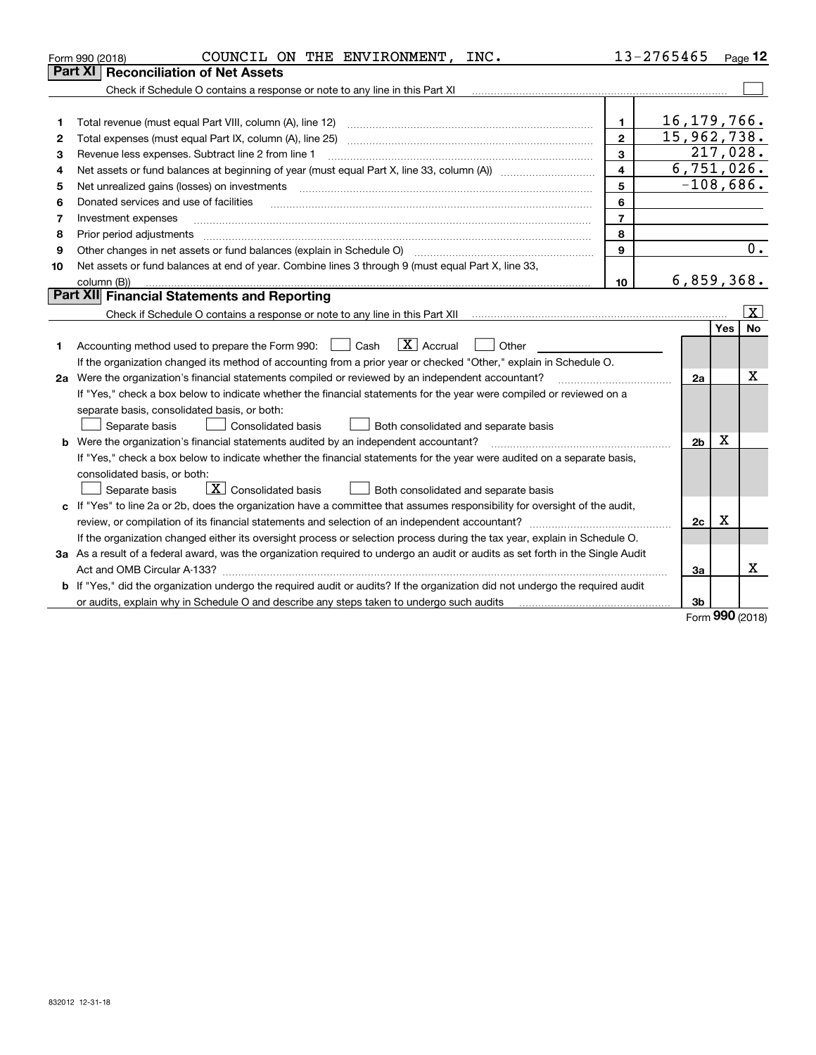Form 990 (2018) COUNCIL ON THE ENVIRONMENT, INC. 13-2765465

## Part XI Reconciliation of Net Assets

Check if Schedule O contains a response or note to any line in this Part XI ☐

| | | | |
|---|---|---|---|
| 1 | Total revenue (must equal Part VIII, column (A), line 12) | 1 | 16,179,766. |
| 2 | Total expenses (must equal Part IX, column (A), line 25) | 2 | 15,962,738. |
| 3 | Revenue less expenses. Subtract line 2 from line 1 | 3 | 217,028. |
| 4 | Net assets or fund balances at beginning of year (must equal Part X, line 33, column (A)) | 4 | 6,751,026. |
| 5 | Net unrealized gains (losses) on investments | 5 | -108,686. |
| 6 | Donated services and use of facilities | 6 | |
| 7 | Investment expenses | 7 | |
| 8 | Prior period adjustments | 8 | |
| 9 | Other changes in net assets or fund balances (explain in Schedule O) | 9 | 0. |
| 10 | Net assets or fund balances at end of year. Combine lines 3 through 9 (must equal Part X, line 33, column (B)) | 10 | 6,859,368. |

## Part XII Financial Statements and Reporting

Check if Schedule O contains a response or note to any line in this Part XII ☒

| | | | Yes | No |
|---|---|---|---|---|
| 1 | Accounting method used to prepare the Form 990: ☐ Cash ☒ Accrual ☐ Other<br>If the organization changed its method of accounting from a prior year or checked "Other," explain in Schedule O. | | | |
| 2a | Were the organization's financial statements compiled or reviewed by an independent accountant?<br>If "Yes," check a box below to indicate whether the financial statements for the year were compiled or reviewed on a separate basis, consolidated basis, or both:<br>☐ Separate basis ☐ Consolidated basis ☐ Both consolidated and separate basis | 2a | | X |
| b | Were the organization's financial statements audited by an independent accountant?<br>If "Yes," check a box below to indicate whether the financial statements for the year were audited on a separate basis, consolidated basis, or both:<br>☐ Separate basis ☒ Consolidated basis ☐ Both consolidated and separate basis | 2b | X | |
| c | If "Yes" to line 2a or 2b, does the organization have a committee that assumes responsibility for oversight of the audit, review, or compilation of its financial statements and selection of an independent accountant?<br>If the organization changed either its oversight process or selection process during the tax year, explain in Schedule O. | 2c | X | |
| 3a | As a result of a federal award, was the organization required to undergo an audit or audits as set forth in the Single Audit Act and OMB Circular A-133? | 3a | | X |
| b | If "Yes," did the organization undergo the required audit or audits? If the organization did not undergo the required audit or audits, explain why in Schedule O and describe any steps taken to undergo such audits | 3b | | |

Form **990** (2018)

832012 12-31-18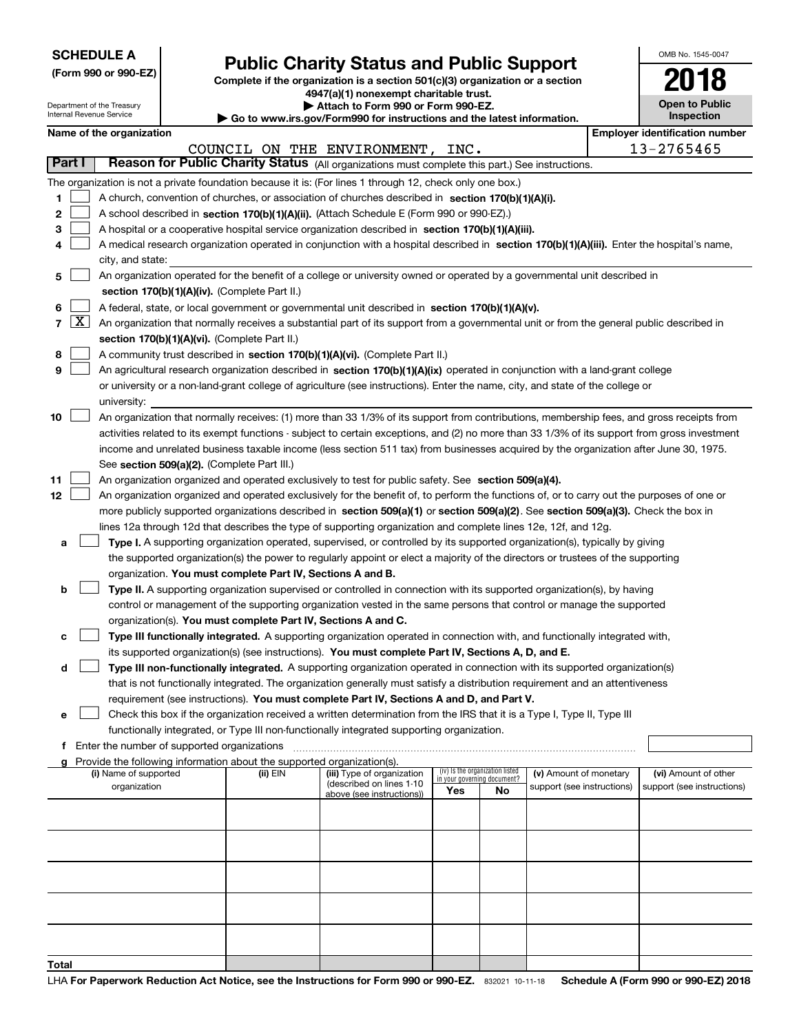**SCHEDULE A**
**(Form 990 or 990-EZ)**

Department of the Treasury
Internal Revenue Service

# Public Charity Status and Public Support

**Complete if the organization is a section 501(c)(3) organization or a section 4947(a)(1) nonexempt charitable trust.**
**▶ Attach to Form 990 or Form 990-EZ.**
**▶ Go to www.irs.gov/Form990 for instructions and the latest information.**

OMB No. 1545-0047

**2018**

**Open to Public Inspection**

**Name of the organization:** COUNCIL ON THE ENVIRONMENT, INC.
**Employer identification number:** 13-2765465

## Part I — Reason for Public Charity Status (All organizations must complete this part.) See instructions.

The organization is not a private foundation because it is: (For lines 1 through 12, check only one box.)

1. [ ] A church, convention of churches, or association of churches described in **section 170(b)(1)(A)(i).**
2. [ ] A school described in **section 170(b)(1)(A)(ii).** (Attach Schedule E (Form 990 or 990-EZ).)
3. [ ] A hospital or a cooperative hospital service organization described in **section 170(b)(1)(A)(iii).**
4. [ ] A medical research organization operated in conjunction with a hospital described in **section 170(b)(1)(A)(iii).** Enter the hospital's name, city, and state:
5. [ ] An organization operated for the benefit of a college or university owned or operated by a governmental unit described in **section 170(b)(1)(A)(iv).** (Complete Part II.)
6. [ ] A federal, state, or local government or governmental unit described in **section 170(b)(1)(A)(v).**
7. [X] An organization that normally receives a substantial part of its support from a governmental unit or from the general public described in **section 170(b)(1)(A)(vi).** (Complete Part II.)
8. [ ] A community trust described in **section 170(b)(1)(A)(vi).** (Complete Part II.)
9. [ ] An agricultural research organization described in **section 170(b)(1)(A)(ix)** operated in conjunction with a land-grant college or university or a non-land-grant college of agriculture (see instructions). Enter the name, city, and state of the college or university:
10. [ ] An organization that normally receives: (1) more than 33 1/3% of its support from contributions, membership fees, and gross receipts from activities related to its exempt functions - subject to certain exceptions, and (2) no more than 33 1/3% of its support from gross investment income and unrelated business taxable income (less section 511 tax) from businesses acquired by the organization after June 30, 1975. See **section 509(a)(2).** (Complete Part III.)
11. [ ] An organization organized and operated exclusively to test for public safety. See **section 509(a)(4).**
12. [ ] An organization organized and operated exclusively for the benefit of, to perform the functions of, or to carry out the purposes of one or more publicly supported organizations described in **section 509(a)(1)** or **section 509(a)(2)**. See **section 509(a)(3).** Check the box in lines 12a through 12d that describes the type of supporting organization and complete lines 12e, 12f, and 12g.
   - **a** [ ] **Type I.** A supporting organization operated, supervised, or controlled by its supported organization(s), typically by giving the supported organization(s) the power to regularly appoint or elect a majority of the directors or trustees of the supporting organization. **You must complete Part IV, Sections A and B.**
   - **b** [ ] **Type II.** A supporting organization supervised or controlled in connection with its supported organization(s), by having control or management of the supporting organization vested in the same persons that control or manage the supported organization(s). **You must complete Part IV, Sections A and C.**
   - **c** [ ] **Type III functionally integrated.** A supporting organization operated in connection with, and functionally integrated with, its supported organization(s) (see instructions). **You must complete Part IV, Sections A, D, and E.**
   - **d** [ ] **Type III non-functionally integrated.** A supporting organization operated in connection with its supported organization(s) that is not functionally integrated. The organization generally must satisfy a distribution requirement and an attentiveness requirement (see instructions). **You must complete Part IV, Sections A and D, and Part V.**
   - **e** [ ] Check this box if the organization received a written determination from the IRS that it is a Type I, Type II, Type III functionally integrated, or Type III non-functionally integrated supporting organization.
   - **f** Enter the number of supported organizations
   - **g** Provide the following information about the supported organization(s).

| (i) Name of supported organization | (ii) EIN | (iii) Type of organization (described on lines 1-10 above (see instructions)) | (iv) Is the organization listed in your governing document? Yes | No | (v) Amount of monetary support (see instructions) | (vi) Amount of other support (see instructions) |
|---|---|---|---|---|---|---|
| | | | | | | |
| | | | | | | |
| | | | | | | |
| | | | | | | |
| | | | | | | |
| **Total** | | | | | | |

LHA **For Paperwork Reduction Act Notice, see the Instructions for Form 990 or 990-EZ.** 832021 10-11-18 **Schedule A (Form 990 or 990-EZ) 2018**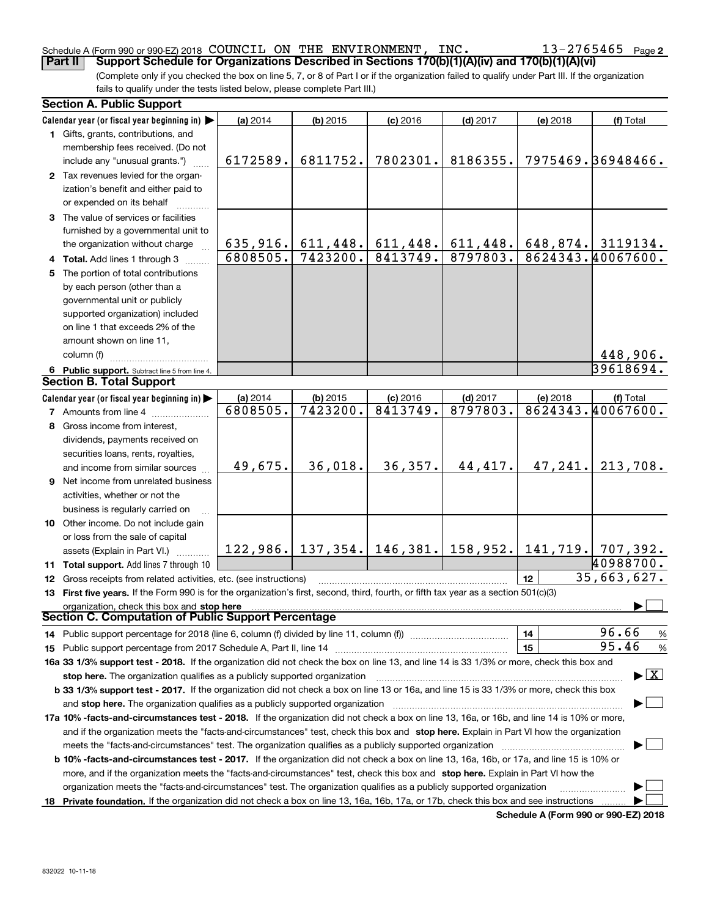Schedule A (Form 990 or 990-EZ) 2018 COUNCIL ON THE ENVIRONMENT, INC. 13-2765465 Page 2

**Part II | Support Schedule for Organizations Described in Sections 170(b)(1)(A)(iv) and 170(b)(1)(A)(vi)**

(Complete only if you checked the box on line 5, 7, or 8 of Part I or if the organization failed to qualify under Part III. If the organization fails to qualify under the tests listed below, please complete Part III.)

### Section A. Public Support

| Calendar year (or fiscal year beginning in) ▶ | (a) 2014 | (b) 2015 | (c) 2016 | (d) 2017 | (e) 2018 | (f) Total |
|---|---|---|---|---|---|---|
| **1** Gifts, grants, contributions, and membership fees received. (Do not include any "unusual grants.") | 6172589. | 6811752. | 7802301. | 8186355. | 7975469. | 36948466. |
| **2** Tax revenues levied for the organization's benefit and either paid to or expended on its behalf | | | | | | |
| **3** The value of services or facilities furnished by a governmental unit to the organization without charge | 635,916. | 611,448. | 611,448. | 611,448. | 648,874. | 3119134. |
| **4 Total.** Add lines 1 through 3 | 6808505. | 7423200. | 8413749. | 8797803. | 8624343. | 40067600. |
| **5** The portion of total contributions by each person (other than a governmental unit or publicly supported organization) included on line 1 that exceeds 2% of the amount shown on line 11, column (f) | | | | | | 448,906. |
| **6 Public support.** Subtract line 5 from line 4. | | | | | | 39618694. |

### Section B. Total Support

| Calendar year (or fiscal year beginning in) ▶ | (a) 2014 | (b) 2015 | (c) 2016 | (d) 2017 | (e) 2018 | (f) Total |
|---|---|---|---|---|---|---|
| **7** Amounts from line 4 | 6808505. | 7423200. | 8413749. | 8797803. | 8624343. | 40067600. |
| **8** Gross income from interest, dividends, payments received on securities loans, rents, royalties, and income from similar sources | 49,675. | 36,018. | 36,357. | 44,417. | 47,241. | 213,708. |
| **9** Net income from unrelated business activities, whether or not the business is regularly carried on | | | | | | |
| **10** Other income. Do not include gain or loss from the sale of capital assets (Explain in Part VI.) | 122,986. | 137,354. | 146,381. | 158,952. | 141,719. | 707,392. |
| **11 Total support.** Add lines 7 through 10 | | | | | | 40988700. |

**12** Gross receipts from related activities, etc. (see instructions) | **12** | 35,663,627.

**13 First five years.** If the Form 990 is for the organization's first, second, third, fourth, or fifth tax year as a section 501(c)(3) organization, check this box and **stop here** ▶ ☐

### Section C. Computation of Public Support Percentage

**14** Public support percentage for 2018 (line 6, column (f) divided by line 11, column (f)) | **14** | 96.66 %

**15** Public support percentage from 2017 Schedule A, Part II, line 14 | **15** | 95.46 %

**16a 33 1/3% support test - 2018.** If the organization did not check the box on line 13, and line 14 is 33 1/3% or more, check this box and **stop here.** The organization qualifies as a publicly supported organization ▶ ☒

**b 33 1/3% support test - 2017.** If the organization did not check a box on line 13 or 16a, and line 15 is 33 1/3% or more, check this box and **stop here.** The organization qualifies as a publicly supported organization ▶ ☐

**17a 10% -facts-and-circumstances test - 2018.** If the organization did not check a box on line 13, 16a, or 16b, and line 14 is 10% or more, and if the organization meets the "facts-and-circumstances" test, check this box and **stop here.** Explain in Part VI how the organization meets the "facts-and-circumstances" test. The organization qualifies as a publicly supported organization ▶ ☐

**b 10% -facts-and-circumstances test - 2017.** If the organization did not check a box on line 13, 16a, 16b, or 17a, and line 15 is 10% or more, and if the organization meets the "facts-and-circumstances" test, check this box and **stop here.** Explain in Part VI how the organization meets the "facts-and-circumstances" test. The organization qualifies as a publicly supported organization ▶ ☐

**18 Private foundation.** If the organization did not check a box on line 13, 16a, 16b, 17a, or 17b, check this box and see instructions ▶ ☐

**Schedule A (Form 990 or 990-EZ) 2018**

832022 10-11-18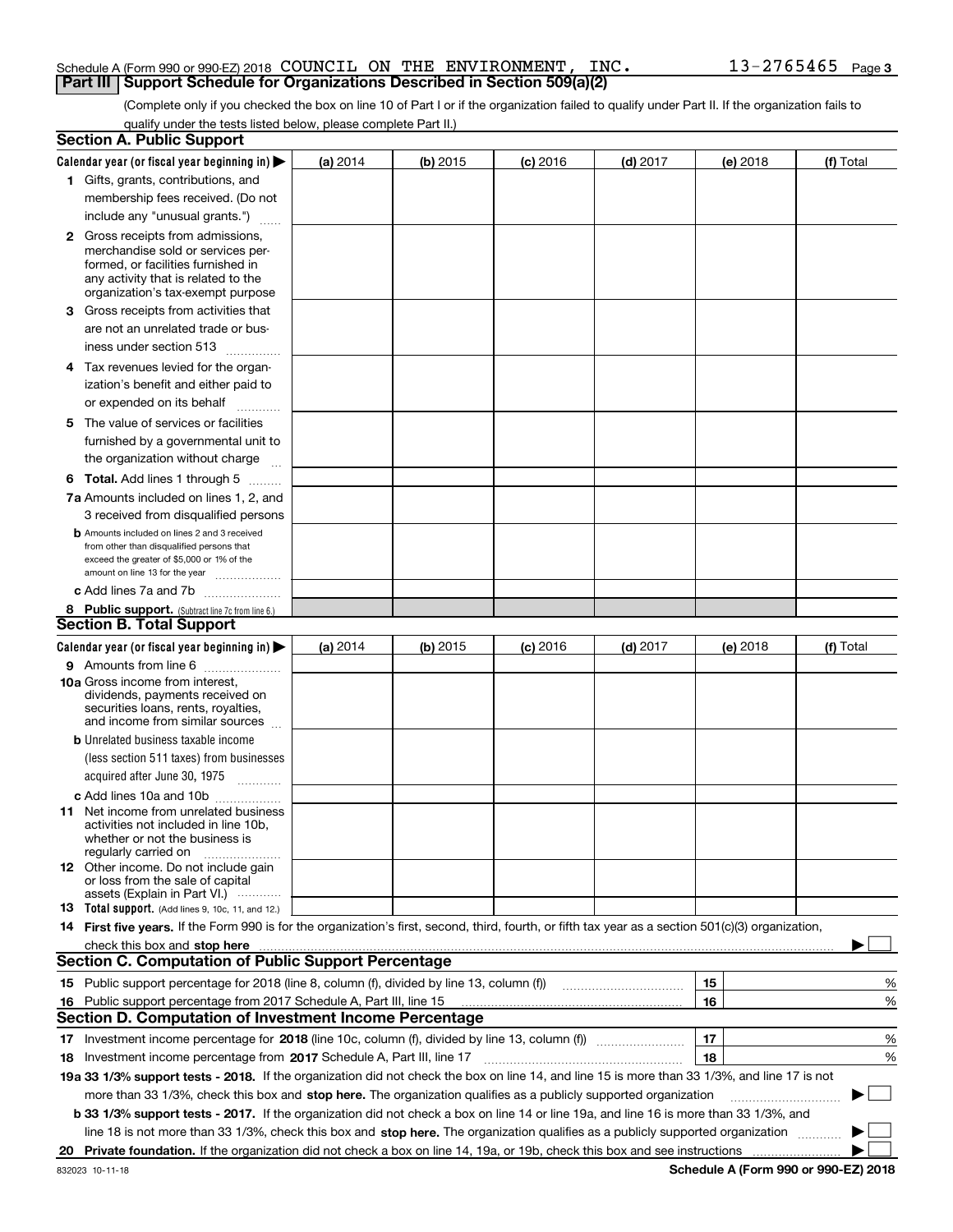Schedule A (Form 990 or 990-EZ) 2018 COUNCIL ON THE ENVIRONMENT, INC. 13-2765465 Page **3**

## Part III Support Schedule for Organizations Described in Section 509(a)(2)

(Complete only if you checked the box on line 10 of Part I or if the organization failed to qualify under Part II. If the organization fails to qualify under the tests listed below, please complete Part II.)

### Section A. Public Support

| Calendar year (or fiscal year beginning in) ▶ | (a) 2014 | (b) 2015 | (c) 2016 | (d) 2017 | (e) 2018 | (f) Total |
|---|---|---|---|---|---|---|
| **1** Gifts, grants, contributions, and membership fees received. (Do not include any "unusual grants.") | | | | | | |
| **2** Gross receipts from admissions, merchandise sold or services performed, or facilities furnished in any activity that is related to the organization's tax-exempt purpose | | | | | | |
| **3** Gross receipts from activities that are not an unrelated trade or business under section 513 | | | | | | |
| **4** Tax revenues levied for the organization's benefit and either paid to or expended on its behalf | | | | | | |
| **5** The value of services or facilities furnished by a governmental unit to the organization without charge | | | | | | |
| **6 Total.** Add lines 1 through 5 | | | | | | |
| **7a** Amounts included on lines 1, 2, and 3 received from disqualified persons | | | | | | |
| **b** Amounts included on lines 2 and 3 received from other than disqualified persons that exceed the greater of $5,000 or 1% of the amount on line 13 for the year | | | | | | |
| **c** Add lines 7a and 7b | | | | | | |
| **8 Public support.** (Subtract line 7c from line 6.) | | | | | | |

### Section B. Total Support

| Calendar year (or fiscal year beginning in) ▶ | (a) 2014 | (b) 2015 | (c) 2016 | (d) 2017 | (e) 2018 | (f) Total |
|---|---|---|---|---|---|---|
| **9** Amounts from line 6 | | | | | | |
| **10a** Gross income from interest, dividends, payments received on securities loans, rents, royalties, and income from similar sources | | | | | | |
| **b** Unrelated business taxable income (less section 511 taxes) from businesses acquired after June 30, 1975 | | | | | | |
| **c** Add lines 10a and 10b | | | | | | |
| **11** Net income from unrelated business activities not included in line 10b, whether or not the business is regularly carried on | | | | | | |
| **12** Other income. Do not include gain or loss from the sale of capital assets (Explain in Part VI.) | | | | | | |
| **13 Total support.** (Add lines 9, 10c, 11, and 12.) | | | | | | |

**14 First five years.** If the Form 990 is for the organization's first, second, third, fourth, or fifth tax year as a section 501(c)(3) organization, check this box and **stop here** ▶ ☐

### Section C. Computation of Public Support Percentage

| | | | |
|---|---|---|---|
| **15** | Public support percentage for 2018 (line 8, column (f), divided by line 13, column (f)) | 15 | % |
| **16** | Public support percentage from 2017 Schedule A, Part III, line 15 | 16 | % |

### Section D. Computation of Investment Income Percentage

| | | | |
|---|---|---|---|
| **17** | Investment income percentage for **2018** (line 10c, column (f), divided by line 13, column (f)) | 17 | % |
| **18** | Investment income percentage from **2017** Schedule A, Part III, line 17 | 18 | % |

**19a 33 1/3% support tests - 2018.** If the organization did not check the box on line 14, and line 15 is more than 33 1/3%, and line 17 is not more than 33 1/3%, check this box and **stop here.** The organization qualifies as a publicly supported organization ▶ ☐

**b 33 1/3% support tests - 2017.** If the organization did not check a box on line 14 or line 19a, and line 16 is more than 33 1/3%, and line 18 is not more than 33 1/3%, check this box and **stop here.** The organization qualifies as a publicly supported organization ▶ ☐

**20 Private foundation.** If the organization did not check a box on line 14, 19a, or 19b, check this box and see instructions ▶ ☐

832023 10-11-18 **Schedule A (Form 990 or 990-EZ) 2018**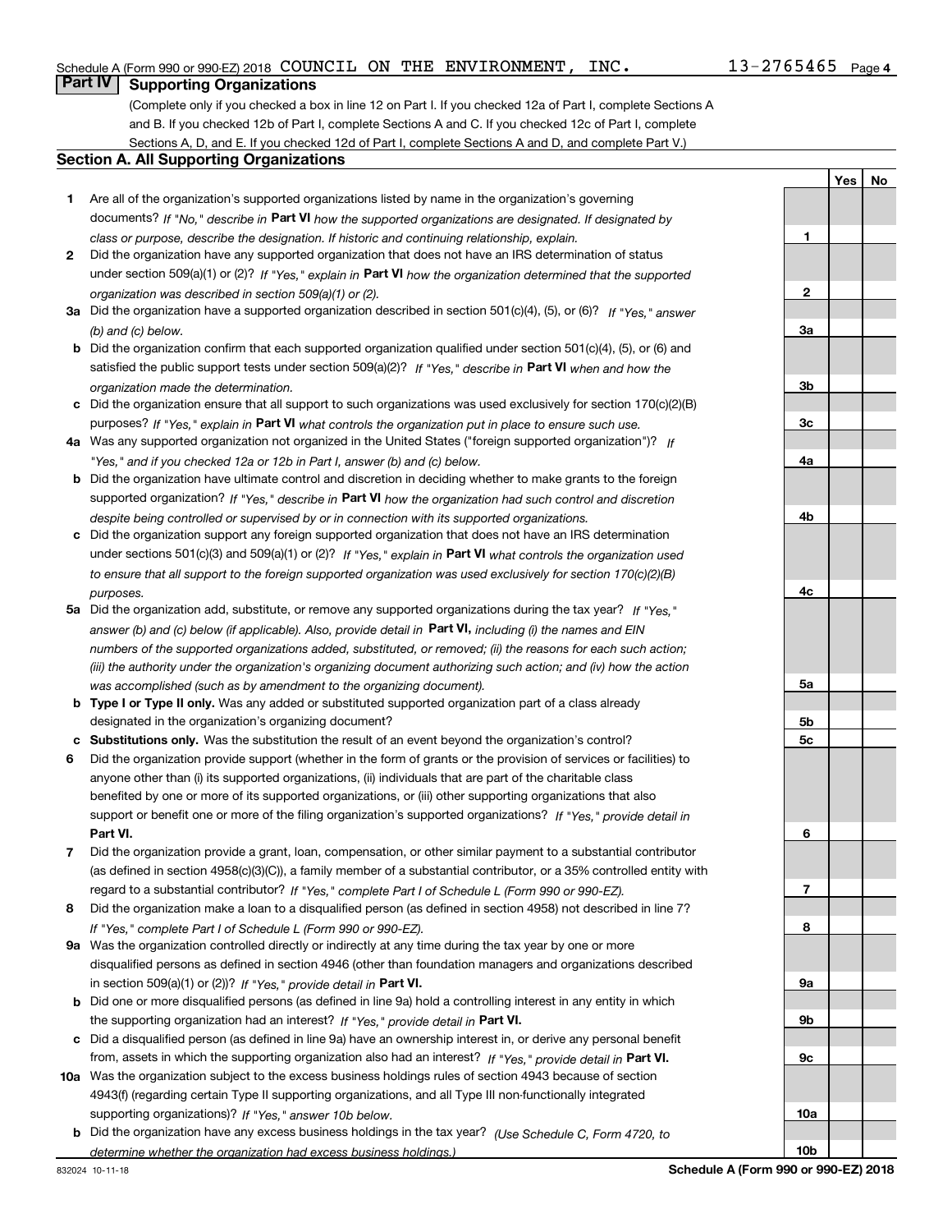Schedule A (Form 990 or 990-EZ) 2018 COUNCIL ON THE ENVIRONMENT, INC. 13-2765465 Page 4

## Part IV Supporting Organizations

(Complete only if you checked a box in line 12 on Part I. If you checked 12a of Part I, complete Sections A and B. If you checked 12b of Part I, complete Sections A and C. If you checked 12c of Part I, complete Sections A, D, and E. If you checked 12d of Part I, complete Sections A and D, and complete Part V.)

### Section A. All Supporting Organizations

| | | | Yes | No |
|---|---|---|---|---|
| **1** | Are all of the organization's supported organizations listed by name in the organization's governing documents? *If "No," describe in* **Part VI** *how the supported organizations are designated. If designated by class or purpose, describe the designation. If historic and continuing relationship, explain.* | **1** | | |
| **2** | Did the organization have any supported organization that does not have an IRS determination of status under section 509(a)(1) or (2)? *If "Yes," explain in* **Part VI** *how the organization determined that the supported organization was described in section 509(a)(1) or (2).* | **2** | | |
| **3a** | Did the organization have a supported organization described in section 501(c)(4), (5), or (6)? *If "Yes," answer (b) and (c) below.* | **3a** | | |
| **b** | Did the organization confirm that each supported organization qualified under section 501(c)(4), (5), or (6) and satisfied the public support tests under section 509(a)(2)? *If "Yes," describe in* **Part VI** *when and how the organization made the determination.* | **3b** | | |
| **c** | Did the organization ensure that all support to such organizations was used exclusively for section 170(c)(2)(B) purposes? *If "Yes," explain in* **Part VI** *what controls the organization put in place to ensure such use.* | **3c** | | |
| **4a** | Was any supported organization not organized in the United States ("foreign supported organization")? *If "Yes," and if you checked 12a or 12b in Part I, answer (b) and (c) below.* | **4a** | | |
| **b** | Did the organization have ultimate control and discretion in deciding whether to make grants to the foreign supported organization? *If "Yes," describe in* **Part VI** *how the organization had such control and discretion despite being controlled or supervised by or in connection with its supported organizations.* | **4b** | | |
| **c** | Did the organization support any foreign supported organization that does not have an IRS determination under sections 501(c)(3) and 509(a)(1) or (2)? *If "Yes," explain in* **Part VI** *what controls the organization used to ensure that all support to the foreign supported organization was used exclusively for section 170(c)(2)(B) purposes.* | **4c** | | |
| **5a** | Did the organization add, substitute, or remove any supported organizations during the tax year? *If "Yes," answer (b) and (c) below (if applicable). Also, provide detail in* **Part VI,** *including (i) the names and EIN numbers of the supported organizations added, substituted, or removed; (ii) the reasons for each such action; (iii) the authority under the organization's organizing document authorizing such action; and (iv) how the action was accomplished (such as by amendment to the organizing document).* | **5a** | | |
| **b** | **Type I or Type II only.** Was any added or substituted supported organization part of a class already designated in the organization's organizing document? | **5b** | | |
| **c** | **Substitutions only.** Was the substitution the result of an event beyond the organization's control? | **5c** | | |
| **6** | Did the organization provide support (whether in the form of grants or the provision of services or facilities) to anyone other than (i) its supported organizations, (ii) individuals that are part of the charitable class benefited by one or more of its supported organizations, or (iii) other supporting organizations that also support or benefit one or more of the filing organization's supported organizations? *If "Yes," provide detail in* **Part VI.** | **6** | | |
| **7** | Did the organization provide a grant, loan, compensation, or other similar payment to a substantial contributor (as defined in section 4958(c)(3)(C)), a family member of a substantial contributor, or a 35% controlled entity with regard to a substantial contributor? *If "Yes," complete Part I of Schedule L (Form 990 or 990-EZ).* | **7** | | |
| **8** | Did the organization make a loan to a disqualified person (as defined in section 4958) not described in line 7? *If "Yes," complete Part I of Schedule L (Form 990 or 990-EZ).* | **8** | | |
| **9a** | Was the organization controlled directly or indirectly at any time during the tax year by one or more disqualified persons as defined in section 4946 (other than foundation managers and organizations described in section 509(a)(1) or (2))? *If "Yes," provide detail in* **Part VI.** | **9a** | | |
| **b** | Did one or more disqualified persons (as defined in line 9a) hold a controlling interest in any entity in which the supporting organization had an interest? *If "Yes," provide detail in* **Part VI.** | **9b** | | |
| **c** | Did a disqualified person (as defined in line 9a) have an ownership interest in, or derive any personal benefit from, assets in which the supporting organization also had an interest? *If "Yes," provide detail in* **Part VI.** | **9c** | | |
| **10a** | Was the organization subject to the excess business holdings rules of section 4943 because of section 4943(f) (regarding certain Type II supporting organizations, and all Type III non-functionally integrated supporting organizations)? *If "Yes," answer 10b below.* | **10a** | | |
| **b** | Did the organization have any excess business holdings in the tax year? *(Use Schedule C, Form 4720, to determine whether the organization had excess business holdings.)* | **10b** | | |

832024 10-11-18 **Schedule A (Form 990 or 990-EZ) 2018**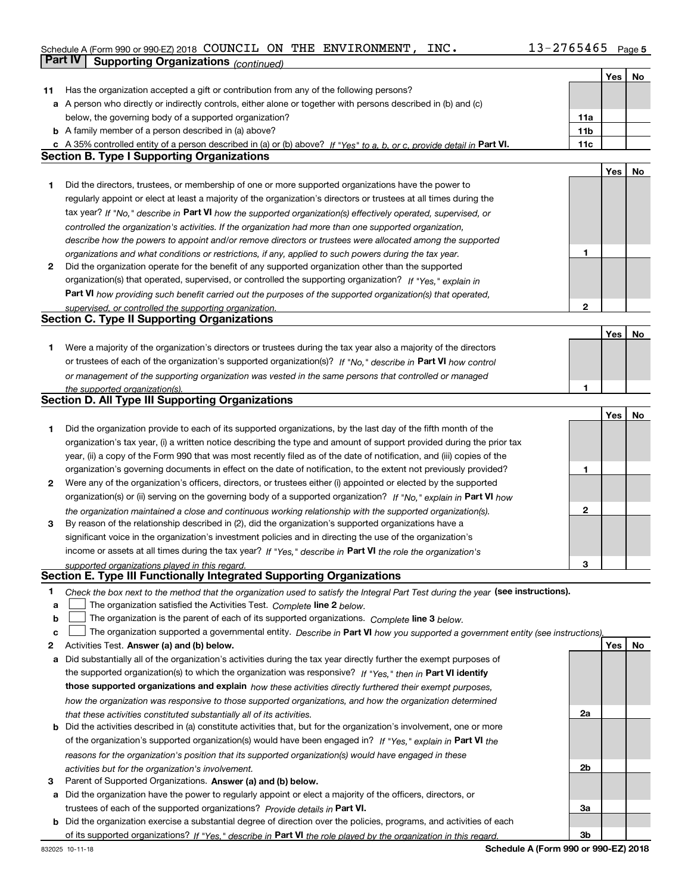Schedule A (Form 990 or 990-EZ) 2018 COUNCIL ON THE ENVIRONMENT, INC. 13-2765465 Page 5

## Part IV | Supporting Organizations *(continued)*

| | | | Yes | No |
|---|---|---|---|---|
| **11** | Has the organization accepted a gift or contribution from any of the following persons? | | | |
| **a** | A person who directly or indirectly controls, either alone or together with persons described in (b) and (c) below, the governing body of a supported organization? | **11a** | | |
| **b** | A family member of a person described in (a) above? | **11b** | | |
| **c** | A 35% controlled entity of a person described in (a) or (b) above? *If "Yes" to a, b, or c, provide detail in* **Part VI.** | **11c** | | |

### Section B. Type I Supporting Organizations

| | | | Yes | No |
|---|---|---|---|---|
| **1** | Did the directors, trustees, or membership of one or more supported organizations have the power to regularly appoint or elect at least a majority of the organization's directors or trustees at all times during the tax year? *If "No," describe in* **Part VI** *how the supported organization(s) effectively operated, supervised, or controlled the organization's activities. If the organization had more than one supported organization, describe how the powers to appoint and/or remove directors or trustees were allocated among the supported organizations and what conditions or restrictions, if any, applied to such powers during the tax year.* | **1** | | |
| **2** | Did the organization operate for the benefit of any supported organization other than the supported organization(s) that operated, supervised, or controlled the supporting organization? *If "Yes," explain in* **Part VI** *how providing such benefit carried out the purposes of the supported organization(s) that operated, supervised, or controlled the supporting organization.* | **2** | | |

### Section C. Type II Supporting Organizations

| | | | Yes | No |
|---|---|---|---|---|
| **1** | Were a majority of the organization's directors or trustees during the tax year also a majority of the directors or trustees of each of the organization's supported organization(s)? *If "No," describe in* **Part VI** *how control or management of the supporting organization was vested in the same persons that controlled or managed the supported organization(s).* | **1** | | |

### Section D. All Type III Supporting Organizations

| | | | Yes | No |
|---|---|---|---|---|
| **1** | Did the organization provide to each of its supported organizations, by the last day of the fifth month of the organization's tax year, (i) a written notice describing the type and amount of support provided during the prior tax year, (ii) a copy of the Form 990 that was most recently filed as of the date of notification, and (iii) copies of the organization's governing documents in effect on the date of notification, to the extent not previously provided? | **1** | | |
| **2** | Were any of the organization's officers, directors, or trustees either (i) appointed or elected by the supported organization(s) or (ii) serving on the governing body of a supported organization? *If "No," explain in* **Part VI** *how the organization maintained a close and continuous working relationship with the supported organization(s).* | **2** | | |
| **3** | By reason of the relationship described in (2), did the organization's supported organizations have a significant voice in the organization's investment policies and in directing the use of the organization's income or assets at all times during the tax year? *If "Yes," describe in* **Part VI** *the role the organization's supported organizations played in this regard.* | **3** | | |

### Section E. Type III Functionally Integrated Supporting Organizations

**1** *Check the box next to the method that the organization used to satisfy the Integral Part Test during the year* **(see instructions).**

- **a** ☐ The organization satisfied the Activities Test. *Complete* **line 2** *below.*
- **b** ☐ The organization is the parent of each of its supported organizations. *Complete* **line 3** *below.*
- **c** ☐ The organization supported a governmental entity. *Describe in* **Part VI** *how you supported a government entity (see instructions).*

| | | | Yes | No |
|---|---|---|---|---|
| **2** | Activities Test. **Answer (a) and (b) below.** | | | |
| **a** | Did substantially all of the organization's activities during the tax year directly further the exempt purposes of the supported organization(s) to which the organization was responsive? *If "Yes," then in* **Part VI identify those supported organizations and explain** *how these activities directly furthered their exempt purposes, how the organization was responsive to those supported organizations, and how the organization determined that these activities constituted substantially all of its activities.* | **2a** | | |
| **b** | Did the activities described in (a) constitute activities that, but for the organization's involvement, one or more of the organization's supported organization(s) would have been engaged in? *If "Yes," explain in* **Part VI** *the reasons for the organization's position that its supported organization(s) would have engaged in these activities but for the organization's involvement.* | **2b** | | |
| **3** | Parent of Supported Organizations. **Answer (a) and (b) below.** | | | |
| **a** | Did the organization have the power to regularly appoint or elect a majority of the officers, directors, or trustees of each of the supported organizations? *Provide details in* **Part VI.** | **3a** | | |
| **b** | Did the organization exercise a substantial degree of direction over the policies, programs, and activities of each of its supported organizations? *If "Yes," describe in* **Part VI** *the role played by the organization in this regard.* | **3b** | | |

832025 10-11-18 **Schedule A (Form 990 or 990-EZ) 2018**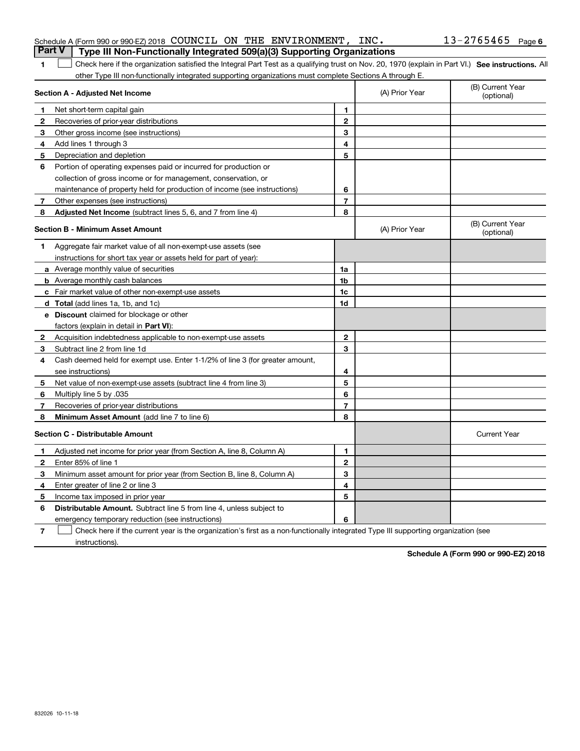Schedule A (Form 990 or 990-EZ) 2018 COUNCIL ON THE ENVIRONMENT, INC. 13-2765465 Page 6

**Part V | Type III Non-Functionally Integrated 509(a)(3) Supporting Organizations**

**1** ☐ Check here if the organization satisfied the Integral Part Test as a qualifying trust on Nov. 20, 1970 (explain in Part VI.) **See instructions.** All other Type III non-functionally integrated supporting organizations must complete Sections A through E.

| **Section A - Adjusted Net Income** | | | (A) Prior Year | (B) Current Year (optional) |
|---|---|---|---|---|
| 1 | Net short-term capital gain | 1 | | |
| 2 | Recoveries of prior-year distributions | 2 | | |
| 3 | Other gross income (see instructions) | 3 | | |
| 4 | Add lines 1 through 3 | 4 | | |
| 5 | Depreciation and depletion | 5 | | |
| 6 | Portion of operating expenses paid or incurred for production or collection of gross income or for management, conservation, or maintenance of property held for production of income (see instructions) | 6 | | |
| 7 | Other expenses (see instructions) | 7 | | |
| 8 | **Adjusted Net Income** (subtract lines 5, 6, and 7 from line 4) | 8 | | |

| **Section B - Minimum Asset Amount** | | | (A) Prior Year | (B) Current Year (optional) |
|---|---|---|---|---|
| 1 | Aggregate fair market value of all non-exempt-use assets (see instructions for short tax year or assets held for part of year): | | | |
| a | Average monthly value of securities | 1a | | |
| b | Average monthly cash balances | 1b | | |
| c | Fair market value of other non-exempt-use assets | 1c | | |
| d | **Total** (add lines 1a, 1b, and 1c) | 1d | | |
| e | **Discount** claimed for blockage or other factors (explain in detail in **Part VI**): | | | |
| 2 | Acquisition indebtedness applicable to non-exempt-use assets | 2 | | |
| 3 | Subtract line 2 from line 1d | 3 | | |
| 4 | Cash deemed held for exempt use. Enter 1-1/2% of line 3 (for greater amount, see instructions) | 4 | | |
| 5 | Net value of non-exempt-use assets (subtract line 4 from line 3) | 5 | | |
| 6 | Multiply line 5 by .035 | 6 | | |
| 7 | Recoveries of prior-year distributions | 7 | | |
| 8 | **Minimum Asset Amount** (add line 7 to line 6) | 8 | | |

| **Section C - Distributable Amount** | | | | Current Year |
|---|---|---|---|---|
| 1 | Adjusted net income for prior year (from Section A, line 8, Column A) | 1 | | |
| 2 | Enter 85% of line 1 | 2 | | |
| 3 | Minimum asset amount for prior year (from Section B, line 8, Column A) | 3 | | |
| 4 | Enter greater of line 2 or line 3 | 4 | | |
| 5 | Income tax imposed in prior year | 5 | | |
| 6 | **Distributable Amount.** Subtract line 5 from line 4, unless subject to emergency temporary reduction (see instructions) | 6 | | |

**7** ☐ Check here if the current year is the organization's first as a non-functionally integrated Type III supporting organization (see instructions).

**Schedule A (Form 990 or 990-EZ) 2018**

832026 10-11-18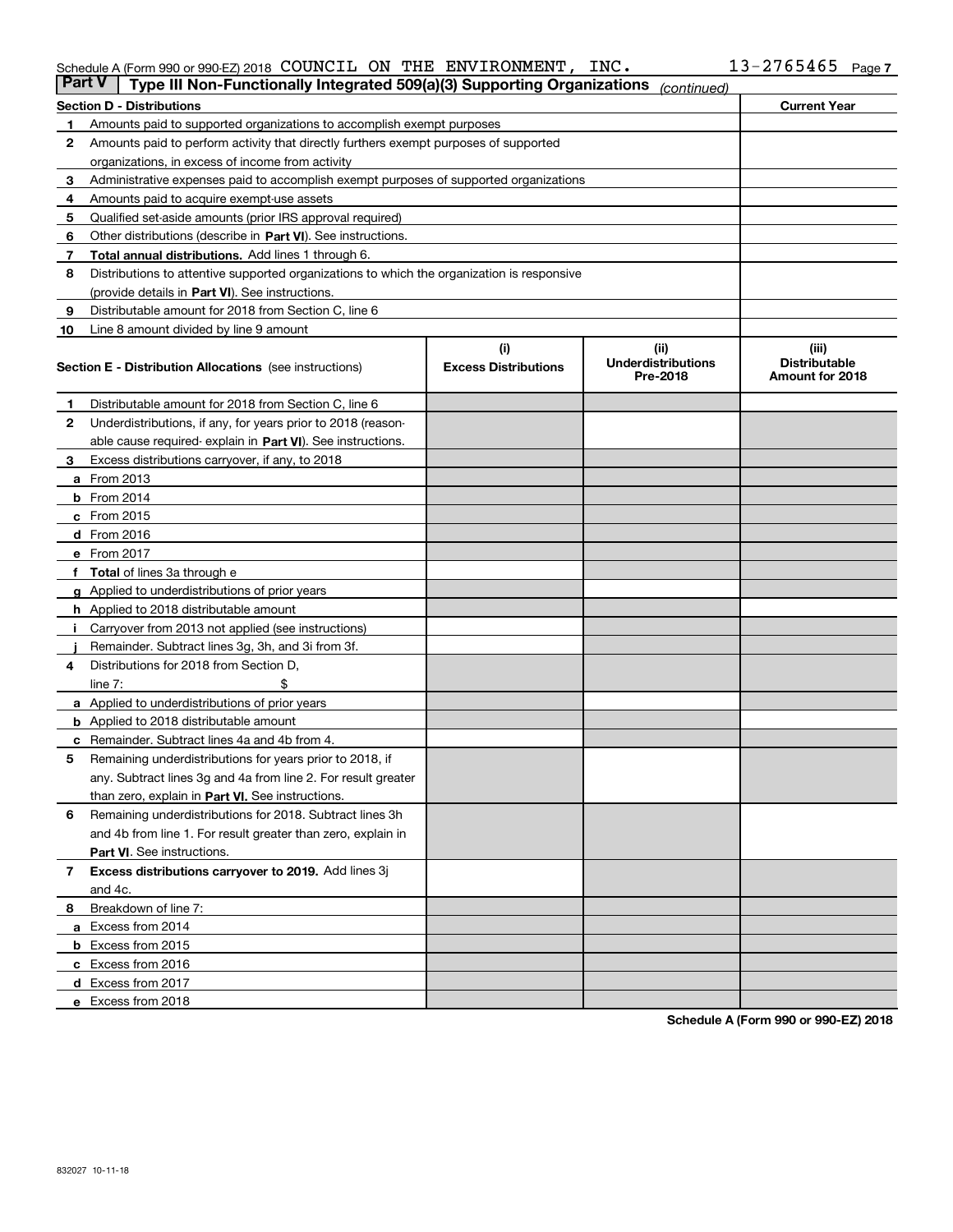Schedule A (Form 990 or 990-EZ) 2018 COUNCIL ON THE ENVIRONMENT, INC. 13-2765465 Page 7

## Part V Type III Non-Functionally Integrated 509(a)(3) Supporting Organizations *(continued)*

| Section D - Distributions | | Current Year |
|---|---|---|
| 1 | Amounts paid to supported organizations to accomplish exempt purposes | |
| 2 | Amounts paid to perform activity that directly furthers exempt purposes of supported organizations, in excess of income from activity | |
| 3 | Administrative expenses paid to accomplish exempt purposes of supported organizations | |
| 4 | Amounts paid to acquire exempt-use assets | |
| 5 | Qualified set-aside amounts (prior IRS approval required) | |
| 6 | Other distributions (describe in **Part VI**). See instructions. | |
| 7 | **Total annual distributions.** Add lines 1 through 6. | |
| 8 | Distributions to attentive supported organizations to which the organization is responsive (provide details in **Part VI**). See instructions. | |
| 9 | Distributable amount for 2018 from Section C, line 6 | |
| 10 | Line 8 amount divided by line 9 amount | |

| | Section E - Distribution Allocations (see instructions) | (i) Excess Distributions | (ii) Underdistributions Pre-2018 | (iii) Distributable Amount for 2018 |
|---|---|---|---|---|
| 1 | Distributable amount for 2018 from Section C, line 6 | | | |
| 2 | Underdistributions, if any, for years prior to 2018 (reasonable cause required- explain in **Part VI**). See instructions. | | | |
| 3 | Excess distributions carryover, if any, to 2018 | | | |
| a | From 2013 | | | |
| b | From 2014 | | | |
| c | From 2015 | | | |
| d | From 2016 | | | |
| e | From 2017 | | | |
| f | **Total** of lines 3a through e | | | |
| g | Applied to underdistributions of prior years | | | |
| h | Applied to 2018 distributable amount | | | |
| i | Carryover from 2013 not applied (see instructions) | | | |
| j | Remainder. Subtract lines 3g, 3h, and 3i from 3f. | | | |
| 4 | Distributions for 2018 from Section D, line 7: $ | | | |
| a | Applied to underdistributions of prior years | | | |
| b | Applied to 2018 distributable amount | | | |
| c | Remainder. Subtract lines 4a and 4b from 4. | | | |
| 5 | Remaining underdistributions for years prior to 2018, if any. Subtract lines 3g and 4a from line 2. For result greater than zero, explain in **Part VI.** See instructions. | | | |
| 6 | Remaining underdistributions for 2018. Subtract lines 3h and 4b from line 1. For result greater than zero, explain in **Part VI**. See instructions. | | | |
| 7 | **Excess distributions carryover to 2019.** Add lines 3j and 4c. | | | |
| 8 | Breakdown of line 7: | | | |
| a | Excess from 2014 | | | |
| b | Excess from 2015 | | | |
| c | Excess from 2016 | | | |
| d | Excess from 2017 | | | |
| e | Excess from 2018 | | | |

**Schedule A (Form 990 or 990-EZ) 2018**

832027 10-11-18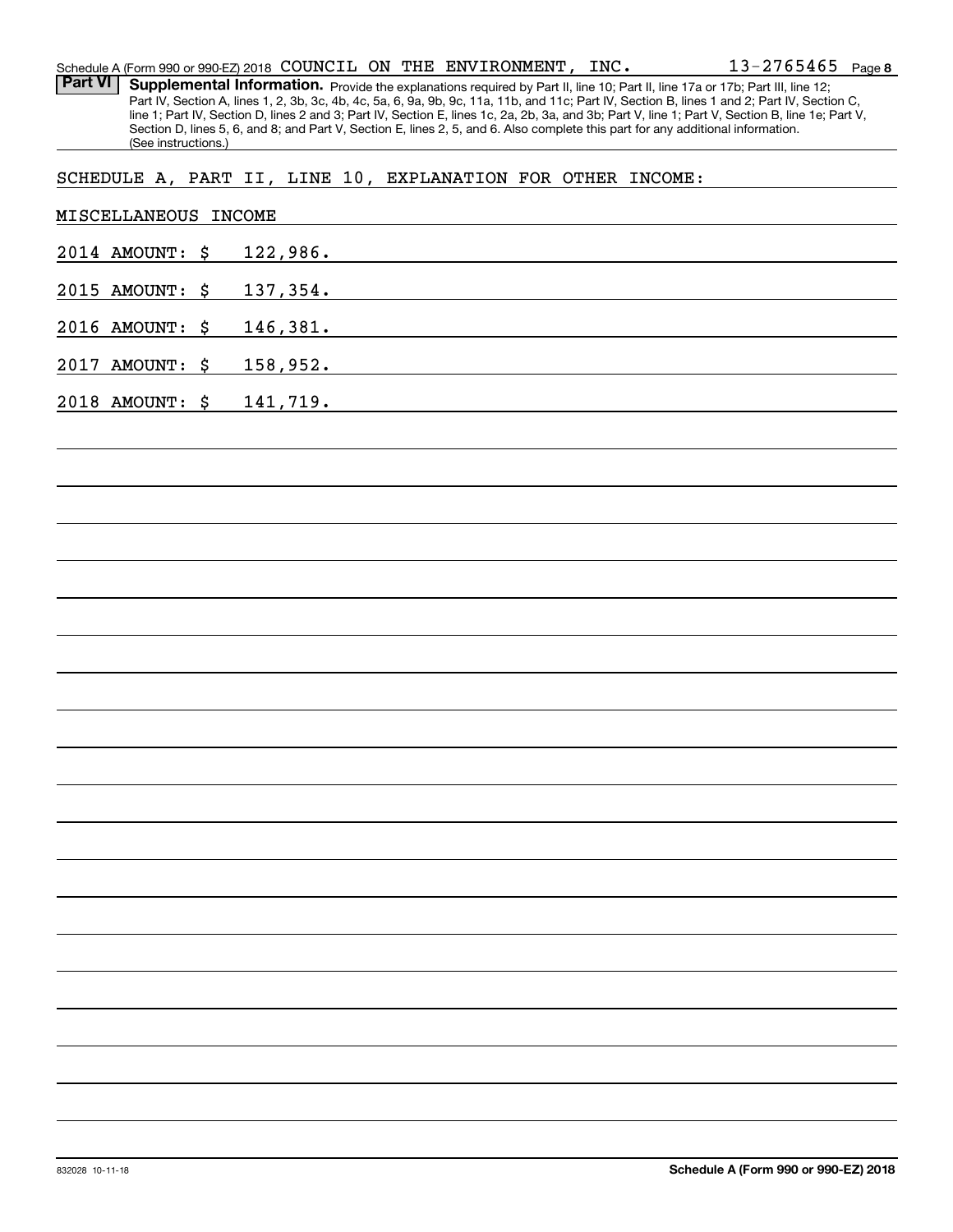Schedule A (Form 990 or 990-EZ) 2018 COUNCIL ON THE ENVIRONMENT, INC. 13-2765465

**Part VI** **Supplemental Information.** Provide the explanations required by Part II, line 10; Part II, line 17a or 17b; Part III, line 12; Part IV, Section A, lines 1, 2, 3b, 3c, 4b, 4c, 5a, 6, 9a, 9b, 9c, 11a, 11b, and 11c; Part IV, Section B, lines 1 and 2; Part IV, Section C, line 1; Part IV, Section D, lines 2 and 3; Part IV, Section E, lines 1c, 2a, 2b, 3a, and 3b; Part V, line 1; Part V, Section B, line 1e; Part V, Section D, lines 5, 6, and 8; and Part V, Section E, lines 2, 5, and 6. Also complete this part for any additional information. (See instructions.)

SCHEDULE A, PART II, LINE 10, EXPLANATION FOR OTHER INCOME:

MISCELLANEOUS INCOME

2014 AMOUNT: $ 122,986.

2015 AMOUNT: $ 137,354.

2016 AMOUNT: $ 146,381.

2017 AMOUNT: $ 158,952.

2018 AMOUNT: $ 141,719.

832028 10-11-18

**Schedule A (Form 990 or 990-EZ) 2018**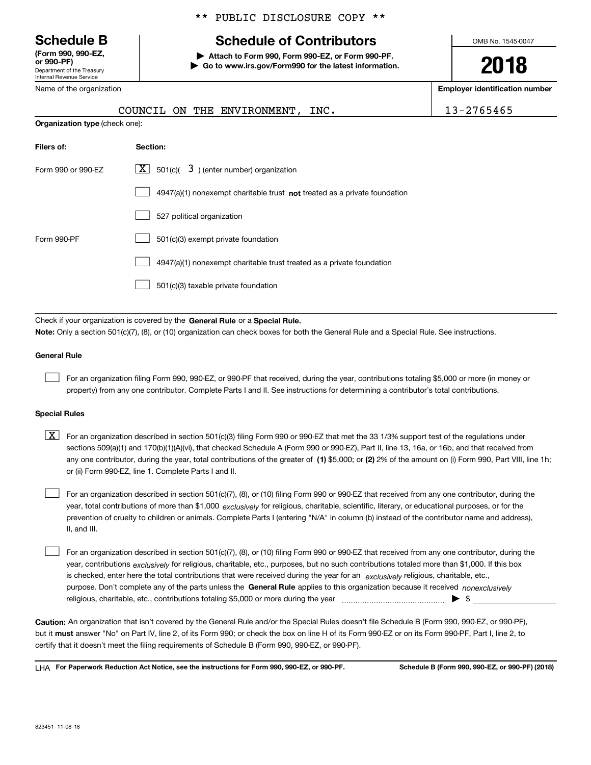** PUBLIC DISCLOSURE COPY **

# Schedule B

**(Form 990, 990-EZ, or 990-PF)**
Department of the Treasury
Internal Revenue Service

## Schedule of Contributors

▶ **Attach to Form 990, Form 990-EZ, or Form 990-PF.**
▶ **Go to www.irs.gov/Form990 for the latest information.**

OMB No. 1545-0047

**2018**

| Name of the organization | Employer identification number |
|---|---|
| COUNCIL ON THE ENVIRONMENT, INC. | 13-2765465 |

**Organization type** (check one):

| Filers of: | Section: |
|---|---|
| Form 990 or 990-EZ | [X] 501(c)( 3 ) (enter number) organization |
| | [ ] 4947(a)(1) nonexempt charitable trust **not** treated as a private foundation |
| | [ ] 527 political organization |
| Form 990-PF | [ ] 501(c)(3) exempt private foundation |
| | [ ] 4947(a)(1) nonexempt charitable trust treated as a private foundation |
| | [ ] 501(c)(3) taxable private foundation |

Check if your organization is covered by the **General Rule** or a **Special Rule.**

**Note:** Only a section 501(c)(7), (8), or (10) organization can check boxes for both the General Rule and a Special Rule. See instructions.

### General Rule

[ ] For an organization filing Form 990, 990-EZ, or 990-PF that received, during the year, contributions totaling $5,000 or more (in money or property) from any one contributor. Complete Parts I and II. See instructions for determining a contributor's total contributions.

### Special Rules

[X] For an organization described in section 501(c)(3) filing Form 990 or 990-EZ that met the 33 1/3% support test of the regulations under sections 509(a)(1) and 170(b)(1)(A)(vi), that checked Schedule A (Form 990 or 990-EZ), Part II, line 13, 16a, or 16b, and that received from any one contributor, during the year, total contributions of the greater of **(1)** $5,000; or **(2)** 2% of the amount on (i) Form 990, Part VIII, line 1h; or (ii) Form 990-EZ, line 1. Complete Parts I and II.

[ ] For an organization described in section 501(c)(7), (8), or (10) filing Form 990 or 990-EZ that received from any one contributor, during the year, total contributions of more than $1,000 *exclusively* for religious, charitable, scientific, literary, or educational purposes, or for the prevention of cruelty to children or animals. Complete Parts I (entering "N/A" in column (b) instead of the contributor name and address), II, and III.

[ ] For an organization described in section 501(c)(7), (8), or (10) filing Form 990 or 990-EZ that received from any one contributor, during the year, contributions *exclusively* for religious, charitable, etc., purposes, but no such contributions totaled more than $1,000. If this box is checked, enter here the total contributions that were received during the year for an *exclusively* religious, charitable, etc., purpose. Don't complete any of the parts unless the **General Rule** applies to this organization because it received *nonexclusively* religious, charitable, etc., contributions totaling $5,000 or more during the year ▶ $ ____________

**Caution:** An organization that isn't covered by the General Rule and/or the Special Rules doesn't file Schedule B (Form 990, 990-EZ, or 990-PF), but it **must** answer "No" on Part IV, line 2, of its Form 990; or check the box on line H of its Form 990-EZ or on its Form 990-PF, Part I, line 2, to certify that it doesn't meet the filing requirements of Schedule B (Form 990, 990-EZ, or 990-PF).

LHA **For Paperwork Reduction Act Notice, see the instructions for Form 990, 990-EZ, or 990-PF.** **Schedule B (Form 990, 990-EZ, or 990-PF) (2018)**

823451 11-08-18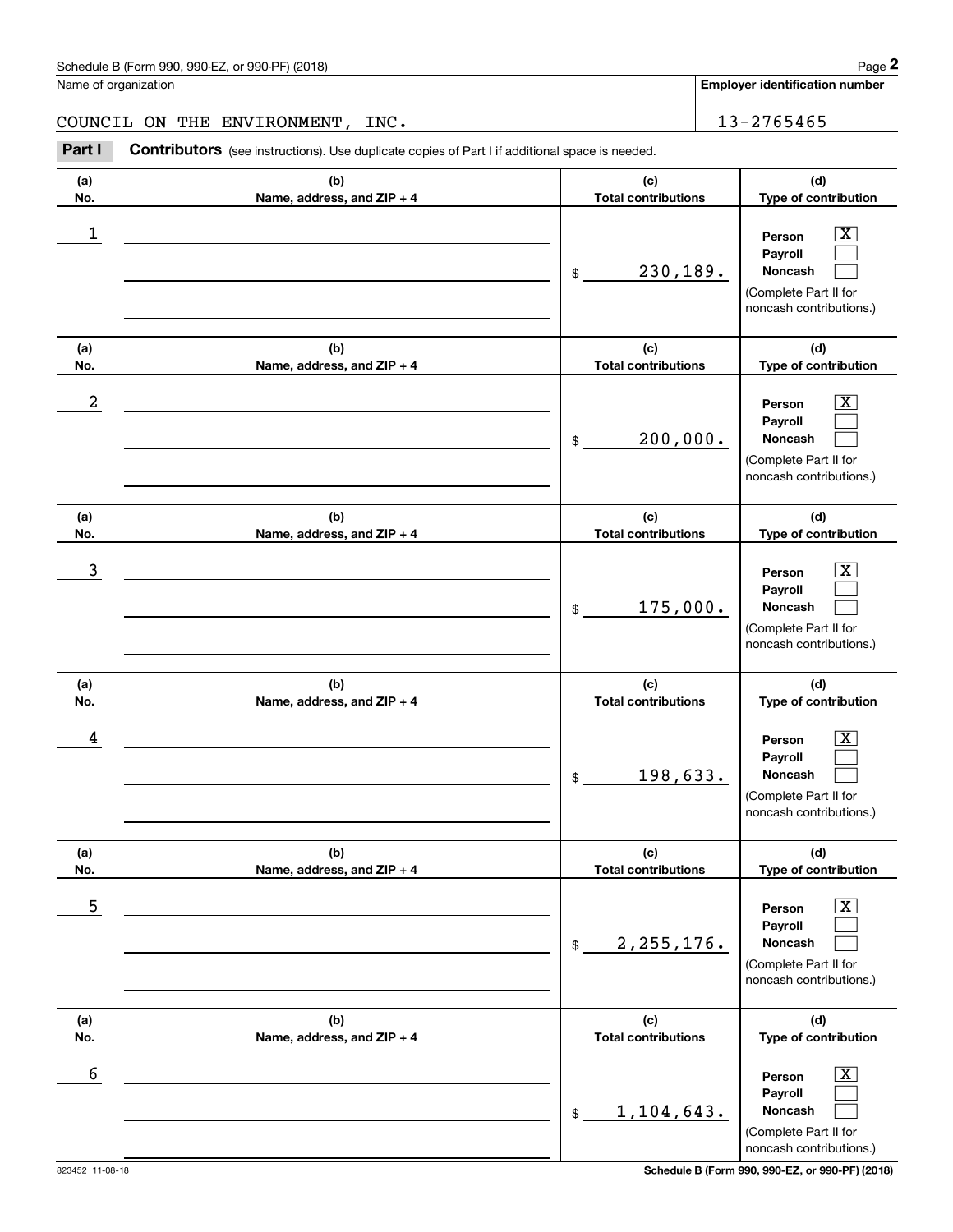Schedule B (Form 990, 990-EZ, or 990-PF) (2018)

Name of organization: COUNCIL ON THE ENVIRONMENT, INC.

Employer identification number: 13-2765465

**Part I** **Contributors** (see instructions). Use duplicate copies of Part I if additional space is needed.

| (a) No. | (b) Name, address, and ZIP + 4 | (c) Total contributions | (d) Type of contribution |
|---|---|---|---|
| 1 | | $ 230,189. | Person [X] Payroll [ ] Noncash [ ] (Complete Part II for noncash contributions.) |
| 2 | | $ 200,000. | Person [X] Payroll [ ] Noncash [ ] (Complete Part II for noncash contributions.) |
| 3 | | $ 175,000. | Person [X] Payroll [ ] Noncash [ ] (Complete Part II for noncash contributions.) |
| 4 | | $ 198,633. | Person [X] Payroll [ ] Noncash [ ] (Complete Part II for noncash contributions.) |
| 5 | | $ 2,255,176. | Person [X] Payroll [ ] Noncash [ ] (Complete Part II for noncash contributions.) |
| 6 | | $ 1,104,643. | Person [X] Payroll [ ] Noncash [ ] (Complete Part II for noncash contributions.) |

823452 11-08-18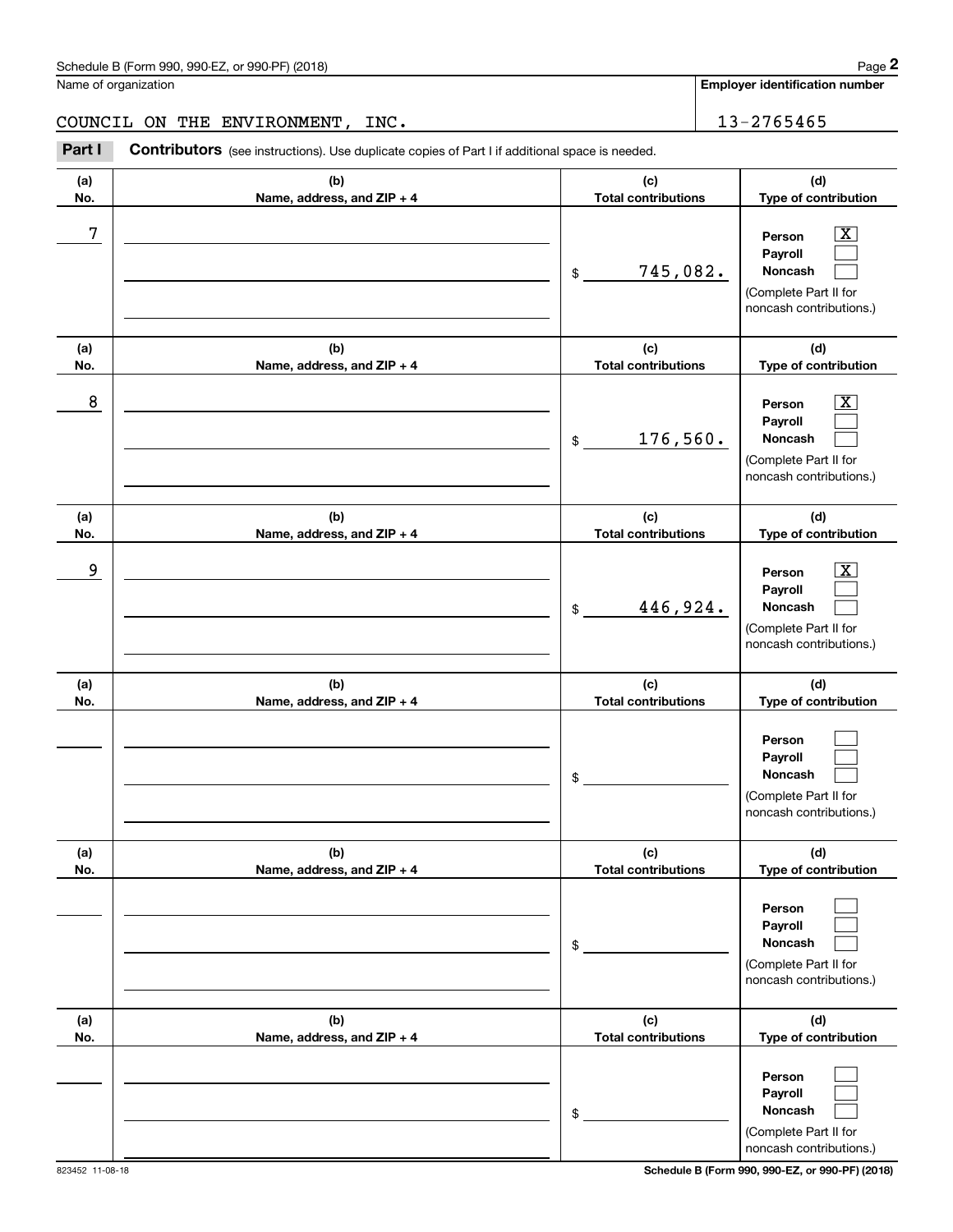Name of organization

COUNCIL ON THE ENVIRONMENT, INC.

**Employer identification number**

13-2765465

**Part I** **Contributors** (see instructions). Use duplicate copies of Part I if additional space is needed.

| (a) No. | (b) Name, address, and ZIP + 4 | (c) Total contributions | (d) Type of contribution |
|---|---|---|---|
| 7 | | $ 745,082. | Person [X] Payroll [ ] Noncash [ ] (Complete Part II for noncash contributions.) |
| 8 | | $ 176,560. | Person [X] Payroll [ ] Noncash [ ] (Complete Part II for noncash contributions.) |
| 9 | | $ 446,924. | Person [X] Payroll [ ] Noncash [ ] (Complete Part II for noncash contributions.) |
| | | $ | Person [ ] Payroll [ ] Noncash [ ] (Complete Part II for noncash contributions.) |
| | | $ | Person [ ] Payroll [ ] Noncash [ ] (Complete Part II for noncash contributions.) |
| | | $ | Person [ ] Payroll [ ] Noncash [ ] (Complete Part II for noncash contributions.) |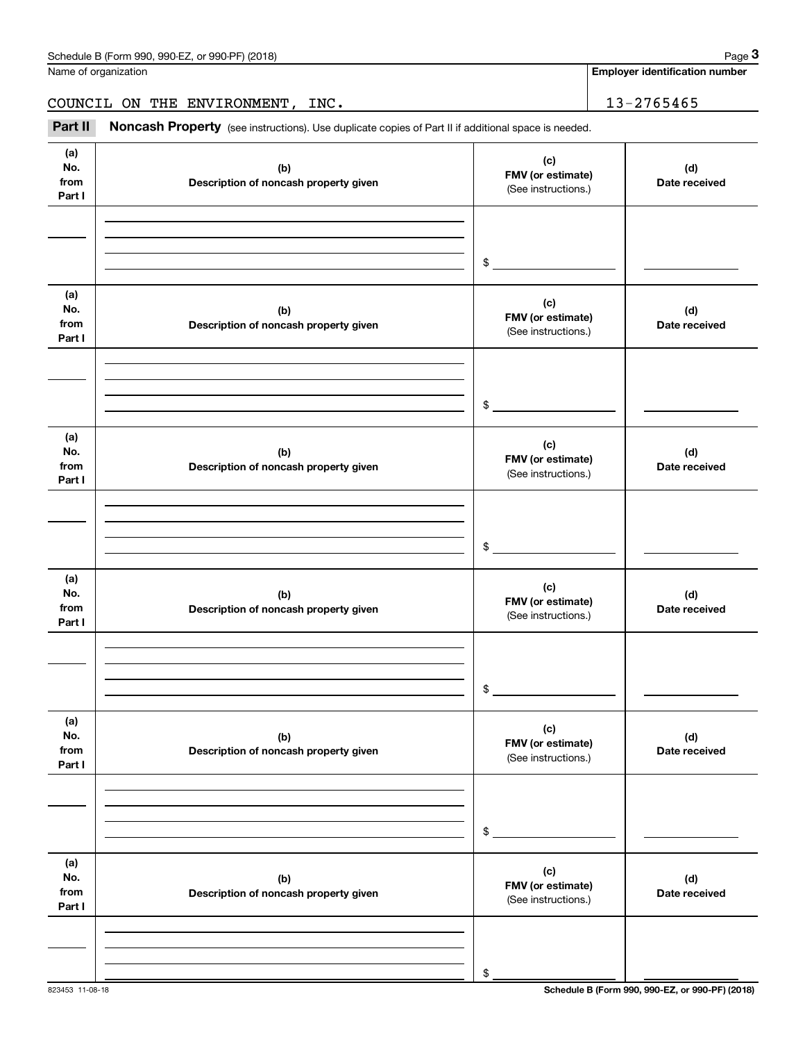Name of organization

**Employer identification number**

COUNCIL ON THE ENVIRONMENT, INC. 13-2765465

**Part II** **Noncash Property** (see instructions). Use duplicate copies of Part II if additional space is needed.

| (a) No. from Part I | (b) Description of noncash property given | (c) FMV (or estimate) (See instructions.) | (d) Date received |
|---|---|---|---|
| | | $ | |

| (a) No. from Part I | (b) Description of noncash property given | (c) FMV (or estimate) (See instructions.) | (d) Date received |
|---|---|---|---|
| | | $ | |

| (a) No. from Part I | (b) Description of noncash property given | (c) FMV (or estimate) (See instructions.) | (d) Date received |
|---|---|---|---|
| | | $ | |

| (a) No. from Part I | (b) Description of noncash property given | (c) FMV (or estimate) (See instructions.) | (d) Date received |
|---|---|---|---|
| | | $ | |

| (a) No. from Part I | (b) Description of noncash property given | (c) FMV (or estimate) (See instructions.) | (d) Date received |
|---|---|---|---|
| | | $ | |

| (a) No. from Part I | (b) Description of noncash property given | (c) FMV (or estimate) (See instructions.) | (d) Date received |
|---|---|---|---|
| | | $ | |

823453 11-08-18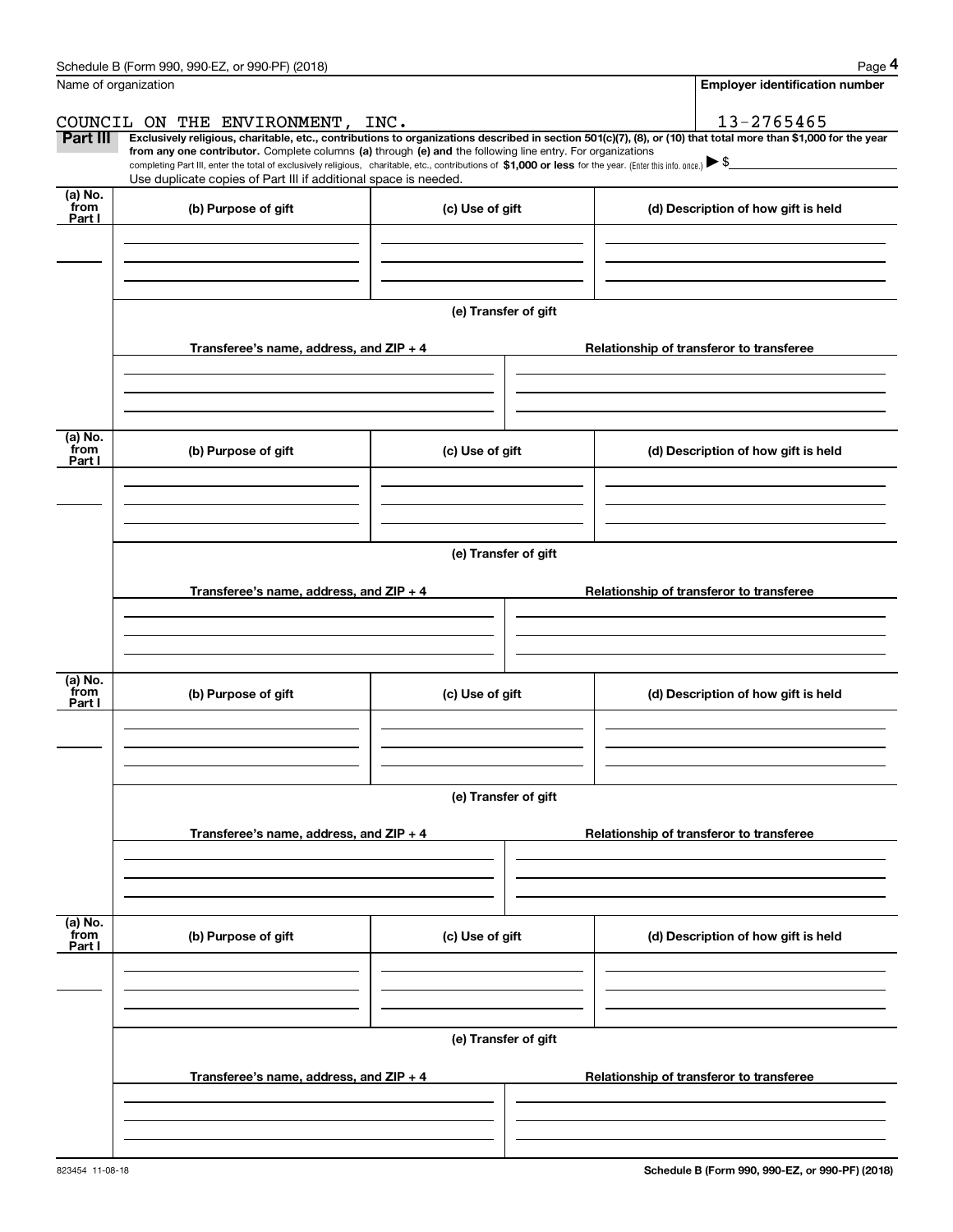Name of organization

COUNCIL ON THE ENVIRONMENT, INC.

**Employer identification number**

13-2765465

**Part III** **Exclusively religious, charitable, etc., contributions to organizations described in section 501(c)(7), (8), or (10) that total more than $1,000 for the year from any one contributor.** Complete columns **(a)** through **(e) and** the following line entry. For organizations completing Part III, enter the total of exclusively religious, charitable, etc., contributions of **$1,000 or less** for the year. (Enter this info. once.) ▶ $

Use duplicate copies of Part III if additional space is needed.

| (a) No. from Part I | (b) Purpose of gift | (c) Use of gift | (d) Description of how gift is held |
|---|---|---|---|
| | | | |

**(e) Transfer of gift**

| Transferee's name, address, and ZIP + 4 | Relationship of transferor to transferee |
|---|---|
| | |

| (a) No. from Part I | (b) Purpose of gift | (c) Use of gift | (d) Description of how gift is held |
|---|---|---|---|
| | | | |

**(e) Transfer of gift**

| Transferee's name, address, and ZIP + 4 | Relationship of transferor to transferee |
|---|---|
| | |

| (a) No. from Part I | (b) Purpose of gift | (c) Use of gift | (d) Description of how gift is held |
|---|---|---|---|
| | | | |

**(e) Transfer of gift**

| Transferee's name, address, and ZIP + 4 | Relationship of transferor to transferee |
|---|---|
| | |

| (a) No. from Part I | (b) Purpose of gift | (c) Use of gift | (d) Description of how gift is held |
|---|---|---|---|
| | | | |

**(e) Transfer of gift**

| Transferee's name, address, and ZIP + 4 | Relationship of transferor to transferee |
|---|---|
| | |

823454 11-08-18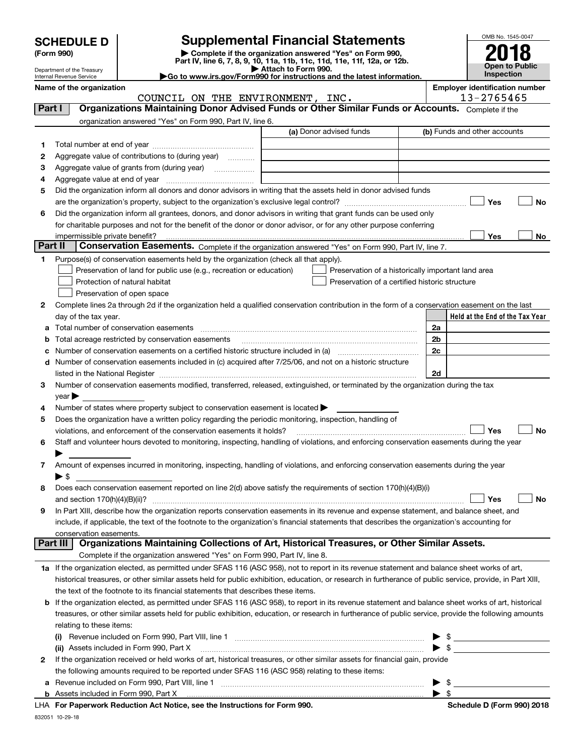# SCHEDULE D (Form 990)

Department of the Treasury
Internal Revenue Service

## Supplemental Financial Statements

▶ Complete if the organization answered "Yes" on Form 990, Part IV, line 6, 7, 8, 9, 10, 11a, 11b, 11c, 11d, 11e, 11f, 12a, or 12b.
▶ Attach to Form 990.
▶Go to www.irs.gov/Form990 for instructions and the latest information.

OMB No. 1545-0047

**2018**

**Open to Public Inspection**

**Name of the organization**
COUNCIL ON THE ENVIRONMENT, INC.

**Employer identification number**
13-2765465

## Part I — Organizations Maintaining Donor Advised Funds or Other Similar Funds or Accounts.

Complete if the organization answered "Yes" on Form 990, Part IV, line 6.

| | | (a) Donor advised funds | (b) Funds and other accounts |
|---|---|---|---|
| 1 | Total number at end of year | | |
| 2 | Aggregate value of contributions to (during year) | | |
| 3 | Aggregate value of grants from (during year) | | |
| 4 | Aggregate value at end of year | | |

5 Did the organization inform all donors and donor advisors in writing that the assets held in donor advised funds are the organization's property, subject to the organization's exclusive legal control? ☐ Yes ☐ No

6 Did the organization inform all grantees, donors, and donor advisors in writing that grant funds can be used only for charitable purposes and not for the benefit of the donor or donor advisor, or for any other purpose conferring impermissible private benefit? ☐ Yes ☐ No

## Part II — Conservation Easements.

Complete if the organization answered "Yes" on Form 990, Part IV, line 7.

1 Purpose(s) of conservation easements held by the organization (check all that apply).

- ☐ Preservation of land for public use (e.g., recreation or education)
- ☐ Protection of natural habitat
- ☐ Preservation of open space
- ☐ Preservation of a historically important land area
- ☐ Preservation of a certified historic structure

2 Complete lines 2a through 2d if the organization held a qualified conservation contribution in the form of a conservation easement on the last day of the tax year.

| | | | Held at the End of the Tax Year |
|---|---|---|---|
| a | Total number of conservation easements | 2a | |
| b | Total acreage restricted by conservation easements | 2b | |
| c | Number of conservation easements on a certified historic structure included in (a) | 2c | |
| d | Number of conservation easements included in (c) acquired after 7/25/06, and not on a historic structure listed in the National Register | 2d | |

3 Number of conservation easements modified, transferred, released, extinguished, or terminated by the organization during the tax year ▶

4 Number of states where property subject to conservation easement is located ▶

5 Does the organization have a written policy regarding the periodic monitoring, inspection, handling of violations, and enforcement of the conservation easements it holds? ☐ Yes ☐ No

6 Staff and volunteer hours devoted to monitoring, inspecting, handling of violations, and enforcing conservation easements during the year ▶

7 Amount of expenses incurred in monitoring, inspecting, handling of violations, and enforcing conservation easements during the year ▶ $

8 Does each conservation easement reported on line 2(d) above satisfy the requirements of section 170(h)(4)(B)(i) and section 170(h)(4)(B)(ii)? ☐ Yes ☐ No

9 In Part XIII, describe how the organization reports conservation easements in its revenue and expense statement, and balance sheet, and include, if applicable, the text of the footnote to the organization's financial statements that describes the organization's accounting for conservation easements.

## Part III — Organizations Maintaining Collections of Art, Historical Treasures, or Other Similar Assets.

Complete if the organization answered "Yes" on Form 990, Part IV, line 8.

1a If the organization elected, as permitted under SFAS 116 (ASC 958), not to report in its revenue statement and balance sheet works of art, historical treasures, or other similar assets held for public exhibition, education, or research in furtherance of public service, provide, in Part XIII, the text of the footnote to its financial statements that describes these items.

b If the organization elected, as permitted under SFAS 116 (ASC 958), to report in its revenue statement and balance sheet works of art, historical treasures, or other similar assets held for public exhibition, education, or research in furtherance of public service, provide the following amounts relating to these items:

(i) Revenue included on Form 990, Part VIII, line 1 ▶ $

(ii) Assets included in Form 990, Part X ▶ $

2 If the organization received or held works of art, historical treasures, or other similar assets for financial gain, provide the following amounts required to be reported under SFAS 116 (ASC 958) relating to these items:

a Revenue included on Form 990, Part VIII, line 1 ▶ $

b Assets included in Form 990, Part X ▶ $

LHA **For Paperwork Reduction Act Notice, see the Instructions for Form 990.** **Schedule D (Form 990) 2018**

832051 10-29-18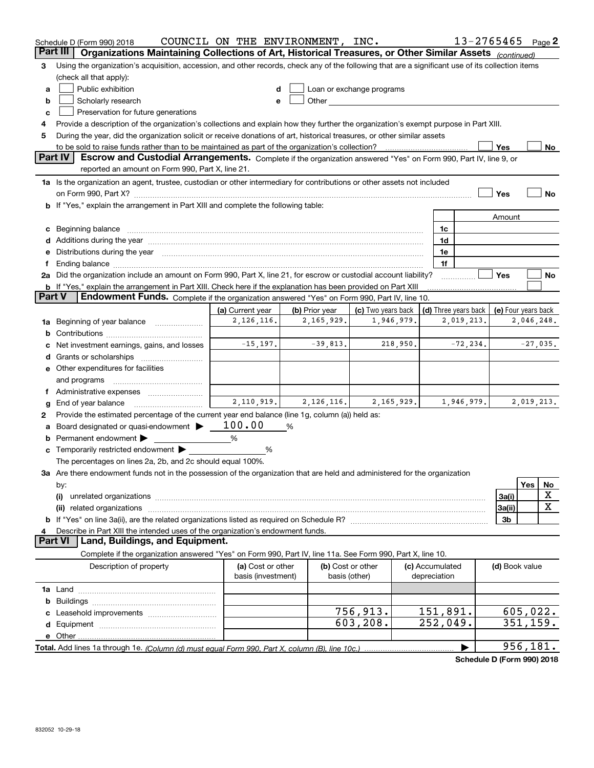Schedule D (Form 990) 2018 COUNCIL ON THE ENVIRONMENT, INC. 13-2765465 Page 2

## Part III Organizations Maintaining Collections of Art, Historical Treasures, or Other Similar Assets *(continued)*

3 Using the organization's acquisition, accession, and other records, check any of the following that are a significant use of its collection items (check all that apply):

a ☐ Public exhibition
b ☐ Scholarly research
c ☐ Preservation for future generations
d ☐ Loan or exchange programs
e ☐ Other

4 Provide a description of the organization's collections and explain how they further the organization's exempt purpose in Part XIII.

5 During the year, did the organization solicit or receive donations of art, historical treasures, or other similar assets to be sold to raise funds rather than to be maintained as part of the organization's collection? ☐ Yes ☐ No

## Part IV Escrow and Custodial Arrangements.

Complete if the organization answered "Yes" on Form 990, Part IV, line 9, or reported an amount on Form 990, Part X, line 21.

1a Is the organization an agent, trustee, custodian or other intermediary for contributions or other assets not included on Form 990, Part X? ☐ Yes ☐ No

b If "Yes," explain the arrangement in Part XIII and complete the following table:

| | | Amount |
|---|---|---|
| c Beginning balance | 1c | |
| d Additions during the year | 1d | |
| e Distributions during the year | 1e | |
| f Ending balance | 1f | |

2a Did the organization include an amount on Form 990, Part X, line 21, for escrow or custodial account liability? ☐ Yes ☐ No

b If "Yes," explain the arrangement in Part XIII. Check here if the explanation has been provided on Part XIII ☐

## Part V Endowment Funds.

Complete if the organization answered "Yes" on Form 990, Part IV, line 10.

| | (a) Current year | (b) Prior year | (c) Two years back | (d) Three years back | (e) Four years back |
|---|---|---|---|---|---|
| 1a Beginning of year balance | 2,126,116. | 2,165,929. | 1,946,979. | 2,019,213. | 2,046,248. |
| b Contributions | | | | | |
| c Net investment earnings, gains, and losses | -15,197. | -39,813. | 218,950. | -72,234. | -27,035. |
| d Grants or scholarships | | | | | |
| e Other expenditures for facilities and programs | | | | | |
| f Administrative expenses | | | | | |
| g End of year balance | 2,110,919. | 2,126,116. | 2,165,929. | 1,946,979. | 2,019,213. |

2 Provide the estimated percentage of the current year end balance (line 1g, column (a)) held as:

a Board designated or quasi-endowment ▶ 100.00 %

b Permanent endowment ▶ %

c Temporarily restricted endowment ▶ %

The percentages on lines 2a, 2b, and 2c should equal 100%.

3a Are there endowment funds not in the possession of the organization that are held and administered for the organization by:

| | | Yes | No |
|---|---|---|---|
| (i) unrelated organizations | 3a(i) | | X |
| (ii) related organizations | 3a(ii) | | X |
| b If "Yes" on line 3a(ii), are the related organizations listed as required on Schedule R? | 3b | | |

4 Describe in Part XIII the intended uses of the organization's endowment funds.

## Part VI Land, Buildings, and Equipment.

Complete if the organization answered "Yes" on Form 990, Part IV, line 11a. See Form 990, Part X, line 10.

| Description of property | (a) Cost or other basis (investment) | (b) Cost or other basis (other) | (c) Accumulated depreciation | (d) Book value |
|---|---|---|---|---|
| 1a Land | | | | |
| b Buildings | | | | |
| c Leasehold improvements | | 756,913. | 151,891. | 605,022. |
| d Equipment | | 603,208. | 252,049. | 351,159. |
| e Other | | | | |
| **Total.** Add lines 1a through 1e. *(Column (d) must equal Form 990, Part X, column (B), line 10c.)* | | | ▶ | 956,181. |

**Schedule D (Form 990) 2018**

832052 10-29-18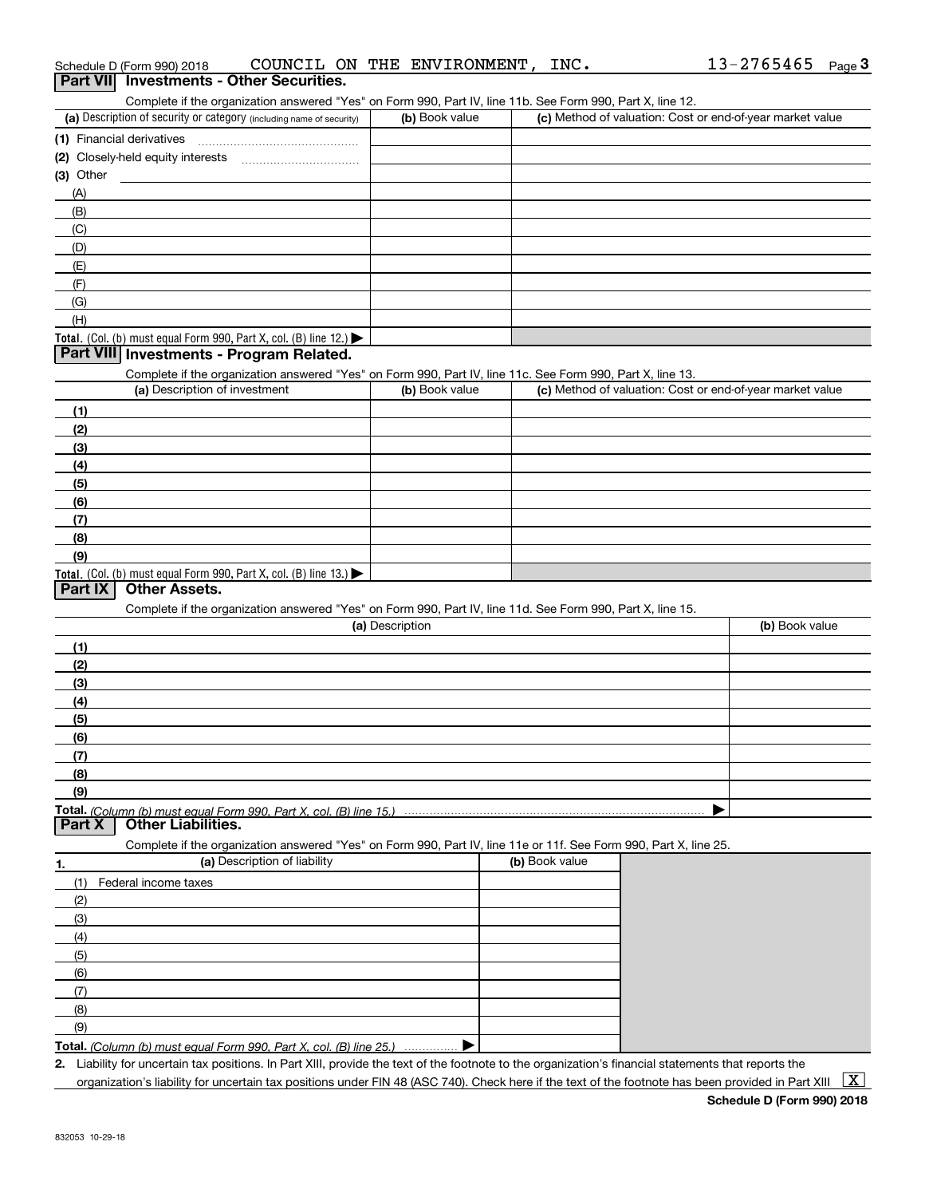Schedule D (Form 990) 2018 COUNCIL ON THE ENVIRONMENT, INC. 13-2765465 Page 3

## Part VII Investments - Other Securities.

Complete if the organization answered "Yes" on Form 990, Part IV, line 11b. See Form 990, Part X, line 12.

| (a) Description of security or category (including name of security) | (b) Book value | (c) Method of valuation: Cost or end-of-year market value |
|---|---|---|
| (1) Financial derivatives | | |
| (2) Closely-held equity interests | | |
| (3) Other | | |
| (A) | | |
| (B) | | |
| (C) | | |
| (D) | | |
| (E) | | |
| (F) | | |
| (G) | | |
| (H) | | |
| **Total.** (Col. (b) must equal Form 990, Part X, col. (B) line 12.) ▶ | | |

## Part VIII Investments - Program Related.

Complete if the organization answered "Yes" on Form 990, Part IV, line 11c. See Form 990, Part X, line 13.

| (a) Description of investment | (b) Book value | (c) Method of valuation: Cost or end-of-year market value |
|---|---|---|
| (1) | | |
| (2) | | |
| (3) | | |
| (4) | | |
| (5) | | |
| (6) | | |
| (7) | | |
| (8) | | |
| (9) | | |
| **Total.** (Col. (b) must equal Form 990, Part X, col. (B) line 13.) ▶ | | |

## Part IX Other Assets.

Complete if the organization answered "Yes" on Form 990, Part IV, line 11d. See Form 990, Part X, line 15.

| (a) Description | (b) Book value |
|---|---|
| (1) | |
| (2) | |
| (3) | |
| (4) | |
| (5) | |
| (6) | |
| (7) | |
| (8) | |
| (9) | |
| **Total.** *(Column (b) must equal Form 990, Part X, col. (B) line 15.)* ▶ | |

## Part X Other Liabilities.

Complete if the organization answered "Yes" on Form 990, Part IV, line 11e or 11f. See Form 990, Part X, line 25.

| 1. (a) Description of liability | (b) Book value |
|---|---|
| (1) Federal income taxes | |
| (2) | |
| (3) | |
| (4) | |
| (5) | |
| (6) | |
| (7) | |
| (8) | |
| (9) | |
| **Total.** *(Column (b) must equal Form 990, Part X, col. (B) line 25.)* ▶ | |

2. Liability for uncertain tax positions. In Part XIII, provide the text of the footnote to the organization's financial statements that reports the organization's liability for uncertain tax positions under FIN 48 (ASC 740). Check here if the text of the footnote has been provided in Part XIII [X]

**Schedule D (Form 990) 2018**

832053 10-29-18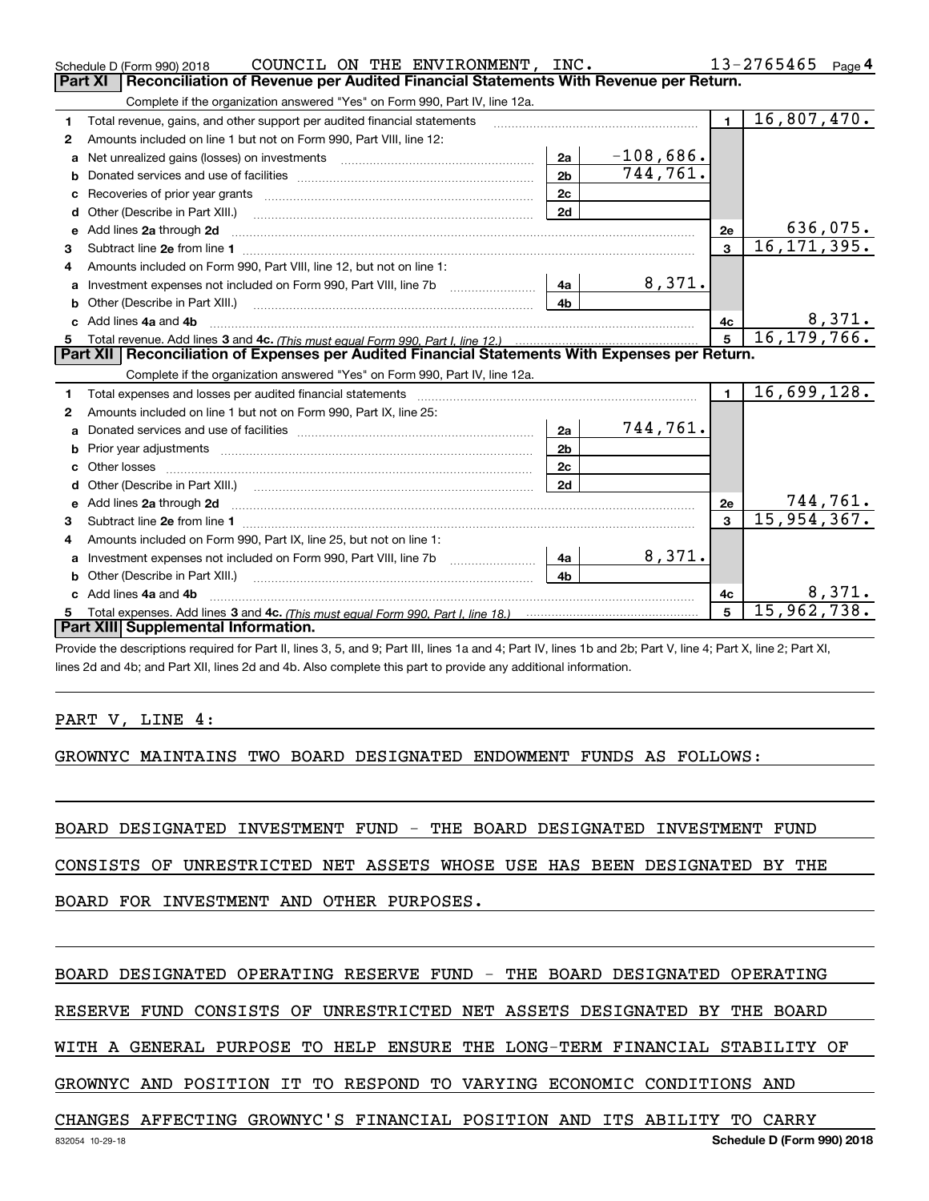Schedule D (Form 990) 2018 COUNCIL ON THE ENVIRONMENT, INC. 13-2765465 Page 4

## Part XI Reconciliation of Revenue per Audited Financial Statements With Revenue per Return.

Complete if the organization answered "Yes" on Form 990, Part IV, line 12a.

| | | | | | |
|---|---|---|---|---|---|
| 1 | Total revenue, gains, and other support per audited financial statements | | | 1 | 16,807,470. |
| 2 | Amounts included on line 1 but not on Form 990, Part VIII, line 12: | | | | |
| a | Net unrealized gains (losses) on investments | 2a | -108,686. | | |
| b | Donated services and use of facilities | 2b | 744,761. | | |
| c | Recoveries of prior year grants | 2c | | | |
| d | Other (Describe in Part XIII.) | 2d | | | |
| e | Add lines 2a through 2d | | | 2e | 636,075. |
| 3 | Subtract line 2e from line 1 | | | 3 | 16,171,395. |
| 4 | Amounts included on Form 990, Part VIII, line 12, but not on line 1: | | | | |
| a | Investment expenses not included on Form 990, Part VIII, line 7b | 4a | 8,371. | | |
| b | Other (Describe in Part XIII.) | 4b | | | |
| c | Add lines 4a and 4b | | | 4c | 8,371. |
| 5 | Total revenue. Add lines 3 and 4c. *(This must equal Form 990, Part I, line 12.)* | | | 5 | 16,179,766. |

## Part XII Reconciliation of Expenses per Audited Financial Statements With Expenses per Return.

Complete if the organization answered "Yes" on Form 990, Part IV, line 12a.

| | | | | | |
|---|---|---|---|---|---|
| 1 | Total expenses and losses per audited financial statements | | | 1 | 16,699,128. |
| 2 | Amounts included on line 1 but not on Form 990, Part IX, line 25: | | | | |
| a | Donated services and use of facilities | 2a | 744,761. | | |
| b | Prior year adjustments | 2b | | | |
| c | Other losses | 2c | | | |
| d | Other (Describe in Part XIII.) | 2d | | | |
| e | Add lines 2a through 2d | | | 2e | 744,761. |
| 3 | Subtract line 2e from line 1 | | | 3 | 15,954,367. |
| 4 | Amounts included on Form 990, Part IX, line 25, but not on line 1: | | | | |
| a | Investment expenses not included on Form 990, Part VIII, line 7b | 4a | 8,371. | | |
| b | Other (Describe in Part XIII.) | 4b | | | |
| c | Add lines 4a and 4b | | | 4c | 8,371. |
| 5 | Total expenses. Add lines 3 and 4c. *(This must equal Form 990, Part I, line 18.)* | | | 5 | 15,962,738. |

## Part XIII Supplemental Information.

Provide the descriptions required for Part II, lines 3, 5, and 9; Part III, lines 1a and 4; Part IV, lines 1b and 2b; Part V, line 4; Part X, line 2; Part XI, lines 2d and 4b; and Part XII, lines 2d and 4b. Also complete this part to provide any additional information.

PART V, LINE 4:

GROWNYC MAINTAINS TWO BOARD DESIGNATED ENDOWMENT FUNDS AS FOLLOWS:

BOARD DESIGNATED INVESTMENT FUND - THE BOARD DESIGNATED INVESTMENT FUND CONSISTS OF UNRESTRICTED NET ASSETS WHOSE USE HAS BEEN DESIGNATED BY THE BOARD FOR INVESTMENT AND OTHER PURPOSES.

BOARD DESIGNATED OPERATING RESERVE FUND - THE BOARD DESIGNATED OPERATING RESERVE FUND CONSISTS OF UNRESTRICTED NET ASSETS DESIGNATED BY THE BOARD WITH A GENERAL PURPOSE TO HELP ENSURE THE LONG-TERM FINANCIAL STABILITY OF GROWNYC AND POSITION IT TO RESPOND TO VARYING ECONOMIC CONDITIONS AND CHANGES AFFECTING GROWNYC'S FINANCIAL POSITION AND ITS ABILITY TO CARRY

832054 10-29-18 Schedule D (Form 990) 2018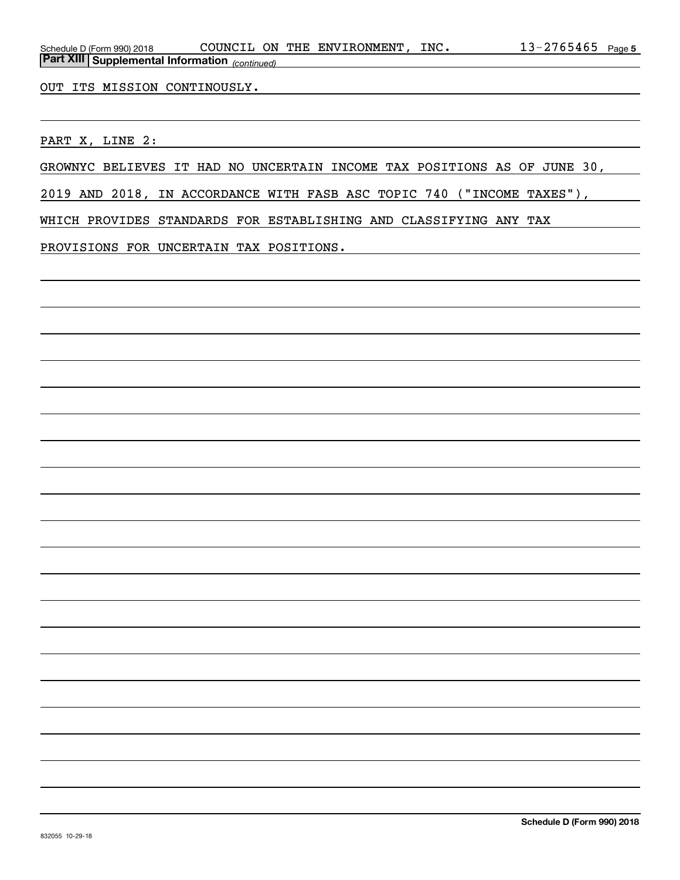**Part XIII | Supplemental Information** *(continued)*

OUT ITS MISSION CONTINOUSLY.

PART X, LINE 2:

GROWNYC BELIEVES IT HAD NO UNCERTAIN INCOME TAX POSITIONS AS OF JUNE 30, 2019 AND 2018, IN ACCORDANCE WITH FASB ASC TOPIC 740 ("INCOME TAXES"), WHICH PROVIDES STANDARDS FOR ESTABLISHING AND CLASSIFYING ANY TAX PROVISIONS FOR UNCERTAIN TAX POSITIONS.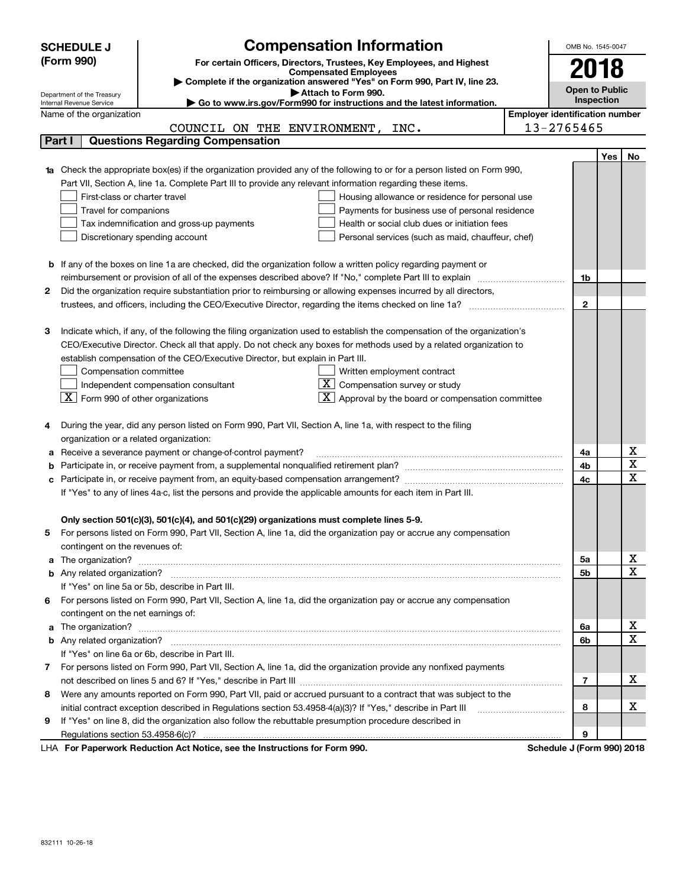# SCHEDULE J (Form 990)

Department of the Treasury
Internal Revenue Service

## Compensation Information

**For certain Officers, Directors, Trustees, Key Employees, and Highest Compensated Employees**

▶ Complete if the organization answered "Yes" on Form 990, Part IV, line 23.

▶ Attach to Form 990.

▶ Go to www.irs.gov/Form990 for instructions and the latest information.

OMB No. 1545-0047

**2018**

**Open to Public Inspection**

Name of the organization: COUNCIL ON THE ENVIRONMENT, INC.

Employer identification number: 13-2765465

## Part I Questions Regarding Compensation

| | | | Yes | No |
|---|---|---|---|---|
| **1a** | Check the appropriate box(es) if the organization provided any of the following to or for a person listed on Form 990, Part VII, Section A, line 1a. Complete Part III to provide any relevant information regarding these items.<br>☐ First-class or charter travel ☐ Housing allowance or residence for personal use<br>☐ Travel for companions ☐ Payments for business use of personal residence<br>☐ Tax indemnification and gross-up payments ☐ Health or social club dues or initiation fees<br>☐ Discretionary spending account ☐ Personal services (such as maid, chauffeur, chef) | | | |
| **b** | If any of the boxes on line 1a are checked, did the organization follow a written policy regarding payment or reimbursement or provision of all of the expenses described above? If "No," complete Part III to explain | 1b | | |
| **2** | Did the organization require substantiation prior to reimbursing or allowing expenses incurred by all directors, trustees, and officers, including the CEO/Executive Director, regarding the items checked on line 1a? | 2 | | |
| **3** | Indicate which, if any, of the following the filing organization used to establish the compensation of the organization's CEO/Executive Director. Check all that apply. Do not check any boxes for methods used by a related organization to establish compensation of the CEO/Executive Director, but explain in Part III.<br>☐ Compensation committee ☐ Written employment contract<br>☐ Independent compensation consultant ☒ Compensation survey or study<br>☒ Form 990 of other organizations ☒ Approval by the board or compensation committee | | | |
| **4** | During the year, did any person listed on Form 990, Part VII, Section A, line 1a, with respect to the filing organization or a related organization: | | | |
| **a** | Receive a severance payment or change-of-control payment? | 4a | | X |
| **b** | Participate in, or receive payment from, a supplemental nonqualified retirement plan? | 4b | | X |
| **c** | Participate in, or receive payment from, an equity-based compensation arrangement? | 4c | | X |
| | If "Yes" to any of lines 4a-c, list the persons and provide the applicable amounts for each item in Part III. | | | |
| | **Only section 501(c)(3), 501(c)(4), and 501(c)(29) organizations must complete lines 5-9.** | | | |
| **5** | For persons listed on Form 990, Part VII, Section A, line 1a, did the organization pay or accrue any compensation contingent on the revenues of: | | | |
| **a** | The organization? | 5a | | X |
| **b** | Any related organization? | 5b | | X |
| | If "Yes" on line 5a or 5b, describe in Part III. | | | |
| **6** | For persons listed on Form 990, Part VII, Section A, line 1a, did the organization pay or accrue any compensation contingent on the net earnings of: | | | |
| **a** | The organization? | 6a | | X |
| **b** | Any related organization? | 6b | | X |
| | If "Yes" on line 6a or 6b, describe in Part III. | | | |
| **7** | For persons listed on Form 990, Part VII, Section A, line 1a, did the organization provide any nonfixed payments not described on lines 5 and 6? If "Yes," describe in Part III | 7 | | X |
| **8** | Were any amounts reported on Form 990, Part VII, paid or accrued pursuant to a contract that was subject to the initial contract exception described in Regulations section 53.4958-4(a)(3)? If "Yes," describe in Part III | 8 | | X |
| **9** | If "Yes" on line 8, did the organization also follow the rebuttable presumption procedure described in Regulations section 53.4958-6(c)? | 9 | | |

LHA For Paperwork Reduction Act Notice, see the Instructions for Form 990. **Schedule J (Form 990) 2018**

832111 10-26-18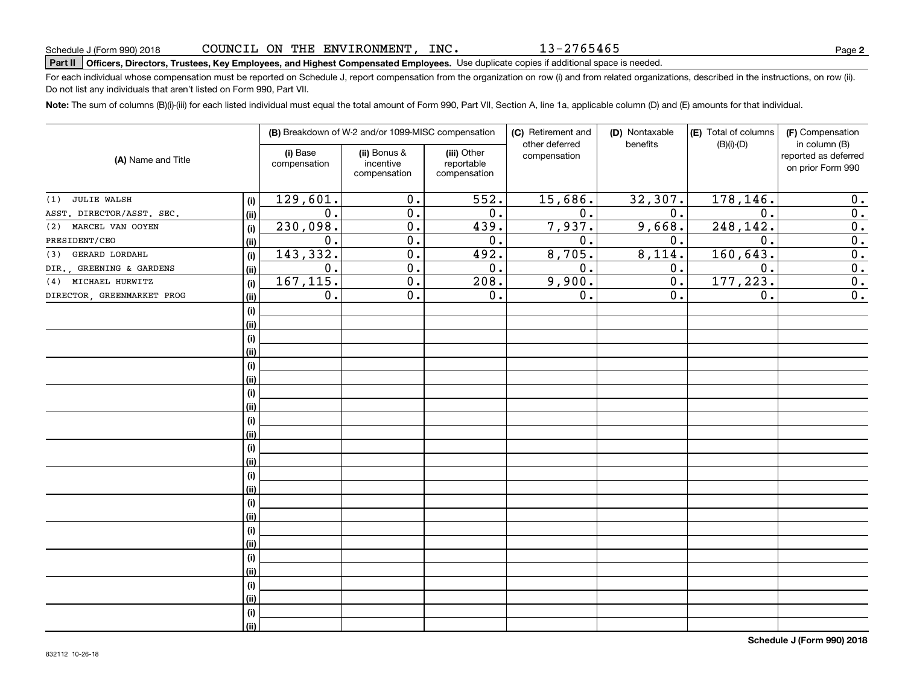Schedule J (Form 990) 2018 COUNCIL ON THE ENVIRONMENT, INC. 13-2765465

**Part II Officers, Directors, Trustees, Key Employees, and Highest Compensated Employees.** Use duplicate copies if additional space is needed.

For each individual whose compensation must be reported on Schedule J, report compensation from the organization on row (i) and from related organizations, described in the instructions, on row (ii). Do not list any individuals that aren't listed on Form 990, Part VII.

**Note:** The sum of columns (B)(i)-(iii) for each listed individual must equal the total amount of Form 990, Part VII, Section A, line 1a, applicable column (D) and (E) amounts for that individual.

| (A) Name and Title | | (B) Breakdown of W-2 and/or 1099-MISC compensation | | | (C) Retirement and other deferred compensation | (D) Nontaxable benefits | (E) Total of columns (B)(i)-(D) | (F) Compensation in column (B) reported as deferred on prior Form 990 |
|---|---|---|---|---|---|---|---|---|
| | | (i) Base compensation | (ii) Bonus & incentive compensation | (iii) Other reportable compensation | | | | |
| (1) JULIE WALSH | (i) | 129,601. | 0. | 552. | 15,686. | 32,307. | 178,146. | 0. |
| ASST. DIRECTOR/ASST. SEC. | (ii) | 0. | 0. | 0. | 0. | 0. | 0. | 0. |
| (2) MARCEL VAN OOYEN | (i) | 230,098. | 0. | 439. | 7,937. | 9,668. | 248,142. | 0. |
| PRESIDENT/CEO | (ii) | 0. | 0. | 0. | 0. | 0. | 0. | 0. |
| (3) GERARD LORDAHL | (i) | 143,332. | 0. | 492. | 8,705. | 8,114. | 160,643. | 0. |
| DIR., GREENING & GARDENS | (ii) | 0. | 0. | 0. | 0. | 0. | 0. | 0. |
| (4) MICHAEL HURWITZ | (i) | 167,115. | 0. | 208. | 9,900. | 0. | 177,223. | 0. |
| DIRECTOR, GREENMARKET PROG | (ii) | 0. | 0. | 0. | 0. | 0. | 0. | 0. |
| | (i) | | | | | | | |
| | (ii) | | | | | | | |
| | (i) | | | | | | | |
| | (ii) | | | | | | | |
| | (i) | | | | | | | |
| | (ii) | | | | | | | |
| | (i) | | | | | | | |
| | (ii) | | | | | | | |
| | (i) | | | | | | | |
| | (ii) | | | | | | | |
| | (i) | | | | | | | |
| | (ii) | | | | | | | |
| | (i) | | | | | | | |
| | (ii) | | | | | | | |
| | (i) | | | | | | | |
| | (ii) | | | | | | | |
| | (i) | | | | | | | |
| | (ii) | | | | | | | |
| | (i) | | | | | | | |
| | (ii) | | | | | | | |
| | (i) | | | | | | | |
| | (ii) | | | | | | | |
| | (i) | | | | | | | |
| | (ii) | | | | | | | |

**Schedule J (Form 990) 2018**

832112 10-26-18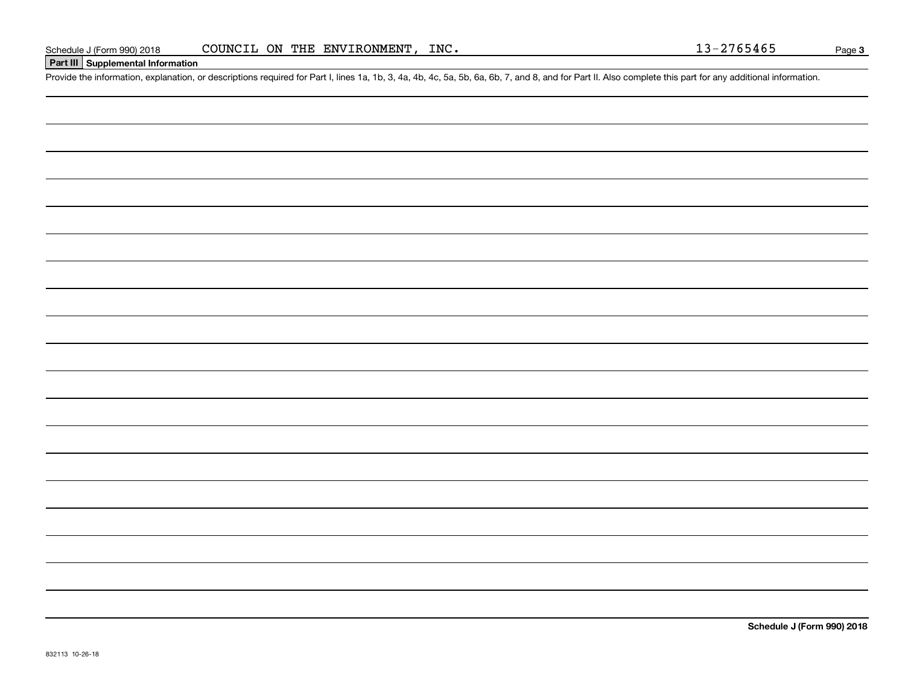## Part III Supplemental Information

Provide the information, explanation, or descriptions required for Part I, lines 1a, 1b, 3, 4a, 4b, 4c, 5a, 5b, 6a, 6b, 7, and 8, and for Part II. Also complete this part for any additional information.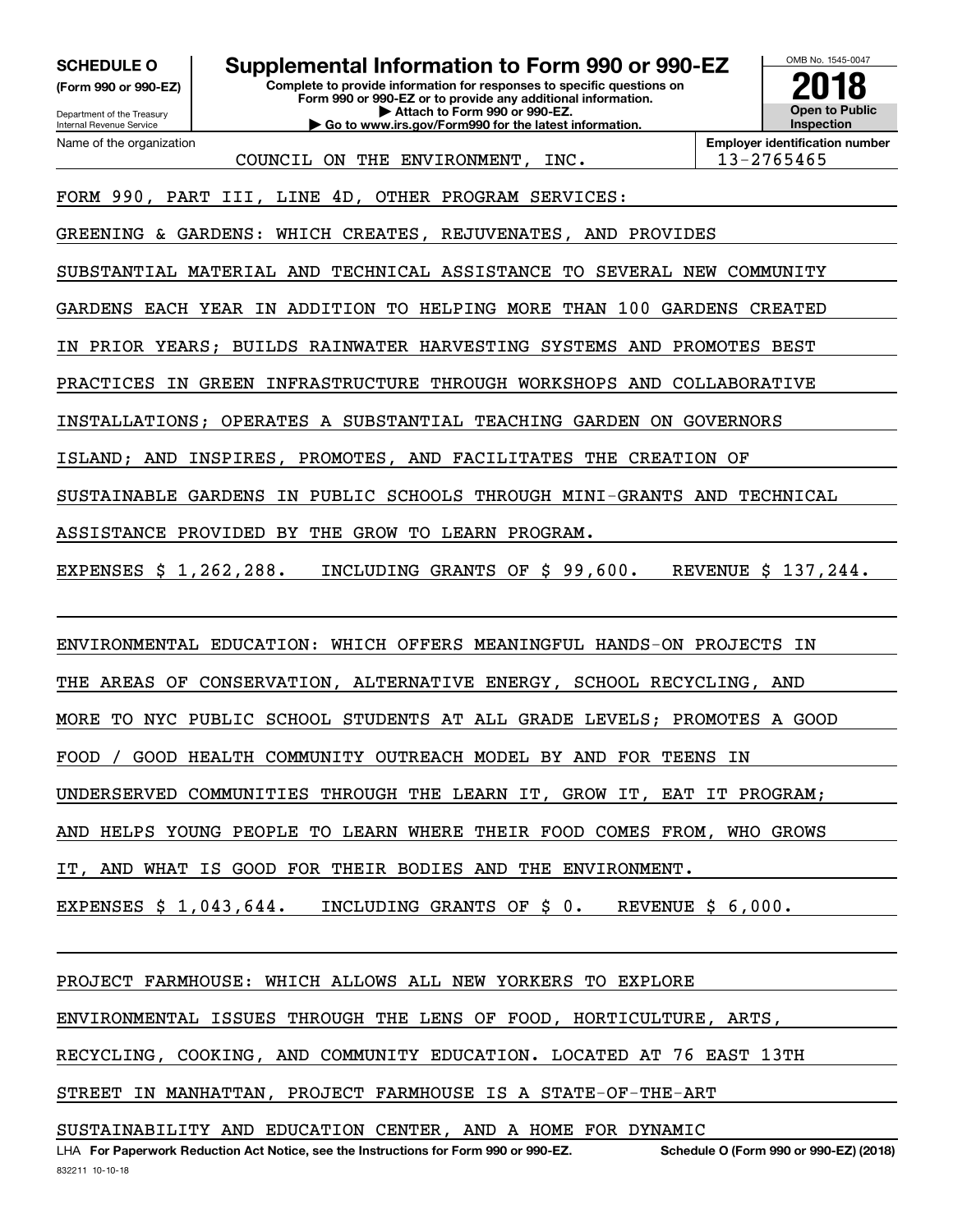**SCHEDULE O (Form 990 or 990-EZ)**

Department of the Treasury
Internal Revenue Service

# Supplemental Information to Form 990 or 990-EZ

**Complete to provide information for responses to specific questions on Form 990 or 990-EZ or to provide any additional information.**
**▶ Attach to Form 990 or 990-EZ.**
**▶ Go to www.irs.gov/Form990 for the latest information.**

OMB No. 1545-0047
**2018**
**Open to Public Inspection**

Name of the organization: COUNCIL ON THE ENVIRONMENT, INC.
**Employer identification number:** 13-2765465

FORM 990, PART III, LINE 4D, OTHER PROGRAM SERVICES:

GREENING & GARDENS: WHICH CREATES, REJUVENATES, AND PROVIDES SUBSTANTIAL MATERIAL AND TECHNICAL ASSISTANCE TO SEVERAL NEW COMMUNITY GARDENS EACH YEAR IN ADDITION TO HELPING MORE THAN 100 GARDENS CREATED IN PRIOR YEARS; BUILDS RAINWATER HARVESTING SYSTEMS AND PROMOTES BEST PRACTICES IN GREEN INFRASTRUCTURE THROUGH WORKSHOPS AND COLLABORATIVE INSTALLATIONS; OPERATES A SUBSTANTIAL TEACHING GARDEN ON GOVERNORS ISLAND; AND INSPIRES, PROMOTES, AND FACILITATES THE CREATION OF SUSTAINABLE GARDENS IN PUBLIC SCHOOLS THROUGH MINI-GRANTS AND TECHNICAL ASSISTANCE PROVIDED BY THE GROW TO LEARN PROGRAM.

EXPENSES $ 1,262,288. INCLUDING GRANTS OF $ 99,600. REVENUE $ 137,244.

ENVIRONMENTAL EDUCATION: WHICH OFFERS MEANINGFUL HANDS-ON PROJECTS IN THE AREAS OF CONSERVATION, ALTERNATIVE ENERGY, SCHOOL RECYCLING, AND MORE TO NYC PUBLIC SCHOOL STUDENTS AT ALL GRADE LEVELS; PROMOTES A GOOD FOOD / GOOD HEALTH COMMUNITY OUTREACH MODEL BY AND FOR TEENS IN UNDERSERVED COMMUNITIES THROUGH THE LEARN IT, GROW IT, EAT IT PROGRAM; AND HELPS YOUNG PEOPLE TO LEARN WHERE THEIR FOOD COMES FROM, WHO GROWS IT, AND WHAT IS GOOD FOR THEIR BODIES AND THE ENVIRONMENT.

EXPENSES $ 1,043,644. INCLUDING GRANTS OF $ 0. REVENUE $ 6,000.

PROJECT FARMHOUSE: WHICH ALLOWS ALL NEW YORKERS TO EXPLORE ENVIRONMENTAL ISSUES THROUGH THE LENS OF FOOD, HORTICULTURE, ARTS, RECYCLING, COOKING, AND COMMUNITY EDUCATION. LOCATED AT 76 EAST 13TH STREET IN MANHATTAN, PROJECT FARMHOUSE IS A STATE-OF-THE-ART SUSTAINABILITY AND EDUCATION CENTER, AND A HOME FOR DYNAMIC

LHA **For Paperwork Reduction Act Notice, see the Instructions for Form 990 or 990-EZ.** **Schedule O (Form 990 or 990-EZ) (2018)**
832211 10-10-18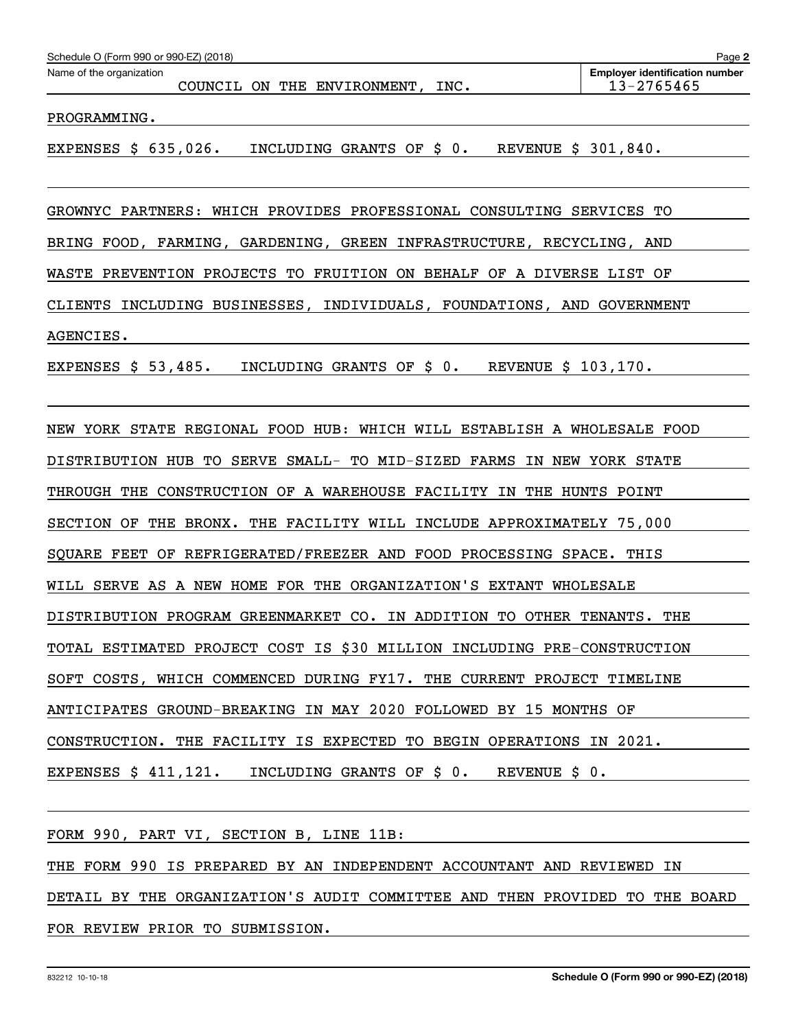PROGRAMMING.

EXPENSES $ 635,026. INCLUDING GRANTS OF $ 0. REVENUE $ 301,840.

GROWNYC PARTNERS: WHICH PROVIDES PROFESSIONAL CONSULTING SERVICES TO BRING FOOD, FARMING, GARDENING, GREEN INFRASTRUCTURE, RECYCLING, AND WASTE PREVENTION PROJECTS TO FRUITION ON BEHALF OF A DIVERSE LIST OF CLIENTS INCLUDING BUSINESSES, INDIVIDUALS, FOUNDATIONS, AND GOVERNMENT AGENCIES.

EXPENSES $ 53,485. INCLUDING GRANTS OF $ 0. REVENUE $ 103,170.

NEW YORK STATE REGIONAL FOOD HUB: WHICH WILL ESTABLISH A WHOLESALE FOOD DISTRIBUTION HUB TO SERVE SMALL- TO MID-SIZED FARMS IN NEW YORK STATE THROUGH THE CONSTRUCTION OF A WAREHOUSE FACILITY IN THE HUNTS POINT SECTION OF THE BRONX. THE FACILITY WILL INCLUDE APPROXIMATELY 75,000 SQUARE FEET OF REFRIGERATED/FREEZER AND FOOD PROCESSING SPACE. THIS WILL SERVE AS A NEW HOME FOR THE ORGANIZATION'S EXTANT WHOLESALE DISTRIBUTION PROGRAM GREENMARKET CO. IN ADDITION TO OTHER TENANTS. THE TOTAL ESTIMATED PROJECT COST IS $30 MILLION INCLUDING PRE-CONSTRUCTION SOFT COSTS, WHICH COMMENCED DURING FY17. THE CURRENT PROJECT TIMELINE ANTICIPATES GROUND-BREAKING IN MAY 2020 FOLLOWED BY 15 MONTHS OF CONSTRUCTION. THE FACILITY IS EXPECTED TO BEGIN OPERATIONS IN 2021.

EXPENSES $ 411,121. INCLUDING GRANTS OF $ 0. REVENUE $ 0.

FORM 990, PART VI, SECTION B, LINE 11B:

THE FORM 990 IS PREPARED BY AN INDEPENDENT ACCOUNTANT AND REVIEWED IN DETAIL BY THE ORGANIZATION'S AUDIT COMMITTEE AND THEN PROVIDED TO THE BOARD FOR REVIEW PRIOR TO SUBMISSION.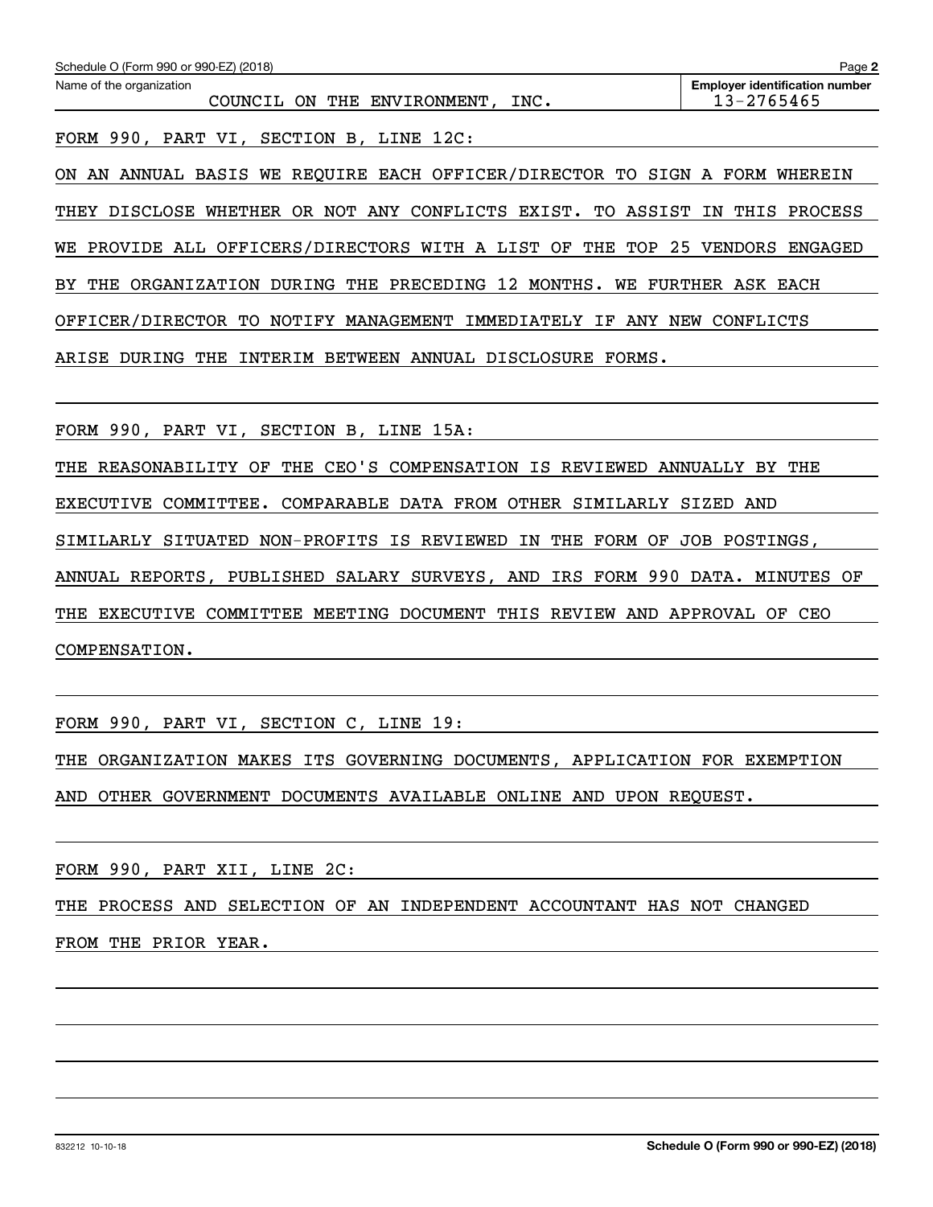Schedule O (Form 990 or 990-EZ) (2018)

Name of the organization: COUNCIL ON THE ENVIRONMENT, INC.

Employer identification number: 13-2765465

FORM 990, PART VI, SECTION B, LINE 12C:

ON AN ANNUAL BASIS WE REQUIRE EACH OFFICER/DIRECTOR TO SIGN A FORM WHEREIN THEY DISCLOSE WHETHER OR NOT ANY CONFLICTS EXIST. TO ASSIST IN THIS PROCESS WE PROVIDE ALL OFFICERS/DIRECTORS WITH A LIST OF THE TOP 25 VENDORS ENGAGED BY THE ORGANIZATION DURING THE PRECEDING 12 MONTHS. WE FURTHER ASK EACH OFFICER/DIRECTOR TO NOTIFY MANAGEMENT IMMEDIATELY IF ANY NEW CONFLICTS ARISE DURING THE INTERIM BETWEEN ANNUAL DISCLOSURE FORMS.

FORM 990, PART VI, SECTION B, LINE 15A:

THE REASONABILITY OF THE CEO'S COMPENSATION IS REVIEWED ANNUALLY BY THE EXECUTIVE COMMITTEE. COMPARABLE DATA FROM OTHER SIMILARLY SIZED AND SIMILARLY SITUATED NON-PROFITS IS REVIEWED IN THE FORM OF JOB POSTINGS, ANNUAL REPORTS, PUBLISHED SALARY SURVEYS, AND IRS FORM 990 DATA. MINUTES OF THE EXECUTIVE COMMITTEE MEETING DOCUMENT THIS REVIEW AND APPROVAL OF CEO COMPENSATION.

FORM 990, PART VI, SECTION C, LINE 19:

THE ORGANIZATION MAKES ITS GOVERNING DOCUMENTS, APPLICATION FOR EXEMPTION AND OTHER GOVERNMENT DOCUMENTS AVAILABLE ONLINE AND UPON REQUEST.

FORM 990, PART XII, LINE 2C:

THE PROCESS AND SELECTION OF AN INDEPENDENT ACCOUNTANT HAS NOT CHANGED FROM THE PRIOR YEAR.

832212 10-10-18

Schedule O (Form 990 or 990-EZ) (2018)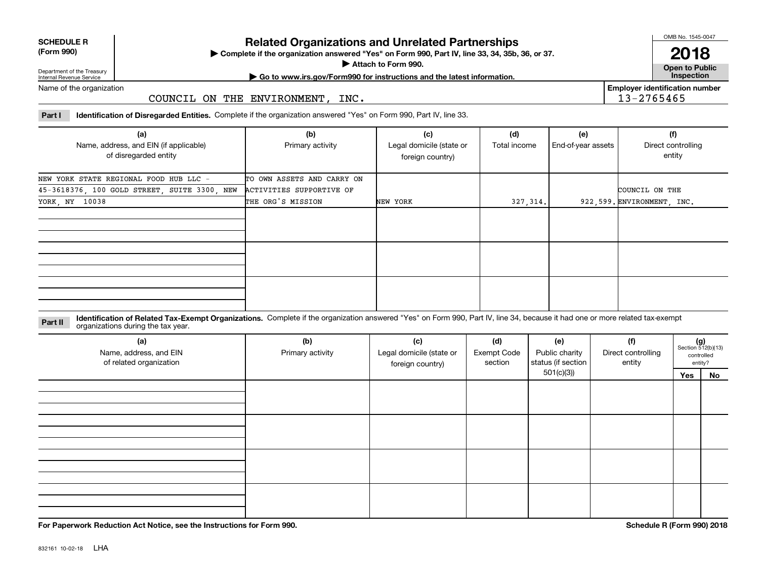**SCHEDULE R (Form 990)**

Department of the Treasury
Internal Revenue Service

# Related Organizations and Unrelated Partnerships

▶ Complete if the organization answered "Yes" on Form 990, Part IV, line 33, 34, 35b, 36, or 37.

▶ Attach to Form 990.

▶ Go to www.irs.gov/Form990 for instructions and the latest information.

OMB No. 1545-0047

**2018**

**Open to Public Inspection**

Name of the organization: COUNCIL ON THE ENVIRONMENT, INC.

Employer identification number: 13-2765465

**Part I Identification of Disregarded Entities.** Complete if the organization answered "Yes" on Form 990, Part IV, line 33.

| (a) Name, address, and EIN (if applicable) of disregarded entity | (b) Primary activity | (c) Legal domicile (state or foreign country) | (d) Total income | (e) End-of-year assets | (f) Direct controlling entity |
|---|---|---|---|---|---|
| NEW YORK STATE REGIONAL FOOD HUB LLC - 45-3618376, 100 GOLD STREET, SUITE 3300, NEW YORK, NY 10038 | TO OWN ASSETS AND CARRY ON ACTIVITIES SUPPORTIVE OF THE ORG'S MISSION | NEW YORK | 327,314. | 922,599. | COUNCIL ON THE ENVIRONMENT, INC. |
| | | | | | |
| | | | | | |
| | | | | | |

**Part II Identification of Related Tax-Exempt Organizations.** Complete if the organization answered "Yes" on Form 990, Part IV, line 34, because it had one or more related tax-exempt organizations during the tax year.

| (a) Name, address, and EIN of related organization | (b) Primary activity | (c) Legal domicile (state or foreign country) | (d) Exempt Code section | (e) Public charity status (if section 501(c)(3)) | (f) Direct controlling entity | (g) Section 512(b)(13) controlled entity? Yes | No |
|---|---|---|---|---|---|---|---|
| | | | | | | | |
| | | | | | | | |
| | | | | | | | |
| | | | | | | | |

**For Paperwork Reduction Act Notice, see the Instructions for Form 990.**

**Schedule R (Form 990) 2018**

832161 10-02-18 LHA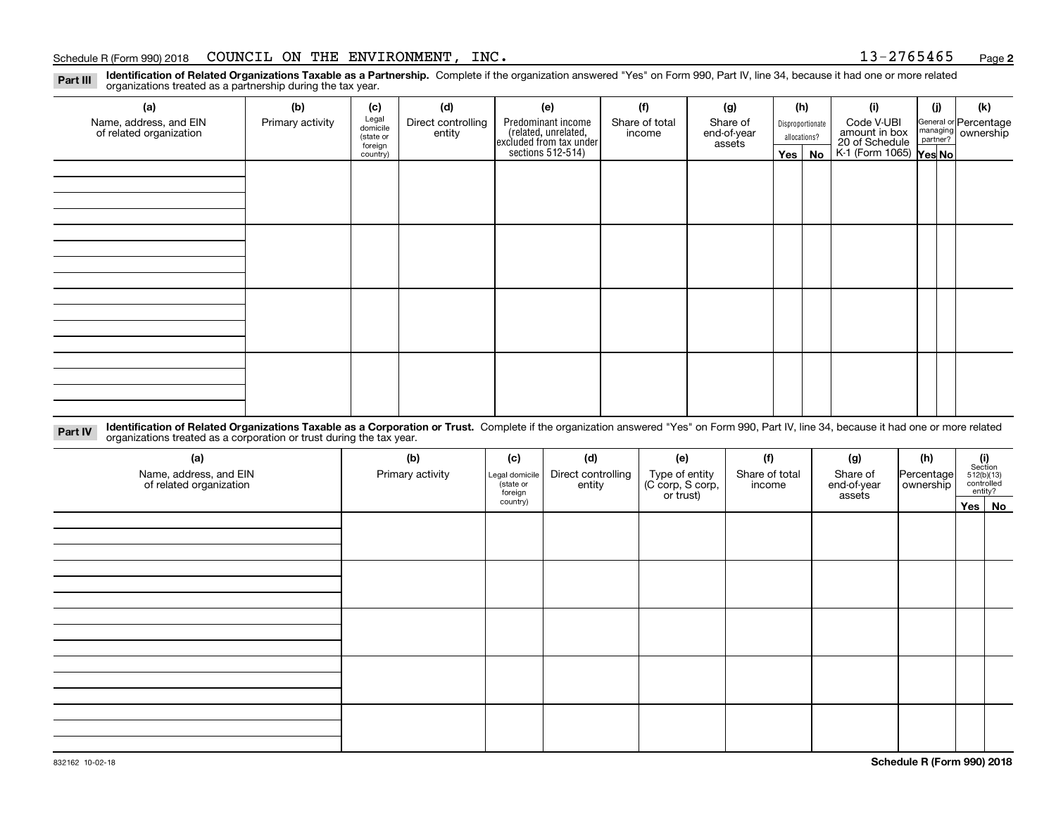Schedule R (Form 990) 2018 COUNCIL ON THE ENVIRONMENT, INC. 13-2765465

**Part III** **Identification of Related Organizations Taxable as a Partnership.** Complete if the organization answered "Yes" on Form 990, Part IV, line 34, because it had one or more related organizations treated as a partnership during the tax year.

| (a) Name, address, and EIN of related organization | (b) Primary activity | (c) Legal domicile (state or foreign country) | (d) Direct controlling entity | (e) Predominant income (related, unrelated, excluded from tax under sections 512-514) | (f) Share of total income | (g) Share of end-of-year assets | (h) Disproportionate allocations? | | (i) Code V-UBI amount in box 20 of Schedule K-1 (Form 1065) | (j) General or managing partner? | | (k) Percentage ownership |
|---|---|---|---|---|---|---|---|---|---|---|---|---|
| | | | | | | | Yes | No | | Yes | No | |
| | | | | | | | | | | | | |
| | | | | | | | | | | | | |
| | | | | | | | | | | | | |
| | | | | | | | | | | | | |

**Part IV** **Identification of Related Organizations Taxable as a Corporation or Trust.** Complete if the organization answered "Yes" on Form 990, Part IV, line 34, because it had one or more related organizations treated as a corporation or trust during the tax year.

| (a) Name, address, and EIN of related organization | (b) Primary activity | (c) Legal domicile (state or foreign country) | (d) Direct controlling entity | (e) Type of entity (C corp, S corp, or trust) | (f) Share of total income | (g) Share of end-of-year assets | (h) Percentage ownership | (i) Section 512(b)(13) controlled entity? | |
|---|---|---|---|---|---|---|---|---|---|
| | | | | | | | | Yes | No |
| | | | | | | | | | |
| | | | | | | | | | |
| | | | | | | | | | |
| | | | | | | | | | |
| | | | | | | | | | |

832162 10-02-18

**Schedule R (Form 990) 2018**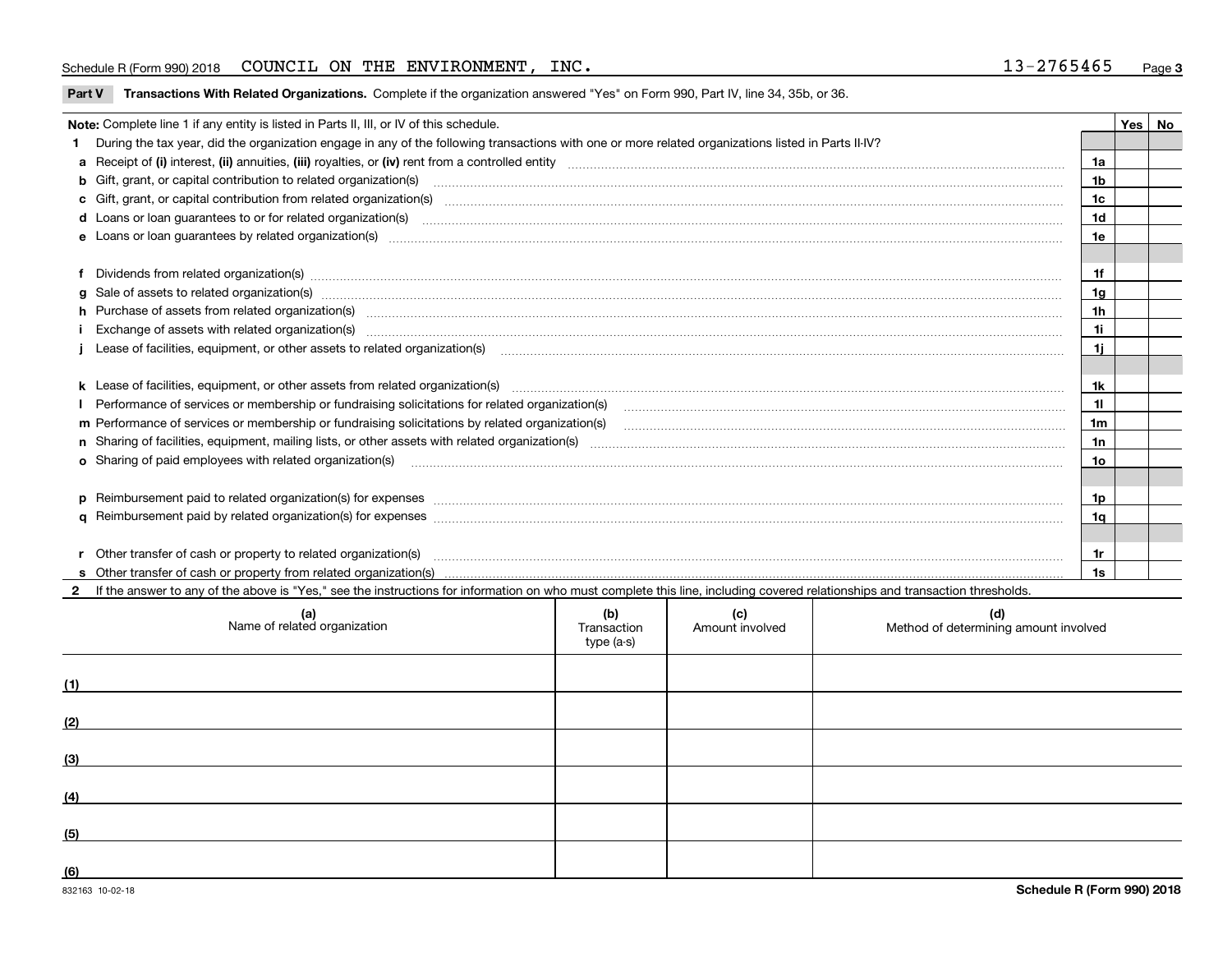Schedule R (Form 990) 2018 COUNCIL ON THE ENVIRONMENT, INC. 13-2765465

## Part V Transactions With Related Organizations. Complete if the organization answered "Yes" on Form 990, Part IV, line 34, 35b, or 36.

| Note: Complete line 1 if any entity is listed in Parts II, III, or IV of this schedule. | | Yes | No |
|---|---|---|---|
| **1** During the tax year, did the organization engage in any of the following transactions with one or more related organizations listed in Parts II-IV? | | | |
| **a** Receipt of **(i)** interest, **(ii)** annuities, **(iii)** royalties, or **(iv)** rent from a controlled entity | 1a | | |
| **b** Gift, grant, or capital contribution to related organization(s) | 1b | | |
| **c** Gift, grant, or capital contribution from related organization(s) | 1c | | |
| **d** Loans or loan guarantees to or for related organization(s) | 1d | | |
| **e** Loans or loan guarantees by related organization(s) | 1e | | |
| **f** Dividends from related organization(s) | 1f | | |
| **g** Sale of assets to related organization(s) | 1g | | |
| **h** Purchase of assets from related organization(s) | 1h | | |
| **i** Exchange of assets with related organization(s) | 1i | | |
| **j** Lease of facilities, equipment, or other assets to related organization(s) | 1j | | |
| **k** Lease of facilities, equipment, or other assets from related organization(s) | 1k | | |
| **l** Performance of services or membership or fundraising solicitations for related organization(s) | 1l | | |
| **m** Performance of services or membership or fundraising solicitations by related organization(s) | 1m | | |
| **n** Sharing of facilities, equipment, mailing lists, or other assets with related organization(s) | 1n | | |
| **o** Sharing of paid employees with related organization(s) | 1o | | |
| **p** Reimbursement paid to related organization(s) for expenses | 1p | | |
| **q** Reimbursement paid by related organization(s) for expenses | 1q | | |
| **r** Other transfer of cash or property to related organization(s) | 1r | | |
| **s** Other transfer of cash or property from related organization(s) | 1s | | |

**2** If the answer to any of the above is "Yes," see the instructions for information on who must complete this line, including covered relationships and transaction thresholds.

| | (a) Name of related organization | (b) Transaction type (a-s) | (c) Amount involved | (d) Method of determining amount involved |
|---|---|---|---|---|
| (1) | | | | |
| (2) | | | | |
| (3) | | | | |
| (4) | | | | |
| (5) | | | | |
| (6) | | | | |

832163 10-02-18 Schedule R (Form 990) 2018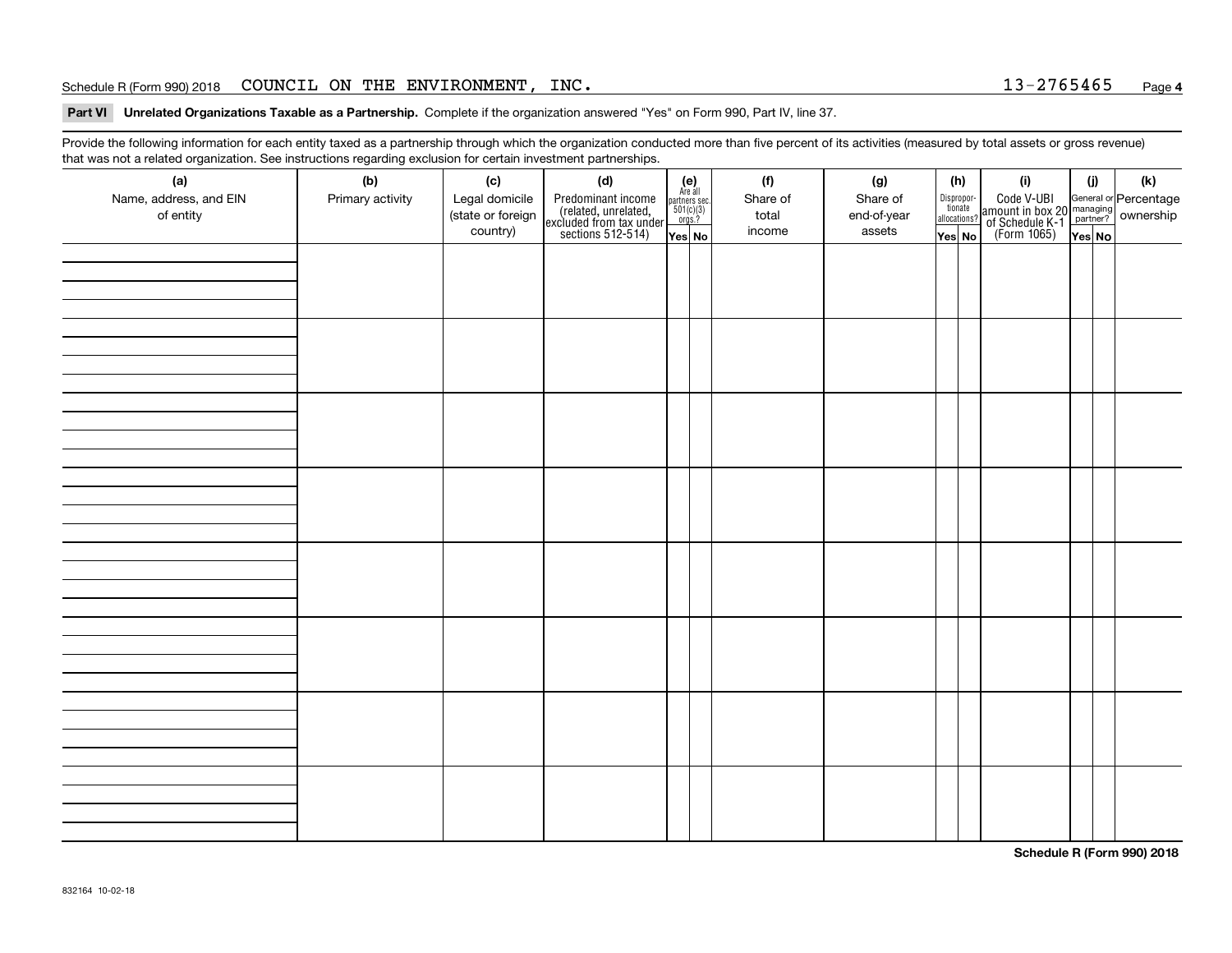Schedule R (Form 990) 2018 COUNCIL ON THE ENVIRONMENT, INC. 13-2765465 Page 4

**Part VI Unrelated Organizations Taxable as a Partnership.** Complete if the organization answered "Yes" on Form 990, Part IV, line 37.

Provide the following information for each entity taxed as a partnership through which the organization conducted more than five percent of its activities (measured by total assets or gross revenue) that was not a related organization. See instructions regarding exclusion for certain investment partnerships.

| (a) Name, address, and EIN of entity | (b) Primary activity | (c) Legal domicile (state or foreign country) | (d) Predominant income (related, unrelated, excluded from tax under sections 512-514) | (e) Are all partners sec. 501(c)(3) orgs.? Yes | (e) No | (f) Share of total income | (g) Share of end-of-year assets | (h) Disproportionate allocations? Yes | (h) No | (i) Code V-UBI amount in box 20 of Schedule K-1 (Form 1065) | (j) General or managing partner? Yes | (j) No | (k) Percentage ownership |
|---|---|---|---|---|---|---|---|---|---|---|---|---|---|
| | | | | | | | | | | | | | |
| | | | | | | | | | | | | | |
| | | | | | | | | | | | | | |
| | | | | | | | | | | | | | |
| | | | | | | | | | | | | | |
| | | | | | | | | | | | | | |
| | | | | | | | | | | | | | |
| | | | | | | | | | | | | | |

**Schedule R (Form 990) 2018**

832164 10-02-18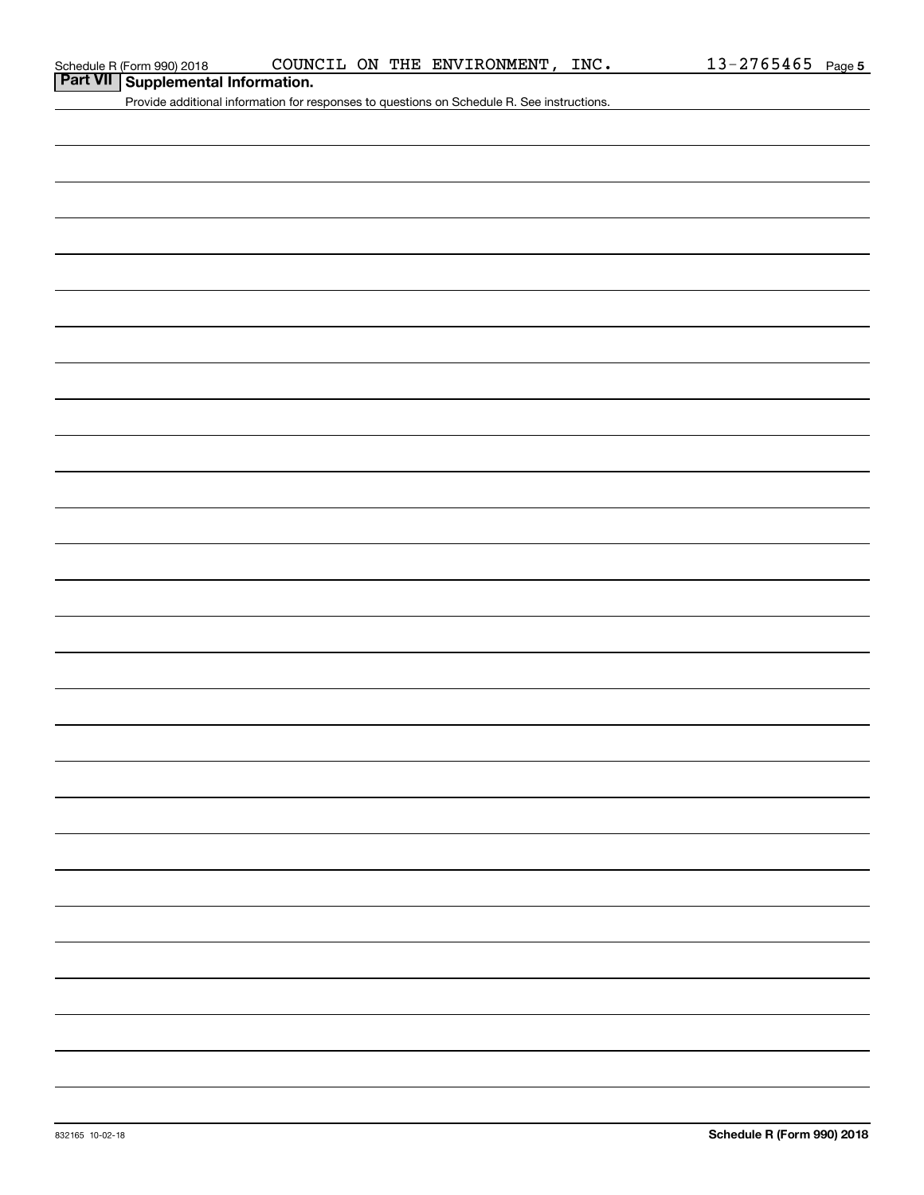Schedule R (Form 990) 2018 COUNCIL ON THE ENVIRONMENT, INC. 13-2765465 Page **5**

## Part VII Supplemental Information.

Provide additional information for responses to questions on Schedule R. See instructions.

832165 10-02-18 **Schedule R (Form 990) 2018**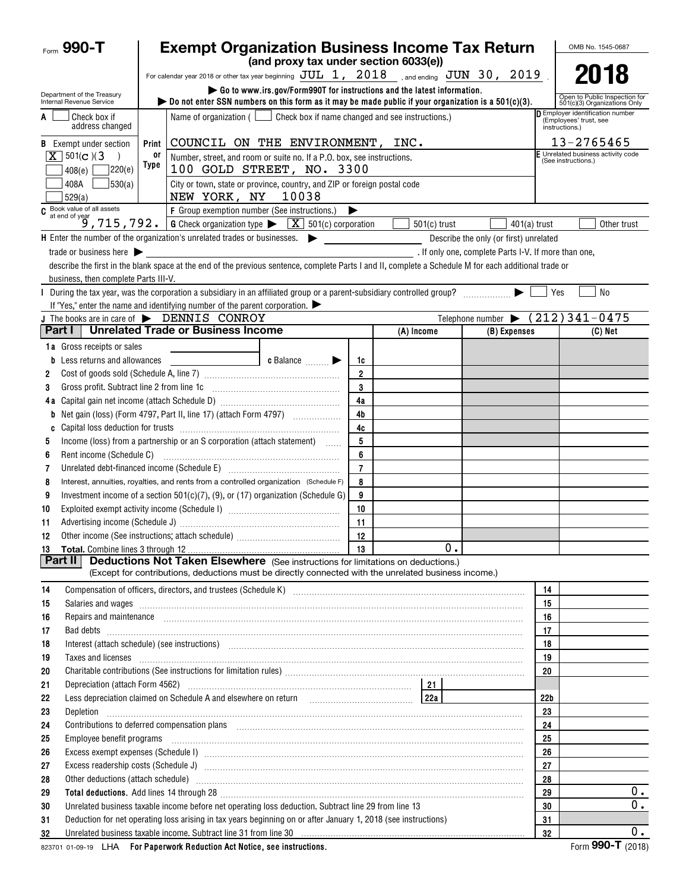Form **990-T**

# Exempt Organization Business Income Tax Return

**(and proxy tax under section 6033(e))**

For calendar year 2018 or other tax year beginning JUL 1, 2018 , and ending JUN 30, 2019 .

▶ Go to www.irs.gov/Form990T for instructions and the latest information.

▶ Do not enter SSN numbers on this form as it may be made public if your organization is a 501(c)(3).

OMB No. 1545-0687

**2018**

Open to Public Inspection for 501(c)(3) Organizations Only

Department of the Treasury
Internal Revenue Service

A ☐ Check box if address changed

B Exempt under section ☒ 501(c)(3) ☐ 408(e) ☐ 220(e) ☐ 408A ☐ 530(a) ☐ 529(a)

Name of organization ( ☐ Check box if name changed and see instructions.)
COUNCIL ON THE ENVIRONMENT, INC.

Number, street, and room or suite no. If a P.O. box, see instructions.
100 GOLD STREET, NO. 3300

City or town, state or province, country, and ZIP or foreign postal code
NEW YORK, NY 10038

D Employer identification number (Employees' trust, see instructions.)
13-2765465

E Unrelated business activity code (See instructions.)

C Book value of all assets at end of year 9,715,792.

F Group exemption number (See instructions.) ▶

G Check organization type ▶ ☒ 501(c) corporation ☐ 501(c) trust ☐ 401(a) trust ☐ Other trust

H Enter the number of the organization's unrelated trades or businesses. ▶ ______ Describe the only (or first) unrelated trade or business here ▶ ______ . If only one, complete Parts I-V. If more than one, describe the first in the blank space at the end of the previous sentence, complete Parts I and II, complete a Schedule M for each additional trade or business, then complete Parts III-V.

I During the tax year, was the corporation a subsidiary in an affiliated group or a parent-subsidiary controlled group? ▶ ☐ Yes ☐ No
If "Yes," enter the name and identifying number of the parent corporation. ▶

J The books are in care of ▶ DENNIS CONROY    Telephone number ▶ (212)341-0475

## Part I Unrelated Trade or Business Income

| | | | (A) Income | (B) Expenses | (C) Net |
|---|---|---|---|---|---|
| 1a | Gross receipts or sales | | | | |
| b | Less returns and allowances ______ c Balance ▶ | 1c | | | |
| 2 | Cost of goods sold (Schedule A, line 7) | 2 | | | |
| 3 | Gross profit. Subtract line 2 from line 1c | 3 | | | |
| 4a | Capital gain net income (attach Schedule D) | 4a | | | |
| b | Net gain (loss) (Form 4797, Part II, line 17) (attach Form 4797) | 4b | | | |
| c | Capital loss deduction for trusts | 4c | | | |
| 5 | Income (loss) from a partnership or an S corporation (attach statement) | 5 | | | |
| 6 | Rent income (Schedule C) | 6 | | | |
| 7 | Unrelated debt-financed income (Schedule E) | 7 | | | |
| 8 | Interest, annuities, royalties, and rents from a controlled organization (Schedule F) | 8 | | | |
| 9 | Investment income of a section 501(c)(7), (9), or (17) organization (Schedule G) | 9 | | | |
| 10 | Exploited exempt activity income (Schedule I) | 10 | | | |
| 11 | Advertising income (Schedule J) | 11 | | | |
| 12 | Other income (See instructions; attach schedule) | 12 | | | |
| 13 | **Total.** Combine lines 3 through 12 | 13 | 0. | | |

## Part II Deductions Not Taken Elsewhere (See instructions for limitations on deductions.)
(Except for contributions, deductions must be directly connected with the unrelated business income.)

| | | | |
|---|---|---|---|
| 14 | Compensation of officers, directors, and trustees (Schedule K) | 14 | |
| 15 | Salaries and wages | 15 | |
| 16 | Repairs and maintenance | 16 | |
| 17 | Bad debts | 17 | |
| 18 | Interest (attach schedule) (see instructions) | 18 | |
| 19 | Taxes and licenses | 19 | |
| 20 | Charitable contributions (See instructions for limitation rules) | 20 | |
| 21 | Depreciation (attach Form 4562) ____ 21 | | |
| 22 | Less depreciation claimed on Schedule A and elsewhere on return ____ 22a | 22b | |
| 23 | Depletion | 23 | |
| 24 | Contributions to deferred compensation plans | 24 | |
| 25 | Employee benefit programs | 25 | |
| 26 | Excess exempt expenses (Schedule I) | 26 | |
| 27 | Excess readership costs (Schedule J) | 27 | |
| 28 | Other deductions (attach schedule) | 28 | |
| 29 | **Total deductions.** Add lines 14 through 28 | 29 | 0. |
| 30 | Unrelated business taxable income before net operating loss deduction. Subtract line 29 from line 13 | 30 | 0. |
| 31 | Deduction for net operating loss arising in tax years beginning on or after January 1, 2018 (see instructions) | 31 | |
| 32 | Unrelated business taxable income. Subtract line 31 from line 30 | 32 | 0. |

823701 01-09-19 LHA **For Paperwork Reduction Act Notice, see instructions.** Form **990-T** (2018)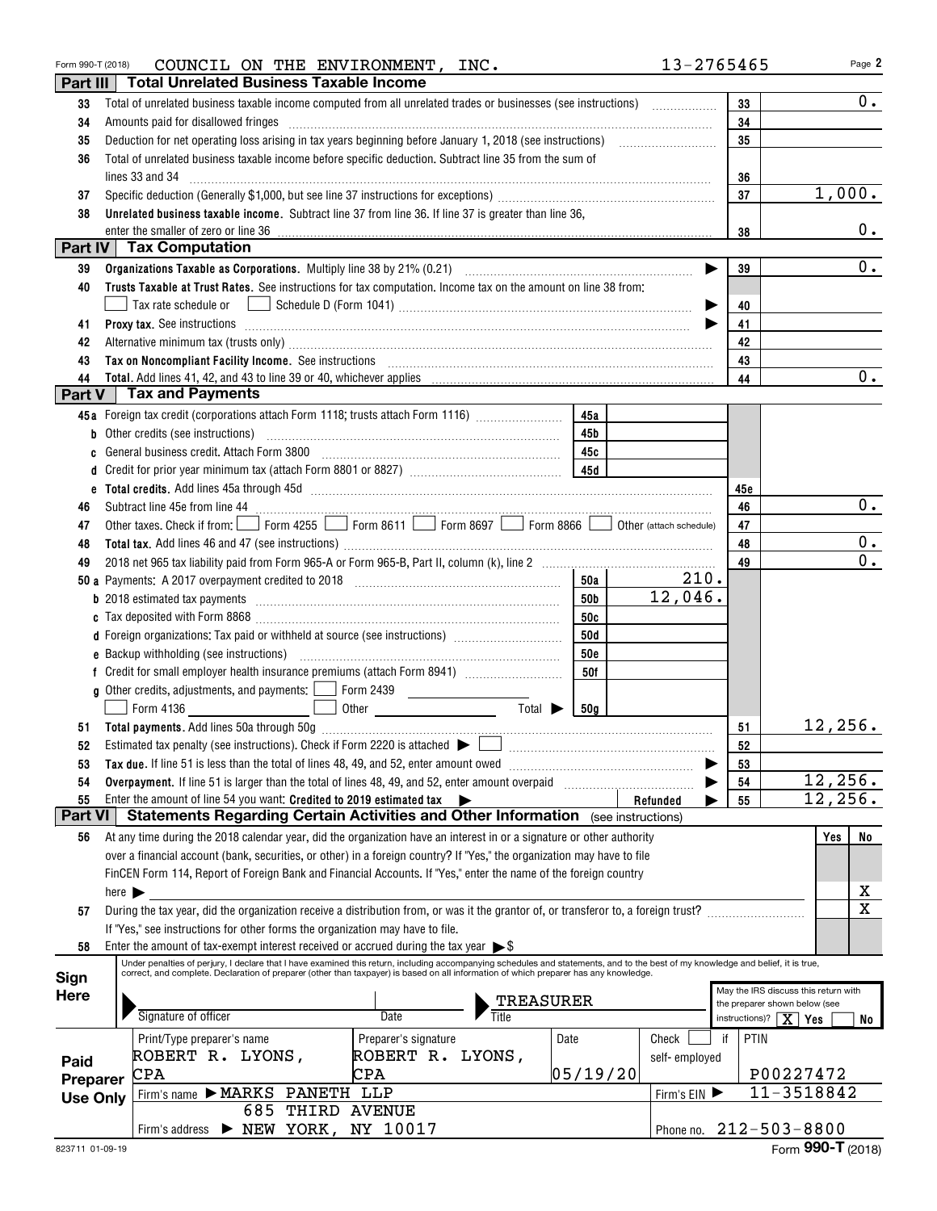Form 990-T (2018) COUNCIL ON THE ENVIRONMENT, INC. 13-2765465

## Part III Total Unrelated Business Taxable Income

| | | | |
|---|---|---|---|
| 33 | Total of unrelated business taxable income computed from all unrelated trades or businesses (see instructions) | 33 | 0. |
| 34 | Amounts paid for disallowed fringes | 34 | |
| 35 | Deduction for net operating loss arising in tax years beginning before January 1, 2018 (see instructions) | 35 | |
| 36 | Total of unrelated business taxable income before specific deduction. Subtract line 35 from the sum of lines 33 and 34 | 36 | |
| 37 | Specific deduction (Generally $1,000, but see line 37 instructions for exceptions) | 37 | 1,000. |
| 38 | **Unrelated business taxable income.** Subtract line 37 from line 36. If line 37 is greater than line 36, enter the smaller of zero or line 36 | 38 | 0. |

## Part IV Tax Computation

| | | | |
|---|---|---|---|
| 39 | **Organizations Taxable as Corporations.** Multiply line 38 by 21% (0.21) | 39 | 0. |
| 40 | **Trusts Taxable at Trust Rates.** See instructions for tax computation. Income tax on the amount on line 38 from: ☐ Tax rate schedule or ☐ Schedule D (Form 1041) | 40 | |
| 41 | **Proxy tax.** See instructions | 41 | |
| 42 | Alternative minimum tax (trusts only) | 42 | |
| 43 | **Tax on Noncompliant Facility Income.** See instructions | 43 | |
| 44 | **Total.** Add lines 41, 42, and 43 to line 39 or 40, whichever applies | 44 | 0. |

## Part V Tax and Payments

| | | | | | |
|---|---|---|---|---|---|
| 45a | Foreign tax credit (corporations attach Form 1118; trusts attach Form 1116) | 45a | | | |
| b | Other credits (see instructions) | 45b | | | |
| c | General business credit. Attach Form 3800 | 45c | | | |
| d | Credit for prior year minimum tax (attach Form 8801 or 8827) | 45d | | | |
| e | **Total credits.** Add lines 45a through 45d | | | 45e | |
| 46 | Subtract line 45e from line 44 | | | 46 | 0. |
| 47 | Other taxes. Check if from: ☐ Form 4255 ☐ Form 8611 ☐ Form 8697 ☐ Form 8866 ☐ Other (attach schedule) | | | 47 | |
| 48 | **Total tax.** Add lines 46 and 47 (see instructions) | | | 48 | 0. |
| 49 | 2018 net 965 tax liability paid from Form 965-A or Form 965-B, Part II, column (k), line 2 | | | 49 | 0. |
| 50a | Payments: A 2017 overpayment credited to 2018 | 50a | 210. | | |
| b | 2018 estimated tax payments | 50b | 12,046. | | |
| c | Tax deposited with Form 8868 | 50c | | | |
| d | Foreign organizations: Tax paid or withheld at source (see instructions) | 50d | | | |
| e | Backup withholding (see instructions) | 50e | | | |
| f | Credit for small employer health insurance premiums (attach Form 8941) | 50f | | | |
| g | Other credits, adjustments, and payments: ☐ Form 2439 ☐ Form 4136 ☐ Other Total ▶ | 50g | | | |
| 51 | **Total payments.** Add lines 50a through 50g | | | 51 | 12,256. |
| 52 | Estimated tax penalty (see instructions). Check if Form 2220 is attached ▶ ☐ | | | 52 | |
| 53 | **Tax due.** If line 51 is less than the total of lines 48, 49, and 52, enter amount owed | | | 53 | |
| 54 | **Overpayment.** If line 51 is larger than the total of lines 48, 49, and 52, enter amount overpaid | | | 54 | 12,256. |
| 55 | Enter the amount of line 54 you want: **Credited to 2019 estimated tax** ▶ | | **Refunded** ▶ | 55 | 12,256. |

## Part VI Statements Regarding Certain Activities and Other Information (see instructions)

| | | Yes | No |
|---|---|---|---|
| 56 | At any time during the 2018 calendar year, did the organization have an interest in or a signature or other authority over a financial account (bank, securities, or other) in a foreign country? If "Yes," the organization may have to file FinCEN Form 114, Report of Foreign Bank and Financial Accounts. If "Yes," enter the name of the foreign country here ▶ | | X |
| 57 | During the tax year, did the organization receive a distribution from, or was it the grantor of, or transferor to, a foreign trust? If "Yes," see instructions for other forms the organization may have to file. | | X |
| 58 | Enter the amount of tax-exempt interest received or accrued during the tax year ▶ $ | | |

**Sign Here**

Under penalties of perjury, I declare that I have examined this return, including accompanying schedules and statements, and to the best of my knowledge and belief, it is true, correct, and complete. Declaration of preparer (other than taxpayer) is based on all information of which preparer has any knowledge.

Signature of officer | Date | Title: TREASURER

May the IRS discuss this return with the preparer shown below (see instructions)? [X] Yes ☐ No

**Paid Preparer Use Only**

| Print/Type preparer's name | Preparer's signature | Date | Check ☐ if self-employed | PTIN |
|---|---|---|---|---|
| ROBERT R. LYONS, CPA | ROBERT R. LYONS, CPA | 05/19/20 | | P00227472 |

Firm's name ▶ MARKS PANETH LLP — Firm's EIN ▶ 11-3518842

Firm's address ▶ 685 THIRD AVENUE, NEW YORK, NY 10017 — Phone no. 212-503-8800

823711 01-09-19 Form **990-T** (2018)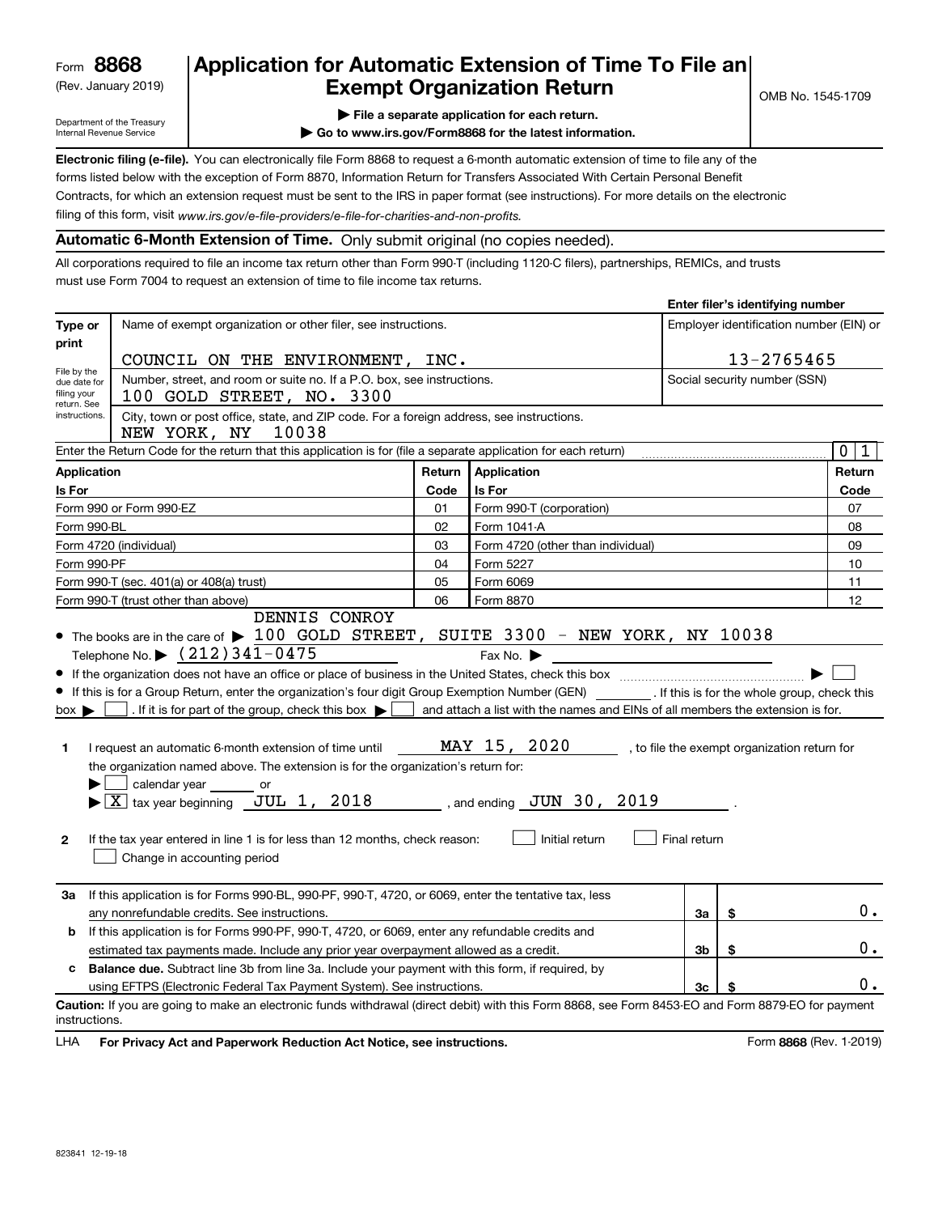Form **8868**
(Rev. January 2019)

Department of the Treasury
Internal Revenue Service

# Application for Automatic Extension of Time To File an Exempt Organization Return

▶ File a separate application for each return.

▶ Go to www.irs.gov/Form8868 for the latest information.

OMB No. 1545-1709

**Electronic filing (e-file).** You can electronically file Form 8868 to request a 6-month automatic extension of time to file any of the forms listed below with the exception of Form 8870, Information Return for Transfers Associated With Certain Personal Benefit Contracts, for which an extension request must be sent to the IRS in paper format (see instructions). For more details on the electronic filing of this form, visit *www.irs.gov/e-file-providers/e-file-for-charities-and-non-profits.*

## Automatic 6-Month Extension of Time. Only submit original (no copies needed).

All corporations required to file an income tax return other than Form 990-T (including 1120-C filers), partnerships, REMICs, and trusts must use Form 7004 to request an extension of time to file income tax returns.

| | | Enter filer's identifying number |
|---|---|---|
| **Type or print** | Name of exempt organization or other filer, see instructions.<br>COUNCIL ON THE ENVIRONMENT, INC. | Employer identification number (EIN) or<br>13-2765465 |
| File by the due date for filing your return. See instructions. | Number, street, and room or suite no. If a P.O. box, see instructions.<br>100 GOLD STREET, NO. 3300 | Social security number (SSN) |
| | City, town or post office, state, and ZIP code. For a foreign address, see instructions.<br>NEW YORK, NY 10038 | |

Enter the Return Code for the return that this application is for (file a separate application for each return) ........ 0 1

| Application Is For | Return Code | Application Is For | Return Code |
|---|---|---|---|
| Form 990 or Form 990-EZ | 01 | Form 990-T (corporation) | 07 |
| Form 990-BL | 02 | Form 1041-A | 08 |
| Form 4720 (individual) | 03 | Form 4720 (other than individual) | 09 |
| Form 990-PF | 04 | Form 5227 | 10 |
| Form 990-T (sec. 401(a) or 408(a) trust) | 05 | Form 6069 | 11 |
| Form 990-T (trust other than above) | 06 | Form 8870 | 12 |

- The books are in the care of ▶ DENNIS CONROY 100 GOLD STREET, SUITE 3300 - NEW YORK, NY 10038
  Telephone No. ▶ (212)341-0475 Fax No. ▶
- If the organization does not have an office or place of business in the United States, check this box ........ ▶ ☐
- If this is for a Group Return, enter the organization's four digit Group Exemption Number (GEN) ______ . If this is for the whole group, check this box ▶ ☐ . If it is for part of the group, check this box ▶ ☐ and attach a list with the names and EINs of all members the extension is for.

**1** I request an automatic 6-month extension of time until MAY 15, 2020 , to file the exempt organization return for the organization named above. The extension is for the organization's return for:
▶ ☐ calendar year ______ or
▶ ☒ tax year beginning JUL 1, 2018 , and ending JUN 30, 2019 .

**2** If the tax year entered in line 1 is for less than 12 months, check reason: ☐ Initial return ☐ Final return
☐ Change in accounting period

| | | | |
|---|---|---|---|
| **3a** | If this application is for Forms 990-BL, 990-PF, 990-T, 4720, or 6069, enter the tentative tax, less any nonrefundable credits. See instructions. | 3a | $ 0. |
| **b** | If this application is for Forms 990-PF, 990-T, 4720, or 6069, enter any refundable credits and estimated tax payments made. Include any prior year overpayment allowed as a credit. | 3b | $ 0. |
| **c** | **Balance due.** Subtract line 3b from line 3a. Include your payment with this form, if required, by using EFTPS (Electronic Federal Tax Payment System). See instructions. | 3c | $ 0. |

**Caution:** If you are going to make an electronic funds withdrawal (direct debit) with this Form 8868, see Form 8453-EO and Form 8879-EO for payment instructions.

LHA **For Privacy Act and Paperwork Reduction Act Notice, see instructions.** Form **8868** (Rev. 1-2019)

823841 12-19-18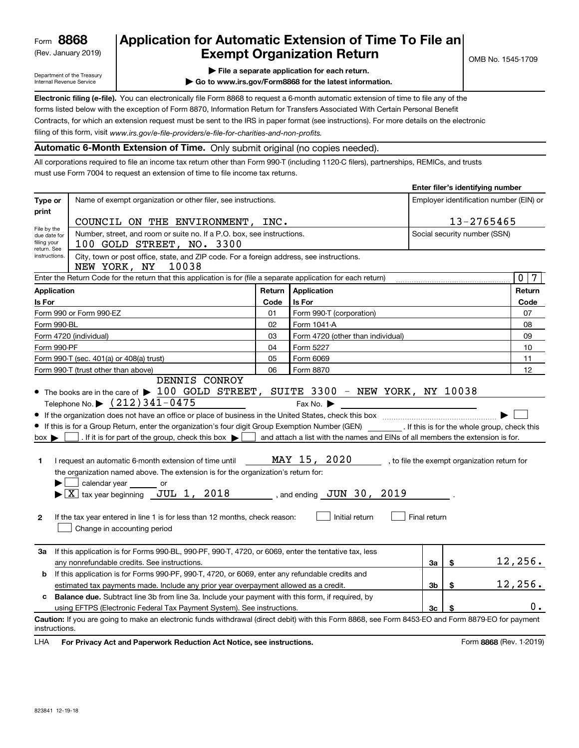Form **8868**
(Rev. January 2019)
Department of the Treasury
Internal Revenue Service

# Application for Automatic Extension of Time To File an Exempt Organization Return

OMB No. 1545-1709

▶ File a separate application for each return.
▶ Go to www.irs.gov/Form8868 for the latest information.

**Electronic filing (e-file).** You can electronically file Form 8868 to request a 6-month automatic extension of time to file any of the forms listed below with the exception of Form 8870, Information Return for Transfers Associated With Certain Personal Benefit Contracts, for which an extension request must be sent to the IRS in paper format (see instructions). For more details on the electronic filing of this form, visit *www.irs.gov/e-file-providers/e-file-for-charities-and-non-profits.*

## Automatic 6-Month Extension of Time. Only submit original (no copies needed).

All corporations required to file an income tax return other than Form 990-T (including 1120-C filers), partnerships, REMICs, and trusts must use Form 7004 to request an extension of time to file income tax returns.

| | | **Enter filer's identifying number** |
|---|---|---|
| **Type or print** | Name of exempt organization or other filer, see instructions. COUNCIL ON THE ENVIRONMENT, INC. | Employer identification number (EIN) or 13-2765465 |
| File by the due date for filing your return. See instructions. | Number, street, and room or suite no. If a P.O. box, see instructions. 100 GOLD STREET, NO. 3300 | Social security number (SSN) |
| | City, town or post office, state, and ZIP code. For a foreign address, see instructions. NEW YORK, NY 10038 | |

Enter the Return Code for the return that this application is for (file a separate application for each return) ..... 07

| Application Is For | Return Code | Application Is For | Return Code |
|---|---|---|---|
| Form 990 or Form 990-EZ | 01 | Form 990-T (corporation) | 07 |
| Form 990-BL | 02 | Form 1041-A | 08 |
| Form 4720 (individual) | 03 | Form 4720 (other than individual) | 09 |
| Form 990-PF | 04 | Form 5227 | 10 |
| Form 990-T (sec. 401(a) or 408(a) trust) | 05 | Form 6069 | 11 |
| Form 990-T (trust other than above) | 06 | Form 8870 | 12 |

- The books are in the care of ▶ DENNIS CONROY 100 GOLD STREET, SUITE 3300 - NEW YORK, NY 10038
  Telephone No. ▶ (212)341-0475 Fax No. ▶
- If the organization does not have an office or place of business in the United States, check this box ..... ▶ ☐
- If this is for a Group Return, enter the organization's four digit Group Exemption Number (GEN) ______ . If this is for the whole group, check this box ▶ ☐ . If it is for part of the group, check this box ▶ ☐ and attach a list with the names and EINs of all members the extension is for.

**1** I request an automatic 6-month extension of time until MAY 15, 2020 , to file the exempt organization return for the organization named above. The extension is for the organization's return for:
▶ ☐ calendar year ______ or
▶ ☒ tax year beginning JUL 1, 2018 , and ending JUN 30, 2019 .

**2** If the tax year entered in line 1 is for less than 12 months, check reason: ☐ Initial return ☐ Final return
☐ Change in accounting period

| | | | |
|---|---|---|---|
| **3a** | If this application is for Forms 990-BL, 990-PF, 990-T, 4720, or 6069, enter the tentative tax, less any nonrefundable credits. See instructions. | 3a | $ 12,256. |
| **b** | If this application is for Forms 990-PF, 990-T, 4720, or 6069, enter any refundable credits and estimated tax payments made. Include any prior year overpayment allowed as a credit. | 3b | $ 12,256. |
| **c** | **Balance due.** Subtract line 3b from line 3a. Include your payment with this form, if required, by using EFTPS (Electronic Federal Tax Payment System). See instructions. | 3c | $ 0. |

**Caution:** If you are going to make an electronic funds withdrawal (direct debit) with this Form 8868, see Form 8453-EO and Form 8879-EO for payment instructions.

LHA **For Privacy Act and Paperwork Reduction Act Notice, see instructions.** Form **8868** (Rev. 1-2019)

823841 12-19-18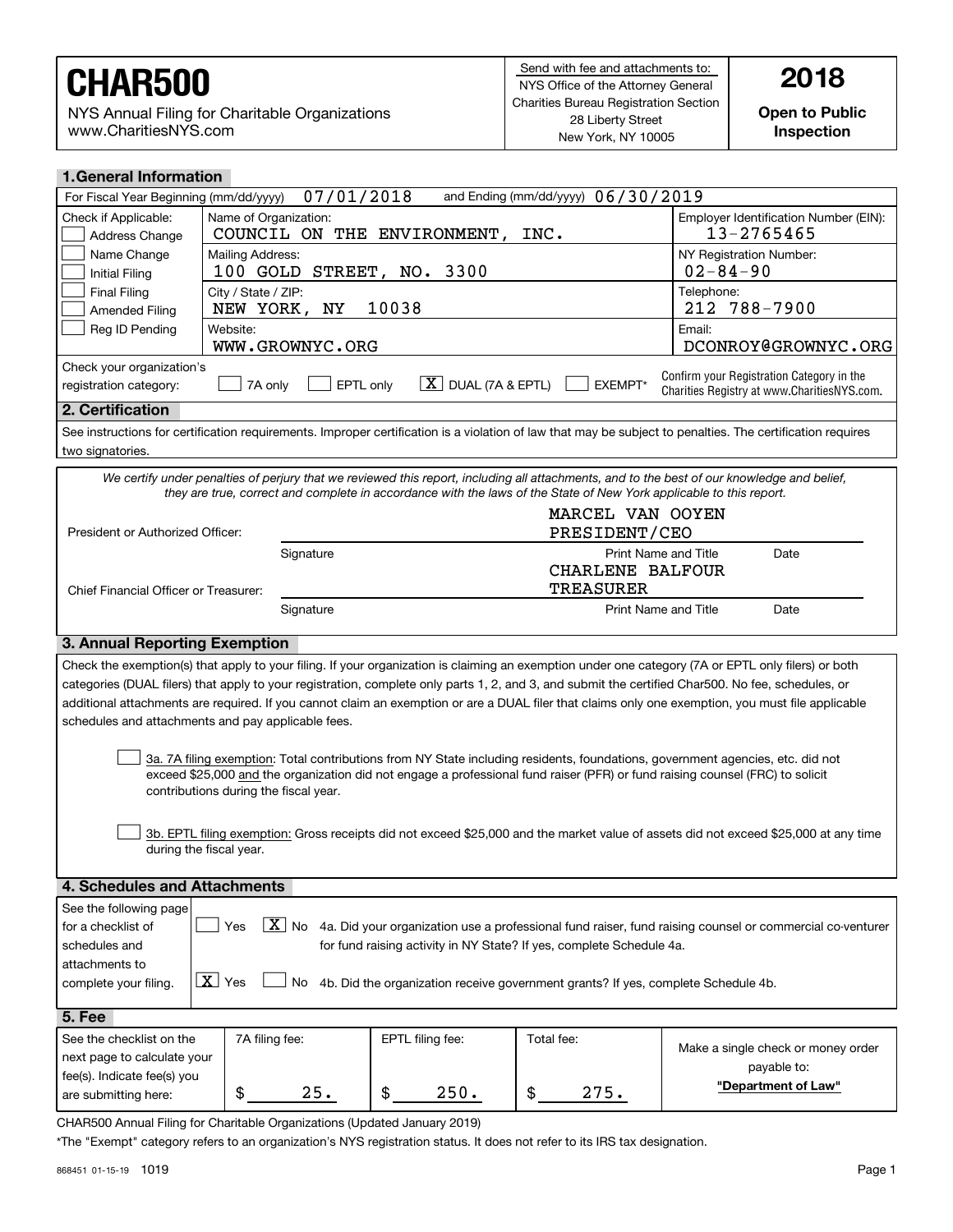# CHAR500

NYS Annual Filing for Charitable Organizations
www.CharitiesNYS.com

Send with fee and attachments to:
NYS Office of the Attorney General
Charities Bureau Registration Section
28 Liberty Street
New York, NY 10005

**2018**

**Open to Public Inspection**

## 1. General Information

For Fiscal Year Beginning (mm/dd/yyyy) 07/01/2018 and Ending (mm/dd/yyyy) 06/30/2019

| Check if Applicable: | | |
|---|---|---|
| ☐ Address Change | Name of Organization: COUNCIL ON THE ENVIRONMENT, INC. | Employer Identification Number (EIN): 13-2765465 |
| ☐ Name Change<br>☐ Initial Filing | Mailing Address: 100 GOLD STREET, NO. 3300 | NY Registration Number: 02-84-90 |
| ☐ Final Filing<br>☐ Amended Filing | City / State / ZIP: NEW YORK, NY 10038 | Telephone: 212 788-7900 |
| ☐ Reg ID Pending | Website: WWW.GROWNYC.ORG | Email: DCONROY@GROWNYC.ORG |

Check your organization's registration category: ☐ 7A only ☐ EPTL only ☒ DUAL (7A & EPTL) ☐ EXEMPT*

Confirm your Registration Category in the Charities Registry at www.CharitiesNYS.com.

## 2. Certification

See instructions for certification requirements. Improper certification is a violation of law that may be subject to penalties. The certification requires two signatories.

*We certify under penalties of perjury that we reviewed this report, including all attachments, and to the best of our knowledge and belief, they are true, correct and complete in accordance with the laws of the State of New York applicable to this report.*

| | Signature | Print Name and Title | Date |
|---|---|---|---|
| President or Authorized Officer: | | MARCEL VAN OOYEN PRESIDENT/CEO | |
| Chief Financial Officer or Treasurer: | | CHARLENE BALFOUR TREASURER | |

## 3. Annual Reporting Exemption

Check the exemption(s) that apply to your filing. If your organization is claiming an exemption under one category (7A or EPTL only filers) or both categories (DUAL filers) that apply to your registration, complete only parts 1, 2, and 3, and submit the certified Char500. No fee, schedules, or additional attachments are required. If you cannot claim an exemption or are a DUAL filer that claims only one exemption, you must file applicable schedules and attachments and pay applicable fees.

☐ 3a. 7A filing exemption: Total contributions from NY State including residents, foundations, government agencies, etc. did not exceed $25,000 and the organization did not engage a professional fund raiser (PFR) or fund raising counsel (FRC) to solicit contributions during the fiscal year.

☐ 3b. EPTL filing exemption: Gross receipts did not exceed $25,000 and the market value of assets did not exceed $25,000 at any time during the fiscal year.

## 4. Schedules and Attachments

See the following page for a checklist of schedules and attachments to complete your filing.

☐ Yes ☒ No 4a. Did your organization use a professional fund raiser, fund raising counsel or commercial co-venturer for fund raising activity in NY State? If yes, complete Schedule 4a.

☒ Yes ☐ No 4b. Did the organization receive government grants? If yes, complete Schedule 4b.

## 5. Fee

| See the checklist on the next page to calculate your fee(s). Indicate fee(s) you are submitting here: | 7A filing fee: | EPTL filing fee: | Total fee: | Make a single check or money order payable to: |
|---|---|---|---|---|
| | $ 25. | $ 250. | $ 275. | **"Department of Law"** |

CHAR500 Annual Filing for Charitable Organizations (Updated January 2019)

*The "Exempt" category refers to an organization's NYS registration status. It does not refer to its IRS tax designation.

868451 01-15-19 1019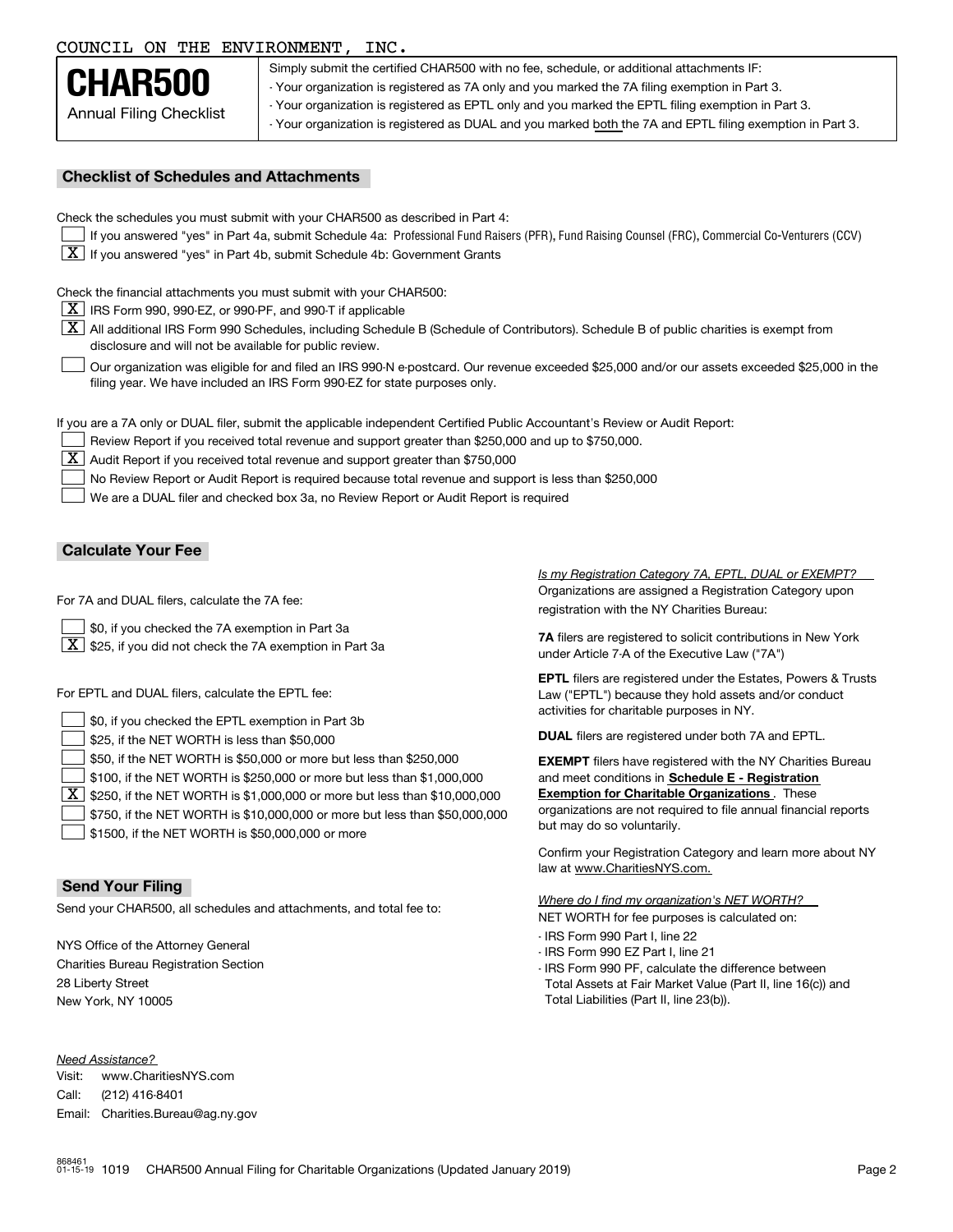COUNCIL ON THE ENVIRONMENT, INC.

# CHAR500

Annual Filing Checklist

Simply submit the certified CHAR500 with no fee, schedule, or additional attachments IF:

- Your organization is registered as 7A only and you marked the 7A filing exemption in Part 3.
- Your organization is registered as EPTL only and you marked the EPTL filing exemption in Part 3.
- Your organization is registered as DUAL and you marked both the 7A and EPTL filing exemption in Part 3.

## Checklist of Schedules and Attachments

Check the schedules you must submit with your CHAR500 as described in Part 4:

- [ ] If you answered "yes" in Part 4a, submit Schedule 4a: Professional Fund Raisers (PFR), Fund Raising Counsel (FRC), Commercial Co-Venturers (CCV)
- [X] If you answered "yes" in Part 4b, submit Schedule 4b: Government Grants

Check the financial attachments you must submit with your CHAR500:

- [X] IRS Form 990, 990-EZ, or 990-PF, and 990-T if applicable
- [X] All additional IRS Form 990 Schedules, including Schedule B (Schedule of Contributors). Schedule B of public charities is exempt from disclosure and will not be available for public review.
- [ ] Our organization was eligible for and filed an IRS 990-N e-postcard. Our revenue exceeded $25,000 and/or our assets exceeded $25,000 in the filing year. We have included an IRS Form 990-EZ for state purposes only.

If you are a 7A only or DUAL filer, submit the applicable independent Certified Public Accountant's Review or Audit Report:

- [ ] Review Report if you received total revenue and support greater than $250,000 and up to $750,000.
- [X] Audit Report if you received total revenue and support greater than $750,000
- [ ] No Review Report or Audit Report is required because total revenue and support is less than $250,000
- [ ] We are a DUAL filer and checked box 3a, no Review Report or Audit Report is required

## Calculate Your Fee

For 7A and DUAL filers, calculate the 7A fee:

- [ ] $0, if you checked the 7A exemption in Part 3a
- [X] $25, if you did not check the 7A exemption in Part 3a

For EPTL and DUAL filers, calculate the EPTL fee:

- [ ] $0, if you checked the EPTL exemption in Part 3b
- [ ] $25, if the NET WORTH is less than $50,000
- [ ] $50, if the NET WORTH is $50,000 or more but less than $250,000
- [ ] $100, if the NET WORTH is $250,000 or more but less than $1,000,000
- [X] $250, if the NET WORTH is $1,000,000 or more but less than $10,000,000
- [ ] $750, if the NET WORTH is $10,000,000 or more but less than $50,000,000
- [ ] $1500, if the NET WORTH is $50,000,000 or more

*Is my Registration Category 7A, EPTL, DUAL or EXEMPT?*

Organizations are assigned a Registration Category upon registration with the NY Charities Bureau:

**7A** filers are registered to solicit contributions in New York under Article 7-A of the Executive Law ("7A")

**EPTL** filers are registered under the Estates, Powers & Trusts Law ("EPTL") because they hold assets and/or conduct activities for charitable purposes in NY.

**DUAL** filers are registered under both 7A and EPTL.

**EXEMPT** filers have registered with the NY Charities Bureau and meet conditions in **Schedule E - Registration Exemption for Charitable Organizations**. These organizations are not required to file annual financial reports but may do so voluntarily.

Confirm your Registration Category and learn more about NY law at www.CharitiesNYS.com.

*Where do I find my organization's NET WORTH?*

NET WORTH for fee purposes is calculated on:

- IRS Form 990 Part I, line 22
- IRS Form 990 EZ Part I, line 21
- IRS Form 990 PF, calculate the difference between Total Assets at Fair Market Value (Part II, line 16(c)) and Total Liabilities (Part II, line 23(b)).

## Send Your Filing

Send your CHAR500, all schedules and attachments, and total fee to:

NYS Office of the Attorney General
Charities Bureau Registration Section
28 Liberty Street
New York, NY 10005

*Need Assistance?*

Visit: www.CharitiesNYS.com
Call: (212) 416-8401
Email: Charities.Bureau@ag.ny.gov

868461 01-15-19 1019 CHAR500 Annual Filing for Charitable Organizations (Updated January 2019)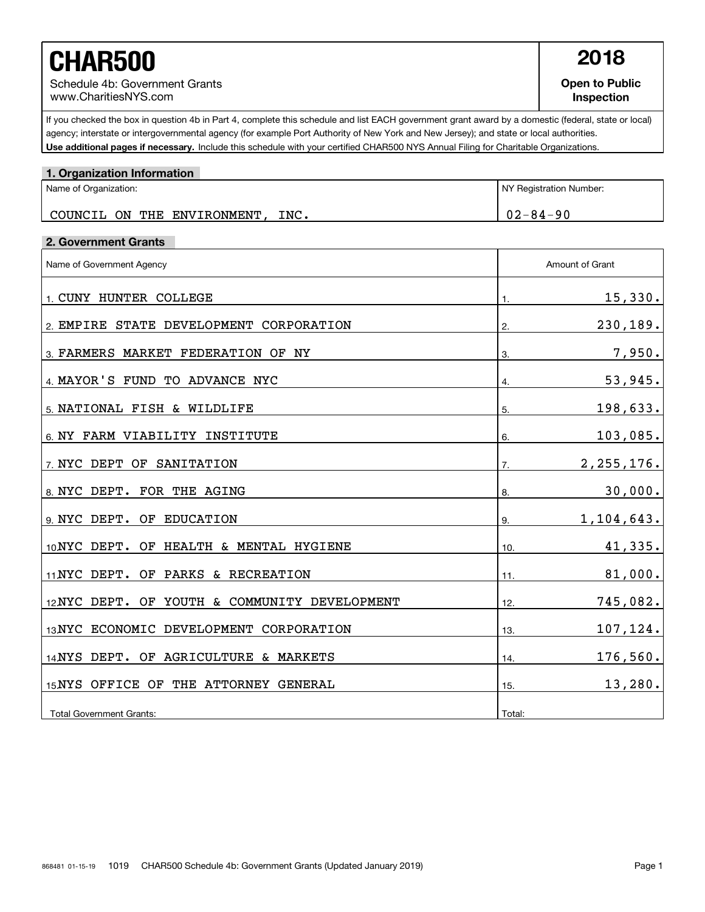# CHAR500

Schedule 4b: Government Grants
www.CharitiesNYS.com

**2018**

**Open to Public Inspection**

If you checked the box in question 4b in Part 4, complete this schedule and list EACH government grant award by a domestic (federal, state or local) agency; interstate or intergovernmental agency (for example Port Authority of New York and New Jersey); and state or local authorities. **Use additional pages if necessary.** Include this schedule with your certified CHAR500 NYS Annual Filing for Charitable Organizations.

## 1. Organization Information

| Name of Organization: | NY Registration Number: |
|---|---|
| COUNCIL ON THE ENVIRONMENT, INC. | 02-84-90 |

## 2. Government Grants

| Name of Government Agency | Amount of Grant |
|---|---|
| 1. CUNY HUNTER COLLEGE | 1. 15,330. |
| 2. EMPIRE STATE DEVELOPMENT CORPORATION | 2. 230,189. |
| 3. FARMERS MARKET FEDERATION OF NY | 3. 7,950. |
| 4. MAYOR'S FUND TO ADVANCE NYC | 4. 53,945. |
| 5. NATIONAL FISH & WILDLIFE | 5. 198,633. |
| 6. NY FARM VIABILITY INSTITUTE | 6. 103,085. |
| 7. NYC DEPT OF SANITATION | 7. 2,255,176. |
| 8. NYC DEPT. FOR THE AGING | 8. 30,000. |
| 9. NYC DEPT. OF EDUCATION | 9. 1,104,643. |
| 10. NYC DEPT. OF HEALTH & MENTAL HYGIENE | 10. 41,335. |
| 11. NYC DEPT. OF PARKS & RECREATION | 11. 81,000. |
| 12. NYC DEPT. OF YOUTH & COMMUNITY DEVELOPMENT | 12. 745,082. |
| 13. NYC ECONOMIC DEVELOPMENT CORPORATION | 13. 107,124. |
| 14. NYS DEPT. OF AGRICULTURE & MARKETS | 14. 176,560. |
| 15. NYS OFFICE OF THE ATTORNEY GENERAL | 15. 13,280. |
| Total Government Grants: | Total: |

868481 01-15-19 1019 CHAR500 Schedule 4b: Government Grants (Updated January 2019)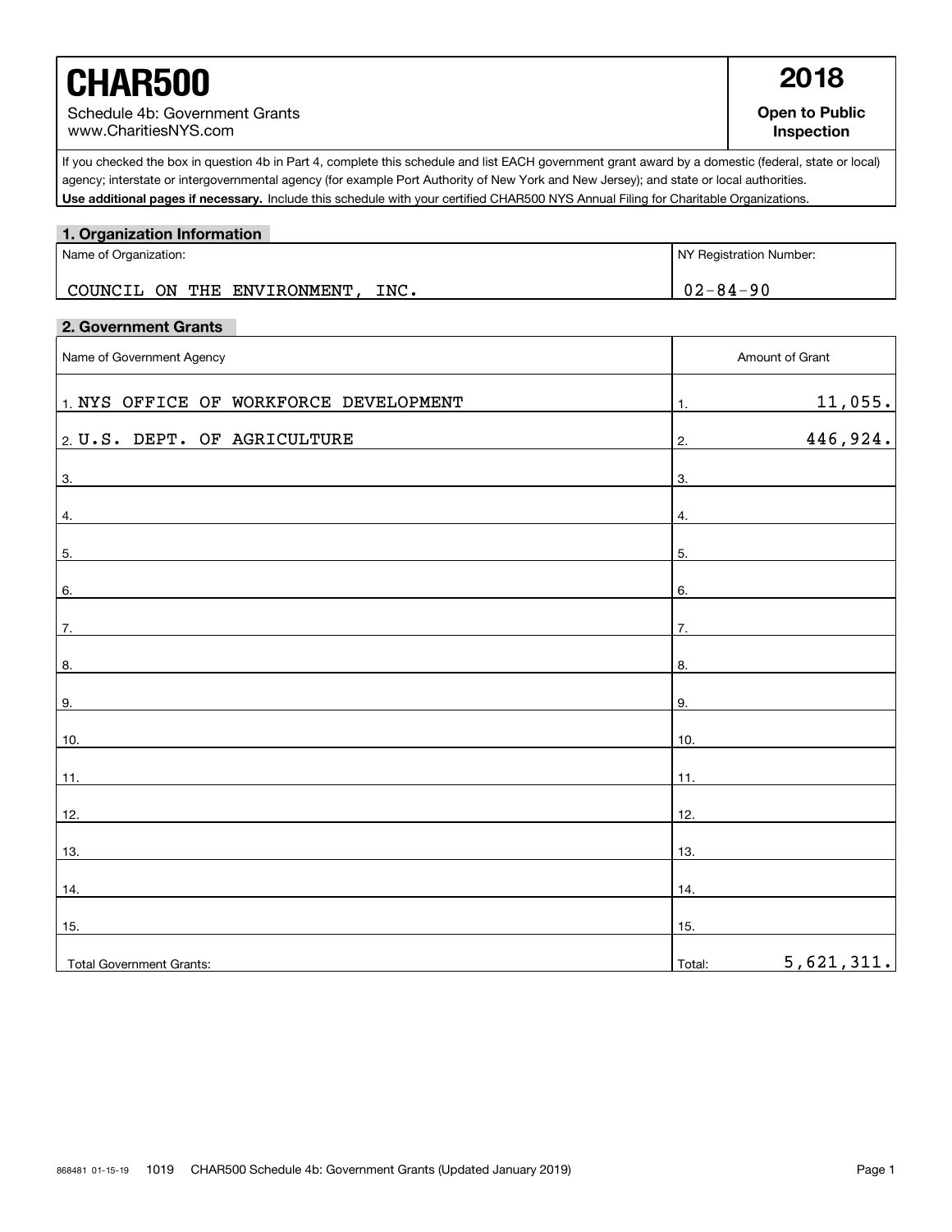# CHAR500

Schedule 4b: Government Grants
www.CharitiesNYS.com

**2018**

**Open to Public Inspection**

If you checked the box in question 4b in Part 4, complete this schedule and list EACH government grant award by a domestic (federal, state or local) agency; interstate or intergovernmental agency (for example Port Authority of New York and New Jersey); and state or local authorities.
**Use additional pages if necessary.** Include this schedule with your certified CHAR500 NYS Annual Filing for Charitable Organizations.

## 1. Organization Information

| Name of Organization: | NY Registration Number: |
| --- | --- |
| COUNCIL ON THE ENVIRONMENT, INC. | 02-84-90 |

## 2. Government Grants

| Name of Government Agency | Amount of Grant |
| --- | --- |
| 1. NYS OFFICE OF WORKFORCE DEVELOPMENT | 1. 11,055. |
| 2. U.S. DEPT. OF AGRICULTURE | 2. 446,924. |
| 3. | 3. |
| 4. | 4. |
| 5. | 5. |
| 6. | 6. |
| 7. | 7. |
| 8. | 8. |
| 9. | 9. |
| 10. | 10. |
| 11. | 11. |
| 12. | 12. |
| 13. | 13. |
| 14. | 14. |
| 15. | 15. |
| Total Government Grants: | Total: 5,621,311. |

868481 01-15-19 1019 CHAR500 Schedule 4b: Government Grants (Updated January 2019)